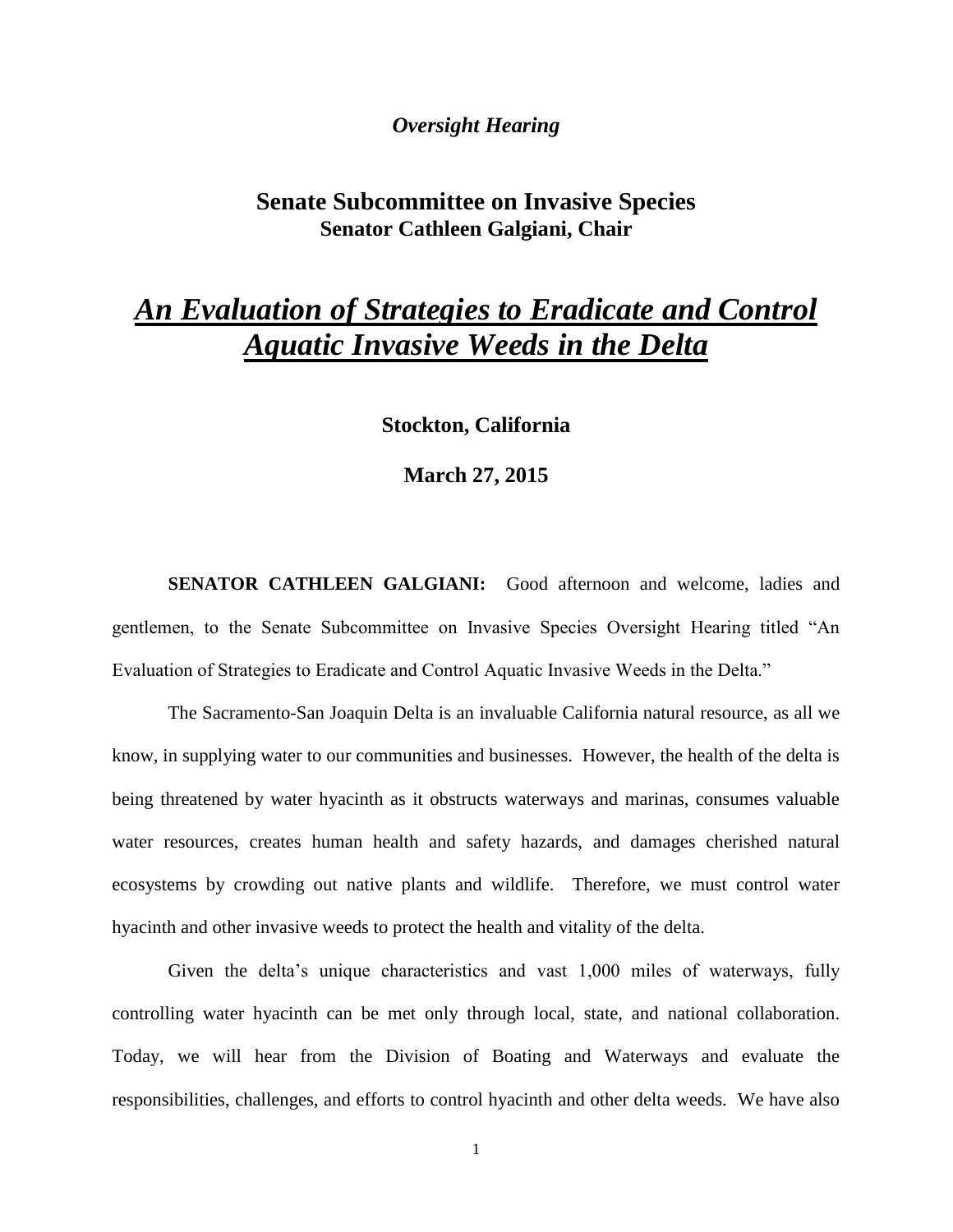*Oversight Hearing*

## Senate Subcommittee on Invasive Species
**Senator Cathleen Galgiani, Chair**

# *An Evaluation of Strategies to Eradicate and Control Aquatic Invasive Weeds in the Delta*

**Stockton, California**

**March 27, 2015**

**SENATOR CATHLEEN GALGIANI:** Good afternoon and welcome, ladies and gentlemen, to the Senate Subcommittee on Invasive Species Oversight Hearing titled "An Evaluation of Strategies to Eradicate and Control Aquatic Invasive Weeds in the Delta."

The Sacramento-San Joaquin Delta is an invaluable California natural resource, as all we know, in supplying water to our communities and businesses. However, the health of the delta is being threatened by water hyacinth as it obstructs waterways and marinas, consumes valuable water resources, creates human health and safety hazards, and damages cherished natural ecosystems by crowding out native plants and wildlife. Therefore, we must control water hyacinth and other invasive weeds to protect the health and vitality of the delta.

Given the delta's unique characteristics and vast 1,000 miles of waterways, fully controlling water hyacinth can be met only through local, state, and national collaboration. Today, we will hear from the Division of Boating and Waterways and evaluate the responsibilities, challenges, and efforts to control hyacinth and other delta weeds. We have also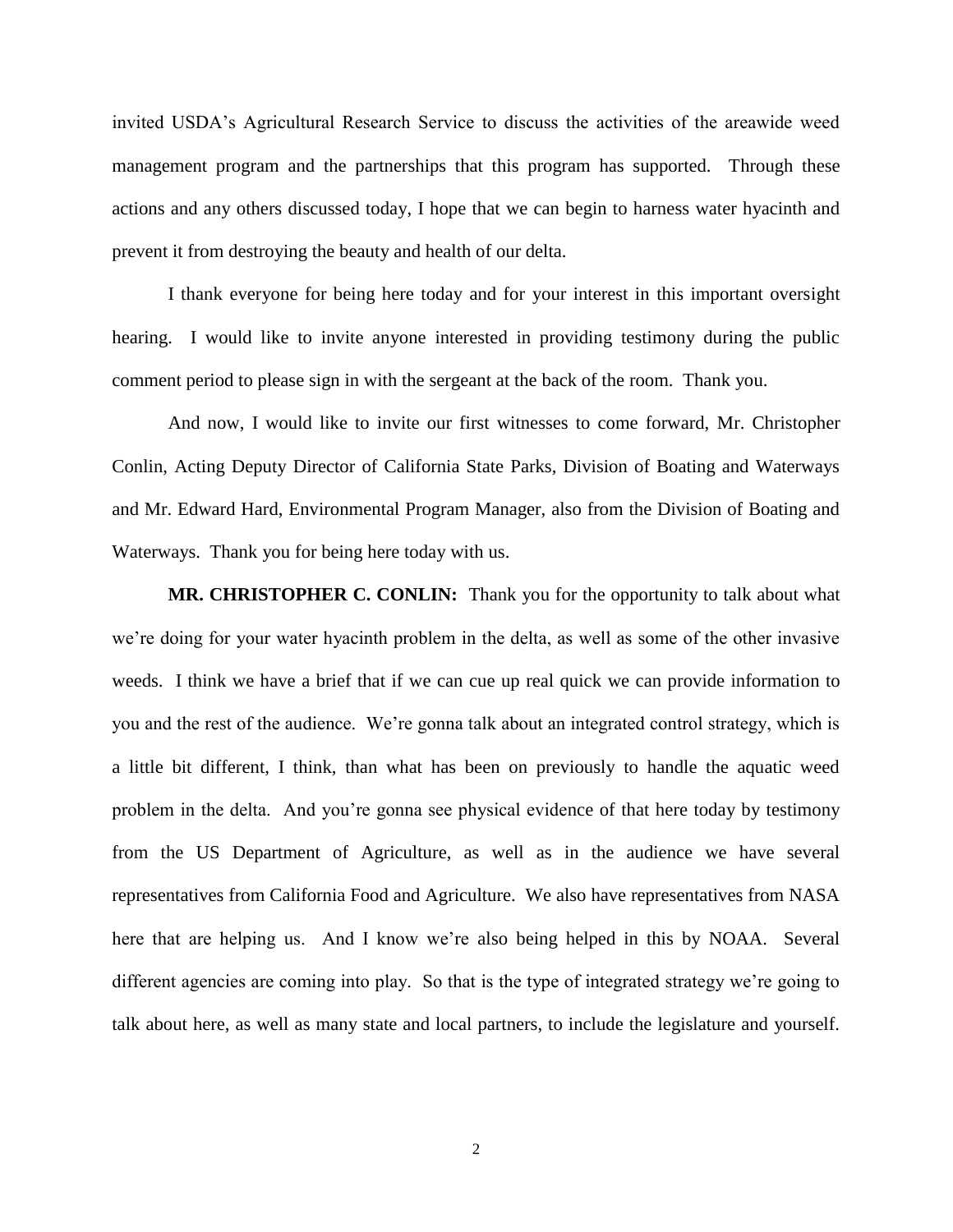invited USDA's Agricultural Research Service to discuss the activities of the areawide weed management program and the partnerships that this program has supported. Through these actions and any others discussed today, I hope that we can begin to harness water hyacinth and prevent it from destroying the beauty and health of our delta.

I thank everyone for being here today and for your interest in this important oversight hearing. I would like to invite anyone interested in providing testimony during the public comment period to please sign in with the sergeant at the back of the room. Thank you.

And now, I would like to invite our first witnesses to come forward, Mr. Christopher Conlin, Acting Deputy Director of California State Parks, Division of Boating and Waterways and Mr. Edward Hard, Environmental Program Manager, also from the Division of Boating and Waterways. Thank you for being here today with us.

**MR. CHRISTOPHER C. CONLIN:** Thank you for the opportunity to talk about what we're doing for your water hyacinth problem in the delta, as well as some of the other invasive weeds. I think we have a brief that if we can cue up real quick we can provide information to you and the rest of the audience. We're gonna talk about an integrated control strategy, which is a little bit different, I think, than what has been on previously to handle the aquatic weed problem in the delta. And you're gonna see physical evidence of that here today by testimony from the US Department of Agriculture, as well as in the audience we have several representatives from California Food and Agriculture. We also have representatives from NASA here that are helping us. And I know we're also being helped in this by NOAA. Several different agencies are coming into play. So that is the type of integrated strategy we're going to talk about here, as well as many state and local partners, to include the legislature and yourself.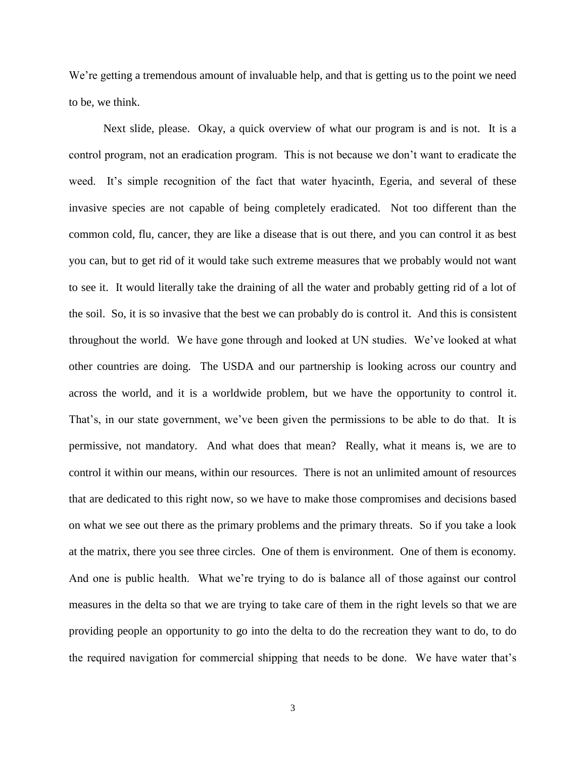We're getting a tremendous amount of invaluable help, and that is getting us to the point we need to be, we think.

Next slide, please. Okay, a quick overview of what our program is and is not. It is a control program, not an eradication program. This is not because we don't want to eradicate the weed. It's simple recognition of the fact that water hyacinth, Egeria, and several of these invasive species are not capable of being completely eradicated. Not too different than the common cold, flu, cancer, they are like a disease that is out there, and you can control it as best you can, but to get rid of it would take such extreme measures that we probably would not want to see it. It would literally take the draining of all the water and probably getting rid of a lot of the soil. So, it is so invasive that the best we can probably do is control it. And this is consistent throughout the world. We have gone through and looked at UN studies. We've looked at what other countries are doing. The USDA and our partnership is looking across our country and across the world, and it is a worldwide problem, but we have the opportunity to control it. That's, in our state government, we've been given the permissions to be able to do that. It is permissive, not mandatory. And what does that mean? Really, what it means is, we are to control it within our means, within our resources. There is not an unlimited amount of resources that are dedicated to this right now, so we have to make those compromises and decisions based on what we see out there as the primary problems and the primary threats. So if you take a look at the matrix, there you see three circles. One of them is environment. One of them is economy. And one is public health. What we're trying to do is balance all of those against our control measures in the delta so that we are trying to take care of them in the right levels so that we are providing people an opportunity to go into the delta to do the recreation they want to do, to do the required navigation for commercial shipping that needs to be done. We have water that's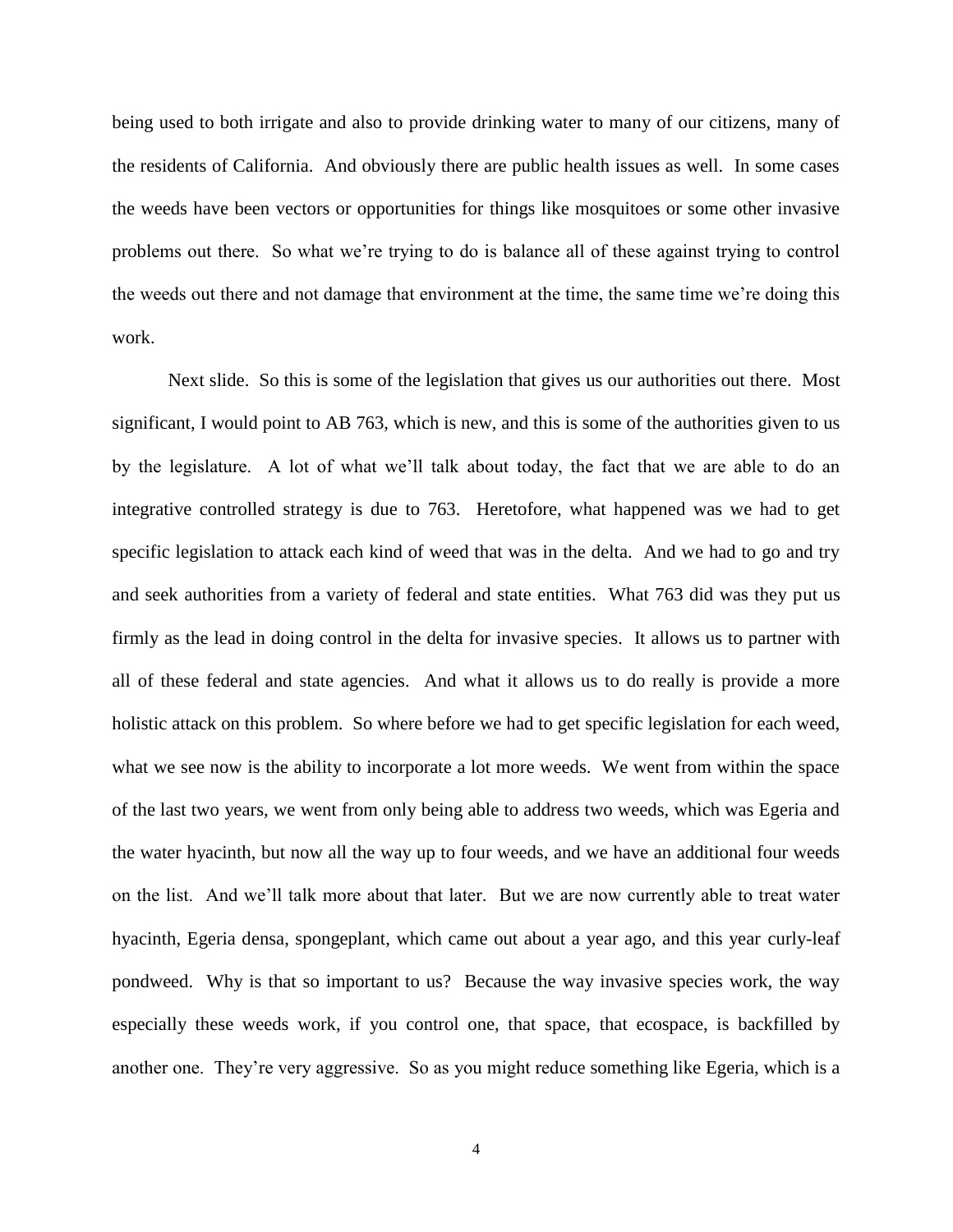being used to both irrigate and also to provide drinking water to many of our citizens, many of the residents of California. And obviously there are public health issues as well. In some cases the weeds have been vectors or opportunities for things like mosquitoes or some other invasive problems out there. So what we're trying to do is balance all of these against trying to control the weeds out there and not damage that environment at the time, the same time we're doing this work.

Next slide. So this is some of the legislation that gives us our authorities out there. Most significant, I would point to AB 763, which is new, and this is some of the authorities given to us by the legislature. A lot of what we'll talk about today, the fact that we are able to do an integrative controlled strategy is due to 763. Heretofore, what happened was we had to get specific legislation to attack each kind of weed that was in the delta. And we had to go and try and seek authorities from a variety of federal and state entities. What 763 did was they put us firmly as the lead in doing control in the delta for invasive species. It allows us to partner with all of these federal and state agencies. And what it allows us to do really is provide a more holistic attack on this problem. So where before we had to get specific legislation for each weed, what we see now is the ability to incorporate a lot more weeds. We went from within the space of the last two years, we went from only being able to address two weeds, which was Egeria and the water hyacinth, but now all the way up to four weeds, and we have an additional four weeds on the list. And we'll talk more about that later. But we are now currently able to treat water hyacinth, Egeria densa, spongeplant, which came out about a year ago, and this year curly-leaf pondweed. Why is that so important to us? Because the way invasive species work, the way especially these weeds work, if you control one, that space, that ecospace, is backfilled by another one. They're very aggressive. So as you might reduce something like Egeria, which is a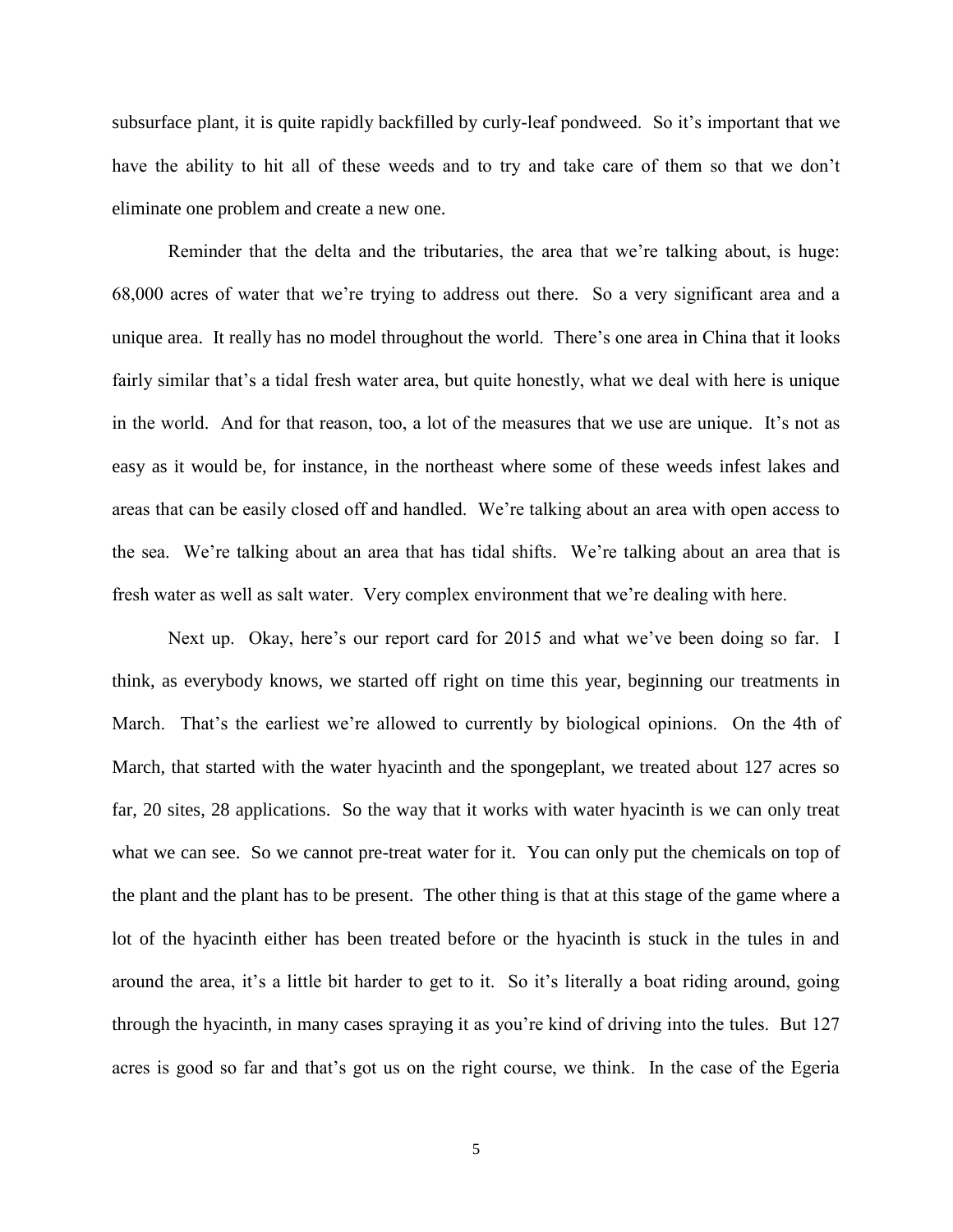subsurface plant, it is quite rapidly backfilled by curly-leaf pondweed. So it's important that we have the ability to hit all of these weeds and to try and take care of them so that we don't eliminate one problem and create a new one.

Reminder that the delta and the tributaries, the area that we're talking about, is huge: 68,000 acres of water that we're trying to address out there. So a very significant area and a unique area. It really has no model throughout the world. There's one area in China that it looks fairly similar that's a tidal fresh water area, but quite honestly, what we deal with here is unique in the world. And for that reason, too, a lot of the measures that we use are unique. It's not as easy as it would be, for instance, in the northeast where some of these weeds infest lakes and areas that can be easily closed off and handled. We're talking about an area with open access to the sea. We're talking about an area that has tidal shifts. We're talking about an area that is fresh water as well as salt water. Very complex environment that we're dealing with here.

Next up. Okay, here's our report card for 2015 and what we've been doing so far. I think, as everybody knows, we started off right on time this year, beginning our treatments in March. That's the earliest we're allowed to currently by biological opinions. On the 4th of March, that started with the water hyacinth and the spongeplant, we treated about 127 acres so far, 20 sites, 28 applications. So the way that it works with water hyacinth is we can only treat what we can see. So we cannot pre-treat water for it. You can only put the chemicals on top of the plant and the plant has to be present. The other thing is that at this stage of the game where a lot of the hyacinth either has been treated before or the hyacinth is stuck in the tules in and around the area, it's a little bit harder to get to it. So it's literally a boat riding around, going through the hyacinth, in many cases spraying it as you're kind of driving into the tules. But 127 acres is good so far and that's got us on the right course, we think. In the case of the Egeria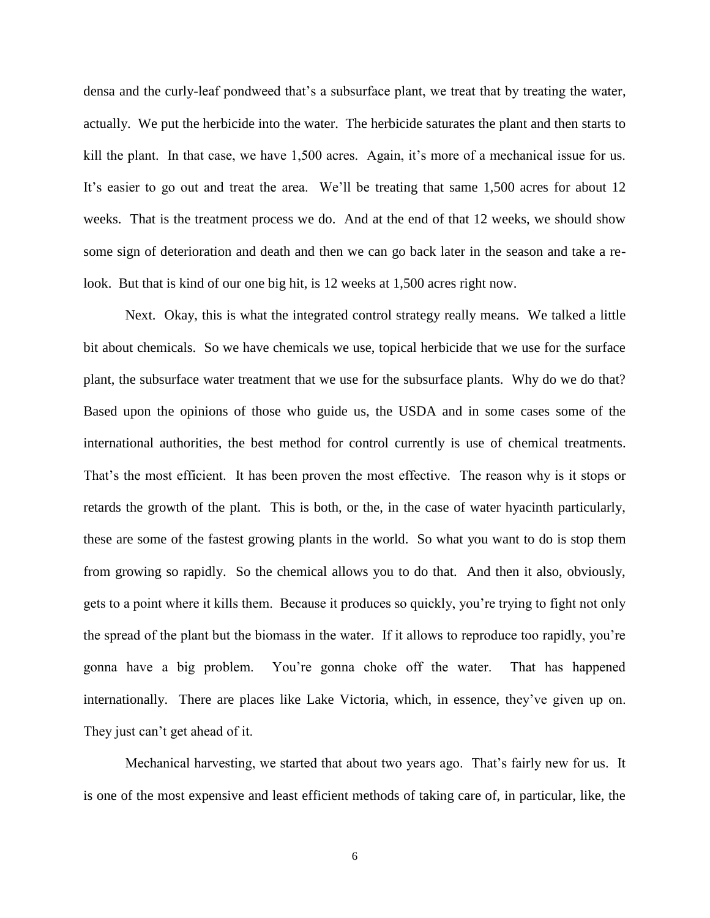densa and the curly-leaf pondweed that's a subsurface plant, we treat that by treating the water, actually. We put the herbicide into the water. The herbicide saturates the plant and then starts to kill the plant. In that case, we have 1,500 acres. Again, it's more of a mechanical issue for us. It's easier to go out and treat the area. We'll be treating that same 1,500 acres for about 12 weeks. That is the treatment process we do. And at the end of that 12 weeks, we should show some sign of deterioration and death and then we can go back later in the season and take a re-look. But that is kind of our one big hit, is 12 weeks at 1,500 acres right now.

Next. Okay, this is what the integrated control strategy really means. We talked a little bit about chemicals. So we have chemicals we use, topical herbicide that we use for the surface plant, the subsurface water treatment that we use for the subsurface plants. Why do we do that? Based upon the opinions of those who guide us, the USDA and in some cases some of the international authorities, the best method for control currently is use of chemical treatments. That's the most efficient. It has been proven the most effective. The reason why is it stops or retards the growth of the plant. This is both, or the, in the case of water hyacinth particularly, these are some of the fastest growing plants in the world. So what you want to do is stop them from growing so rapidly. So the chemical allows you to do that. And then it also, obviously, gets to a point where it kills them. Because it produces so quickly, you're trying to fight not only the spread of the plant but the biomass in the water. If it allows to reproduce too rapidly, you're gonna have a big problem. You're gonna choke off the water. That has happened internationally. There are places like Lake Victoria, which, in essence, they've given up on. They just can't get ahead of it.

Mechanical harvesting, we started that about two years ago. That's fairly new for us. It is one of the most expensive and least efficient methods of taking care of, in particular, like, the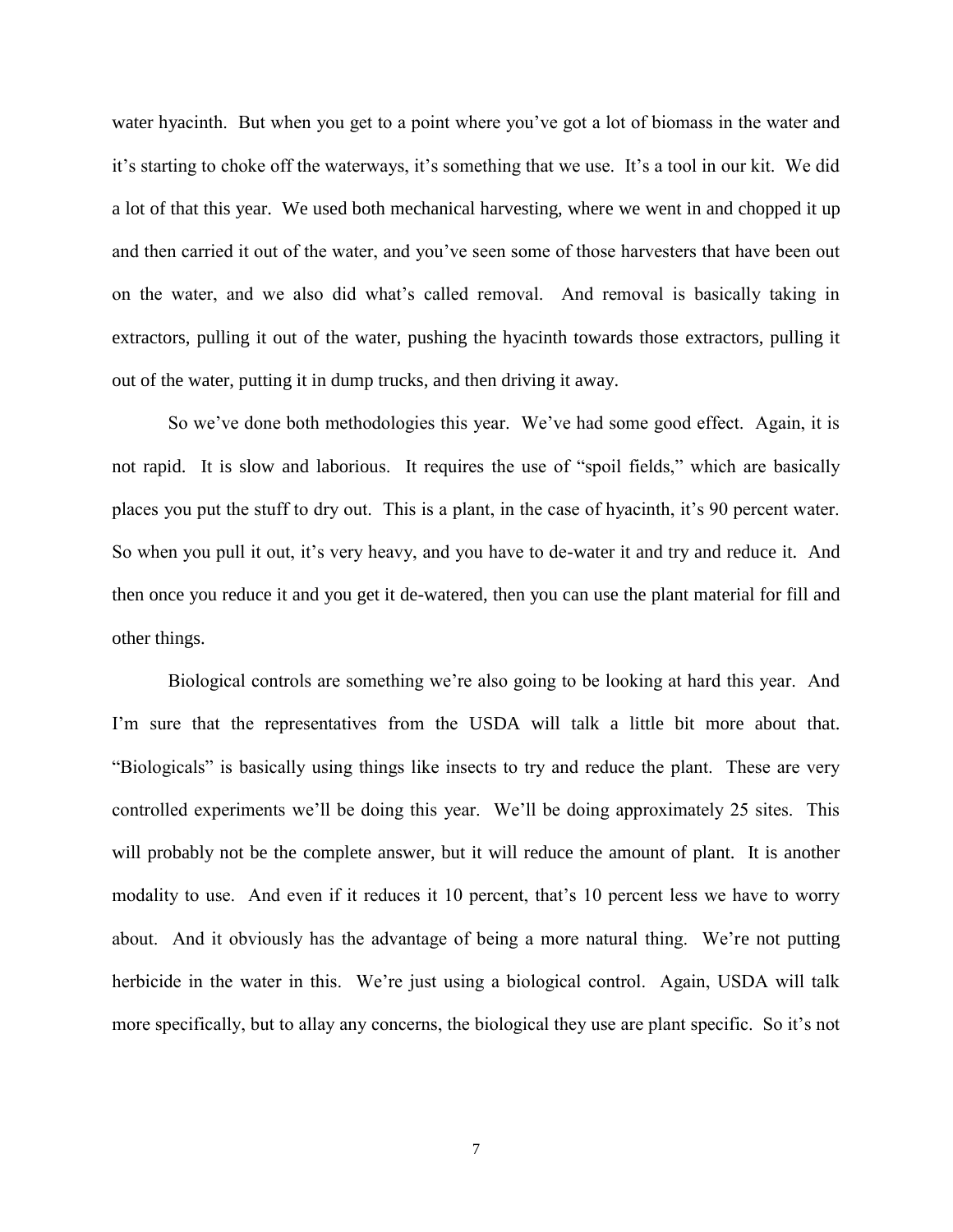water hyacinth. But when you get to a point where you've got a lot of biomass in the water and it's starting to choke off the waterways, it's something that we use. It's a tool in our kit. We did a lot of that this year. We used both mechanical harvesting, where we went in and chopped it up and then carried it out of the water, and you've seen some of those harvesters that have been out on the water, and we also did what's called removal. And removal is basically taking in extractors, pulling it out of the water, pushing the hyacinth towards those extractors, pulling it out of the water, putting it in dump trucks, and then driving it away.

So we've done both methodologies this year. We've had some good effect. Again, it is not rapid. It is slow and laborious. It requires the use of "spoil fields," which are basically places you put the stuff to dry out. This is a plant, in the case of hyacinth, it's 90 percent water. So when you pull it out, it's very heavy, and you have to de-water it and try and reduce it. And then once you reduce it and you get it de-watered, then you can use the plant material for fill and other things.

Biological controls are something we're also going to be looking at hard this year. And I'm sure that the representatives from the USDA will talk a little bit more about that. "Biologicals" is basically using things like insects to try and reduce the plant. These are very controlled experiments we'll be doing this year. We'll be doing approximately 25 sites. This will probably not be the complete answer, but it will reduce the amount of plant. It is another modality to use. And even if it reduces it 10 percent, that's 10 percent less we have to worry about. And it obviously has the advantage of being a more natural thing. We're not putting herbicide in the water in this. We're just using a biological control. Again, USDA will talk more specifically, but to allay any concerns, the biological they use are plant specific. So it's not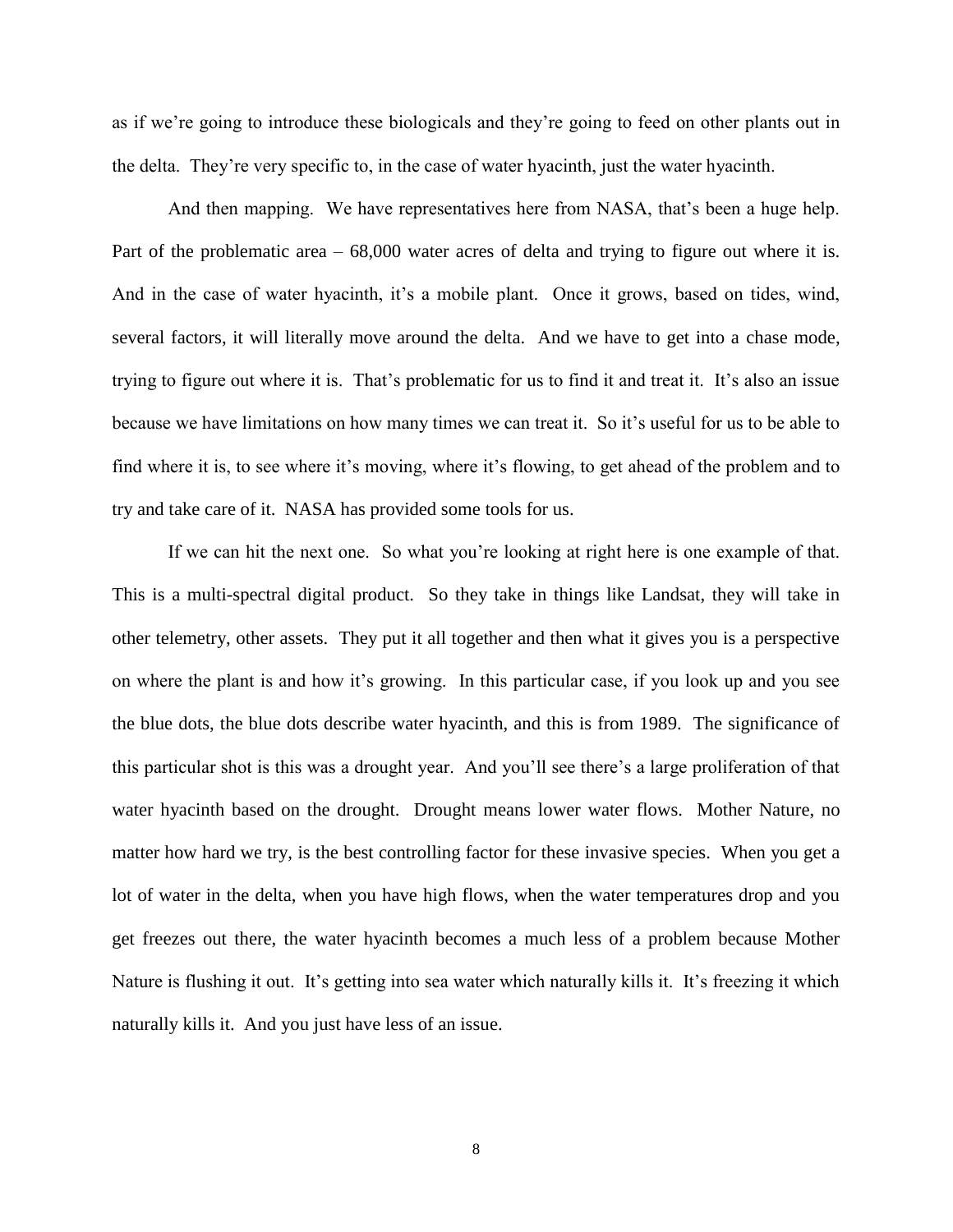as if we're going to introduce these biologicals and they're going to feed on other plants out in the delta. They're very specific to, in the case of water hyacinth, just the water hyacinth.

And then mapping. We have representatives here from NASA, that's been a huge help. Part of the problematic area – 68,000 water acres of delta and trying to figure out where it is. And in the case of water hyacinth, it's a mobile plant. Once it grows, based on tides, wind, several factors, it will literally move around the delta. And we have to get into a chase mode, trying to figure out where it is. That's problematic for us to find it and treat it. It's also an issue because we have limitations on how many times we can treat it. So it's useful for us to be able to find where it is, to see where it's moving, where it's flowing, to get ahead of the problem and to try and take care of it. NASA has provided some tools for us.

If we can hit the next one. So what you're looking at right here is one example of that. This is a multi-spectral digital product. So they take in things like Landsat, they will take in other telemetry, other assets. They put it all together and then what it gives you is a perspective on where the plant is and how it's growing. In this particular case, if you look up and you see the blue dots, the blue dots describe water hyacinth, and this is from 1989. The significance of this particular shot is this was a drought year. And you'll see there's a large proliferation of that water hyacinth based on the drought. Drought means lower water flows. Mother Nature, no matter how hard we try, is the best controlling factor for these invasive species. When you get a lot of water in the delta, when you have high flows, when the water temperatures drop and you get freezes out there, the water hyacinth becomes a much less of a problem because Mother Nature is flushing it out. It's getting into sea water which naturally kills it. It's freezing it which naturally kills it. And you just have less of an issue.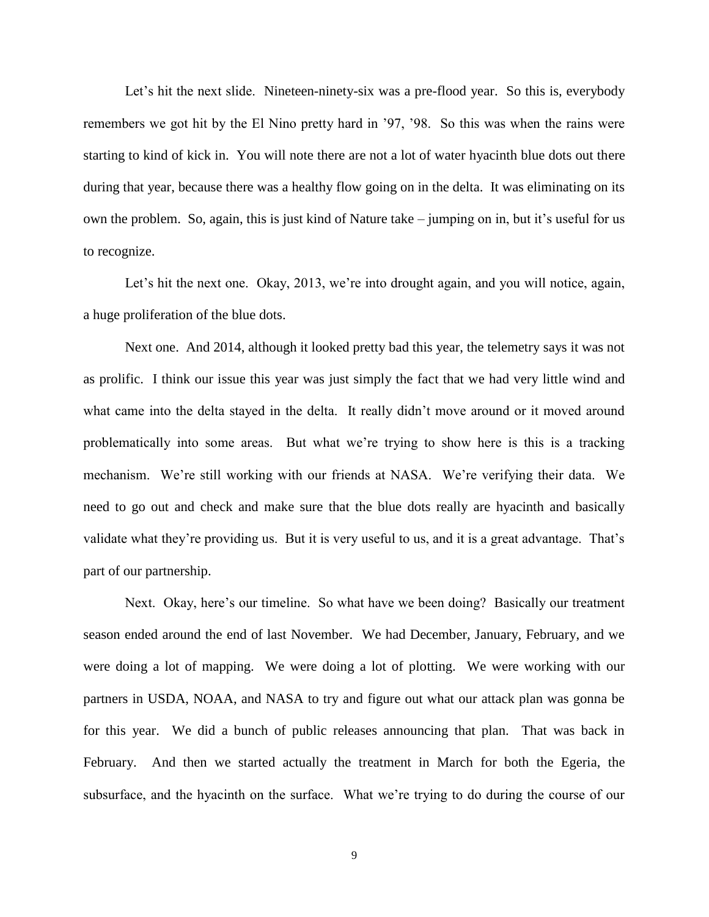Let's hit the next slide. Nineteen-ninety-six was a pre-flood year. So this is, everybody remembers we got hit by the El Nino pretty hard in '97, '98. So this was when the rains were starting to kind of kick in. You will note there are not a lot of water hyacinth blue dots out there during that year, because there was a healthy flow going on in the delta. It was eliminating on its own the problem. So, again, this is just kind of Nature take – jumping on in, but it's useful for us to recognize.

Let's hit the next one. Okay, 2013, we're into drought again, and you will notice, again, a huge proliferation of the blue dots.

Next one. And 2014, although it looked pretty bad this year, the telemetry says it was not as prolific. I think our issue this year was just simply the fact that we had very little wind and what came into the delta stayed in the delta. It really didn't move around or it moved around problematically into some areas. But what we're trying to show here is this is a tracking mechanism. We're still working with our friends at NASA. We're verifying their data. We need to go out and check and make sure that the blue dots really are hyacinth and basically validate what they're providing us. But it is very useful to us, and it is a great advantage. That's part of our partnership.

Next. Okay, here's our timeline. So what have we been doing? Basically our treatment season ended around the end of last November. We had December, January, February, and we were doing a lot of mapping. We were doing a lot of plotting. We were working with our partners in USDA, NOAA, and NASA to try and figure out what our attack plan was gonna be for this year. We did a bunch of public releases announcing that plan. That was back in February. And then we started actually the treatment in March for both the Egeria, the subsurface, and the hyacinth on the surface. What we're trying to do during the course of our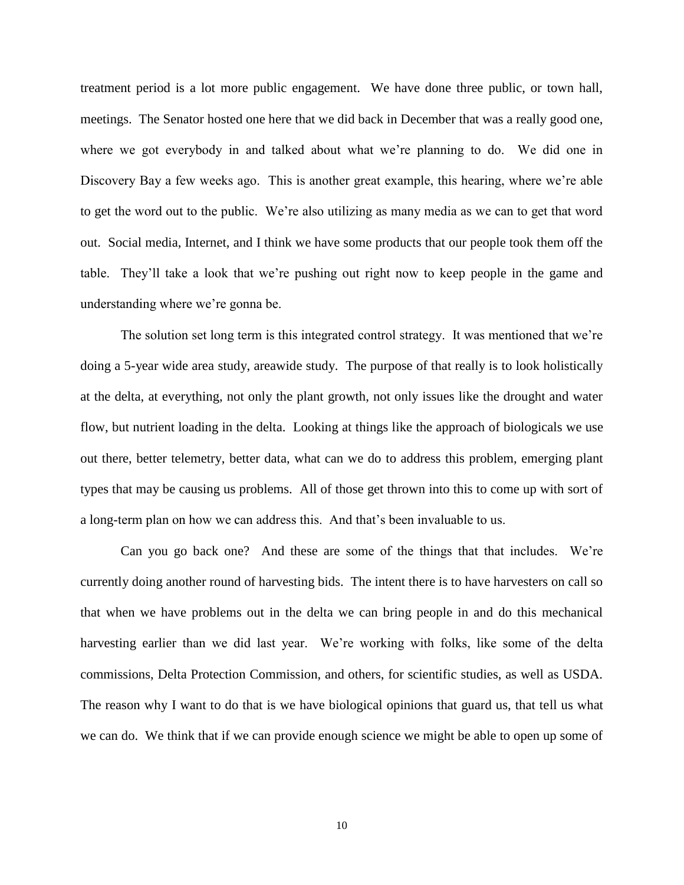treatment period is a lot more public engagement. We have done three public, or town hall, meetings. The Senator hosted one here that we did back in December that was a really good one, where we got everybody in and talked about what we're planning to do. We did one in Discovery Bay a few weeks ago. This is another great example, this hearing, where we're able to get the word out to the public. We're also utilizing as many media as we can to get that word out. Social media, Internet, and I think we have some products that our people took them off the table. They'll take a look that we're pushing out right now to keep people in the game and understanding where we're gonna be.

The solution set long term is this integrated control strategy. It was mentioned that we're doing a 5-year wide area study, areawide study. The purpose of that really is to look holistically at the delta, at everything, not only the plant growth, not only issues like the drought and water flow, but nutrient loading in the delta. Looking at things like the approach of biologicals we use out there, better telemetry, better data, what can we do to address this problem, emerging plant types that may be causing us problems. All of those get thrown into this to come up with sort of a long-term plan on how we can address this. And that's been invaluable to us.

Can you go back one? And these are some of the things that that includes. We're currently doing another round of harvesting bids. The intent there is to have harvesters on call so that when we have problems out in the delta we can bring people in and do this mechanical harvesting earlier than we did last year. We're working with folks, like some of the delta commissions, Delta Protection Commission, and others, for scientific studies, as well as USDA. The reason why I want to do that is we have biological opinions that guard us, that tell us what we can do. We think that if we can provide enough science we might be able to open up some of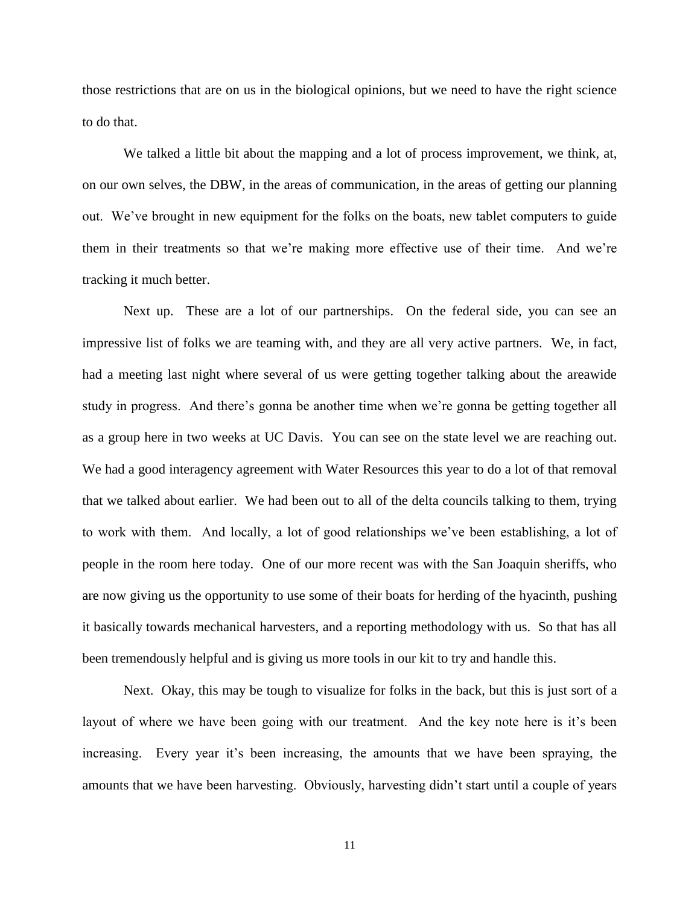those restrictions that are on us in the biological opinions, but we need to have the right science to do that.

We talked a little bit about the mapping and a lot of process improvement, we think, at, on our own selves, the DBW, in the areas of communication, in the areas of getting our planning out. We've brought in new equipment for the folks on the boats, new tablet computers to guide them in their treatments so that we're making more effective use of their time. And we're tracking it much better.

Next up. These are a lot of our partnerships. On the federal side, you can see an impressive list of folks we are teaming with, and they are all very active partners. We, in fact, had a meeting last night where several of us were getting together talking about the areawide study in progress. And there's gonna be another time when we're gonna be getting together all as a group here in two weeks at UC Davis. You can see on the state level we are reaching out. We had a good interagency agreement with Water Resources this year to do a lot of that removal that we talked about earlier. We had been out to all of the delta councils talking to them, trying to work with them. And locally, a lot of good relationships we've been establishing, a lot of people in the room here today. One of our more recent was with the San Joaquin sheriffs, who are now giving us the opportunity to use some of their boats for herding of the hyacinth, pushing it basically towards mechanical harvesters, and a reporting methodology with us. So that has all been tremendously helpful and is giving us more tools in our kit to try and handle this.

Next. Okay, this may be tough to visualize for folks in the back, but this is just sort of a layout of where we have been going with our treatment. And the key note here is it's been increasing. Every year it's been increasing, the amounts that we have been spraying, the amounts that we have been harvesting. Obviously, harvesting didn't start until a couple of years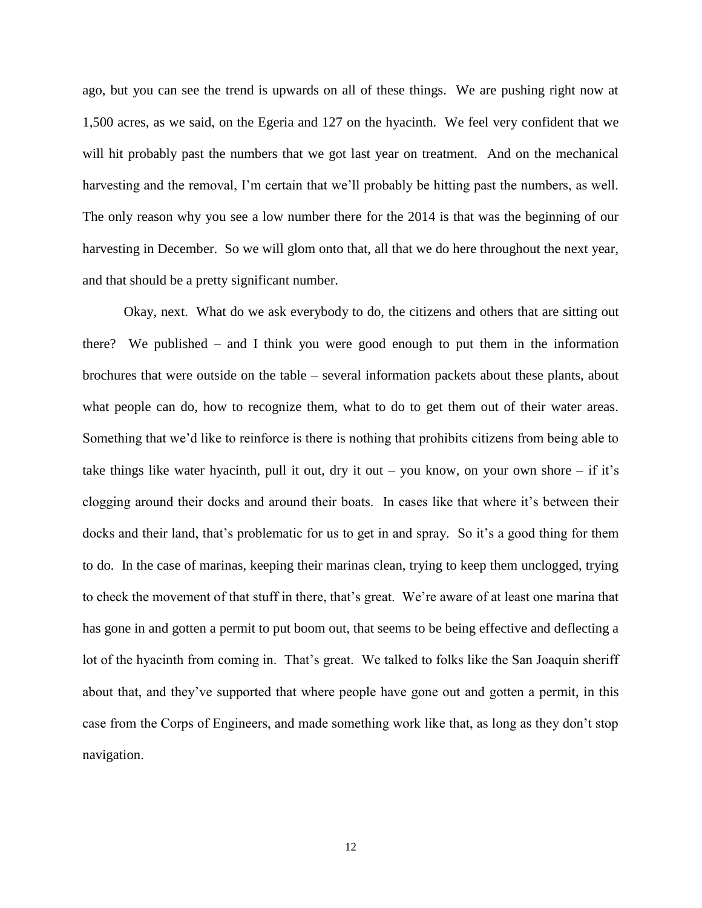ago, but you can see the trend is upwards on all of these things. We are pushing right now at 1,500 acres, as we said, on the Egeria and 127 on the hyacinth. We feel very confident that we will hit probably past the numbers that we got last year on treatment. And on the mechanical harvesting and the removal, I'm certain that we'll probably be hitting past the numbers, as well. The only reason why you see a low number there for the 2014 is that was the beginning of our harvesting in December. So we will glom onto that, all that we do here throughout the next year, and that should be a pretty significant number.

Okay, next. What do we ask everybody to do, the citizens and others that are sitting out there? We published – and I think you were good enough to put them in the information brochures that were outside on the table – several information packets about these plants, about what people can do, how to recognize them, what to do to get them out of their water areas. Something that we'd like to reinforce is there is nothing that prohibits citizens from being able to take things like water hyacinth, pull it out, dry it out – you know, on your own shore – if it's clogging around their docks and around their boats. In cases like that where it's between their docks and their land, that's problematic for us to get in and spray. So it's a good thing for them to do. In the case of marinas, keeping their marinas clean, trying to keep them unclogged, trying to check the movement of that stuff in there, that's great. We're aware of at least one marina that has gone in and gotten a permit to put boom out, that seems to be being effective and deflecting a lot of the hyacinth from coming in. That's great. We talked to folks like the San Joaquin sheriff about that, and they've supported that where people have gone out and gotten a permit, in this case from the Corps of Engineers, and made something work like that, as long as they don't stop navigation.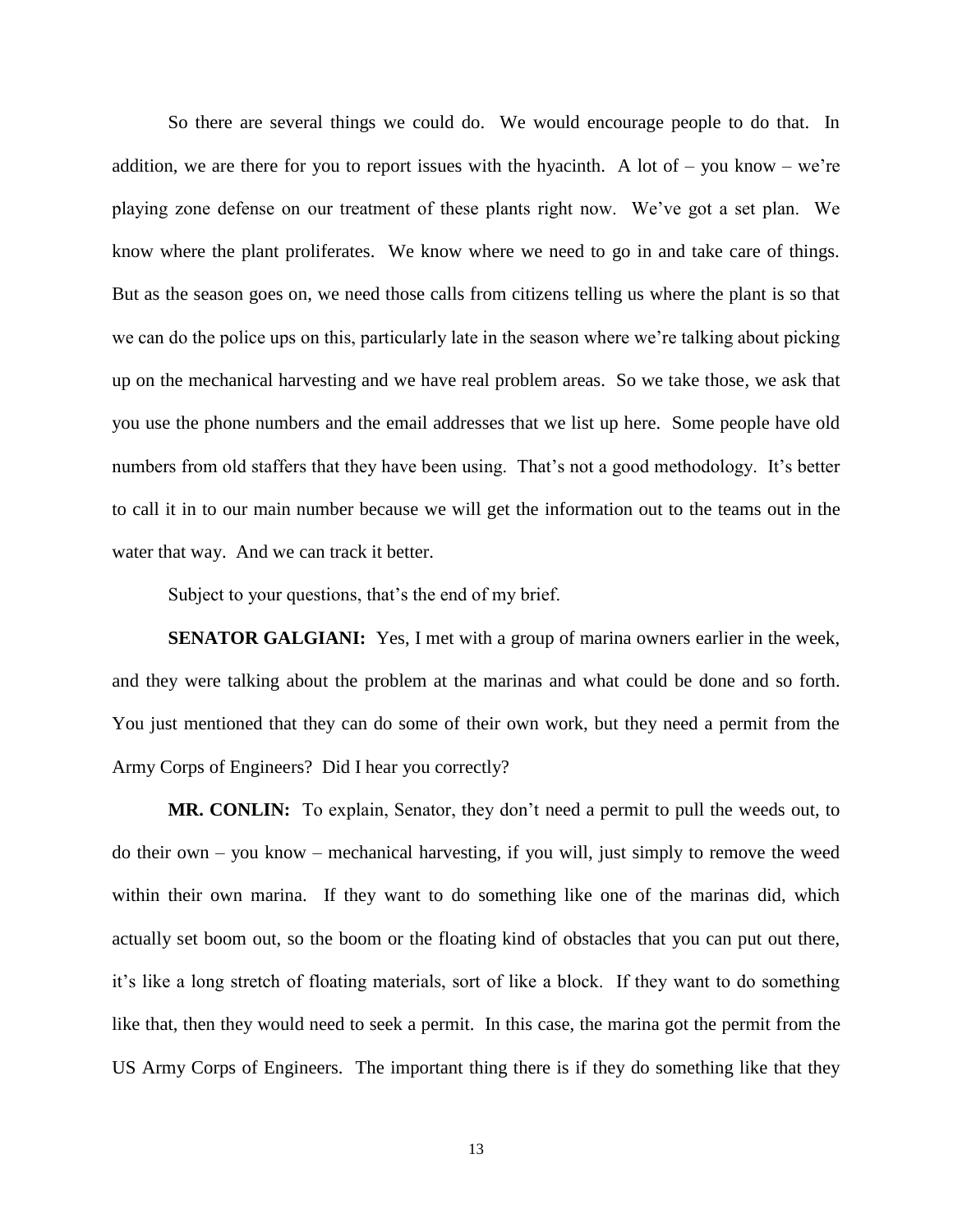So there are several things we could do. We would encourage people to do that. In addition, we are there for you to report issues with the hyacinth. A lot of – you know – we're playing zone defense on our treatment of these plants right now. We've got a set plan. We know where the plant proliferates. We know where we need to go in and take care of things. But as the season goes on, we need those calls from citizens telling us where the plant is so that we can do the police ups on this, particularly late in the season where we're talking about picking up on the mechanical harvesting and we have real problem areas. So we take those, we ask that you use the phone numbers and the email addresses that we list up here. Some people have old numbers from old staffers that they have been using. That's not a good methodology. It's better to call it in to our main number because we will get the information out to the teams out in the water that way. And we can track it better.

Subject to your questions, that's the end of my brief.

**SENATOR GALGIANI:** Yes, I met with a group of marina owners earlier in the week, and they were talking about the problem at the marinas and what could be done and so forth. You just mentioned that they can do some of their own work, but they need a permit from the Army Corps of Engineers? Did I hear you correctly?

**MR. CONLIN:** To explain, Senator, they don't need a permit to pull the weeds out, to do their own – you know – mechanical harvesting, if you will, just simply to remove the weed within their own marina. If they want to do something like one of the marinas did, which actually set boom out, so the boom or the floating kind of obstacles that you can put out there, it's like a long stretch of floating materials, sort of like a block. If they want to do something like that, then they would need to seek a permit. In this case, the marina got the permit from the US Army Corps of Engineers. The important thing there is if they do something like that they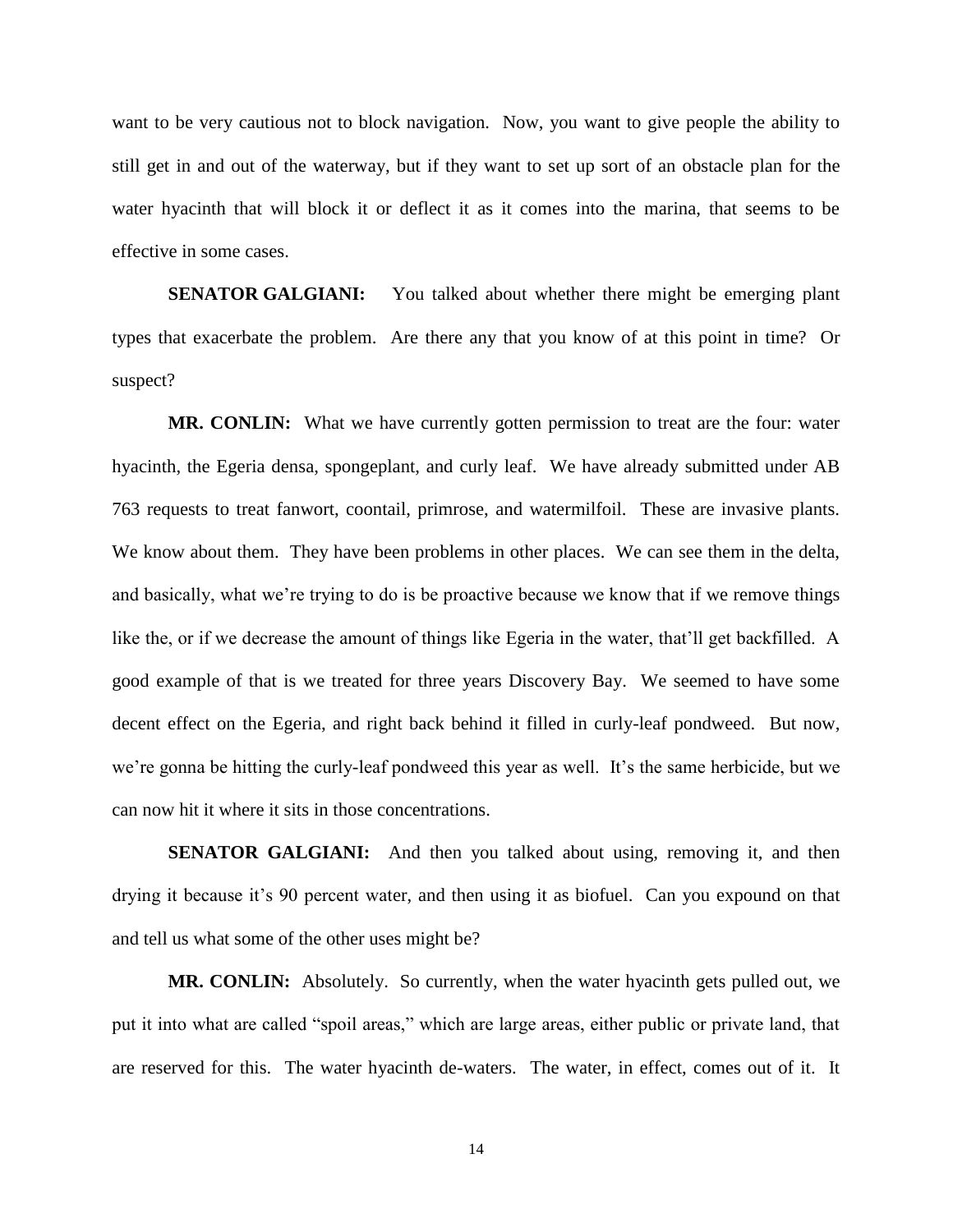want to be very cautious not to block navigation. Now, you want to give people the ability to still get in and out of the waterway, but if they want to set up sort of an obstacle plan for the water hyacinth that will block it or deflect it as it comes into the marina, that seems to be effective in some cases.

**SENATOR GALGIANI:** You talked about whether there might be emerging plant types that exacerbate the problem. Are there any that you know of at this point in time? Or suspect?

**MR. CONLIN:** What we have currently gotten permission to treat are the four: water hyacinth, the Egeria densa, spongeplant, and curly leaf. We have already submitted under AB 763 requests to treat fanwort, coontail, primrose, and watermilfoil. These are invasive plants. We know about them. They have been problems in other places. We can see them in the delta, and basically, what we're trying to do is be proactive because we know that if we remove things like the, or if we decrease the amount of things like Egeria in the water, that'll get backfilled. A good example of that is we treated for three years Discovery Bay. We seemed to have some decent effect on the Egeria, and right back behind it filled in curly-leaf pondweed. But now, we're gonna be hitting the curly-leaf pondweed this year as well. It's the same herbicide, but we can now hit it where it sits in those concentrations.

**SENATOR GALGIANI:** And then you talked about using, removing it, and then drying it because it's 90 percent water, and then using it as biofuel. Can you expound on that and tell us what some of the other uses might be?

**MR. CONLIN:** Absolutely. So currently, when the water hyacinth gets pulled out, we put it into what are called "spoil areas," which are large areas, either public or private land, that are reserved for this. The water hyacinth de-waters. The water, in effect, comes out of it. It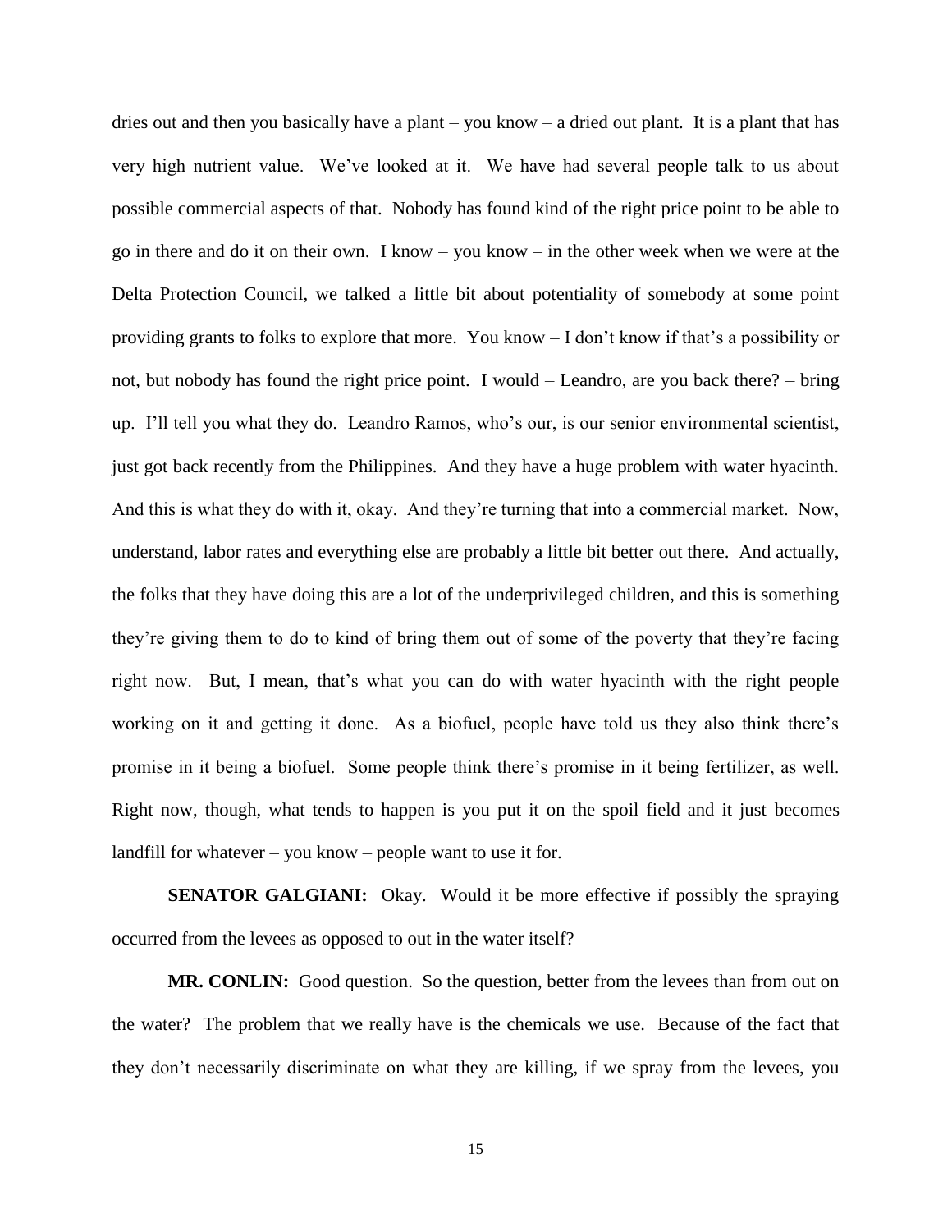dries out and then you basically have a plant – you know – a dried out plant. It is a plant that has very high nutrient value. We've looked at it. We have had several people talk to us about possible commercial aspects of that. Nobody has found kind of the right price point to be able to go in there and do it on their own. I know – you know – in the other week when we were at the Delta Protection Council, we talked a little bit about potentiality of somebody at some point providing grants to folks to explore that more. You know – I don't know if that's a possibility or not, but nobody has found the right price point. I would – Leandro, are you back there? – bring up. I'll tell you what they do. Leandro Ramos, who's our, is our senior environmental scientist, just got back recently from the Philippines. And they have a huge problem with water hyacinth. And this is what they do with it, okay. And they're turning that into a commercial market. Now, understand, labor rates and everything else are probably a little bit better out there. And actually, the folks that they have doing this are a lot of the underprivileged children, and this is something they're giving them to do to kind of bring them out of some of the poverty that they're facing right now. But, I mean, that's what you can do with water hyacinth with the right people working on it and getting it done. As a biofuel, people have told us they also think there's promise in it being a biofuel. Some people think there's promise in it being fertilizer, as well. Right now, though, what tends to happen is you put it on the spoil field and it just becomes landfill for whatever – you know – people want to use it for.

**SENATOR GALGIANI:** Okay. Would it be more effective if possibly the spraying occurred from the levees as opposed to out in the water itself?

**MR. CONLIN:** Good question. So the question, better from the levees than from out on the water? The problem that we really have is the chemicals we use. Because of the fact that they don't necessarily discriminate on what they are killing, if we spray from the levees, you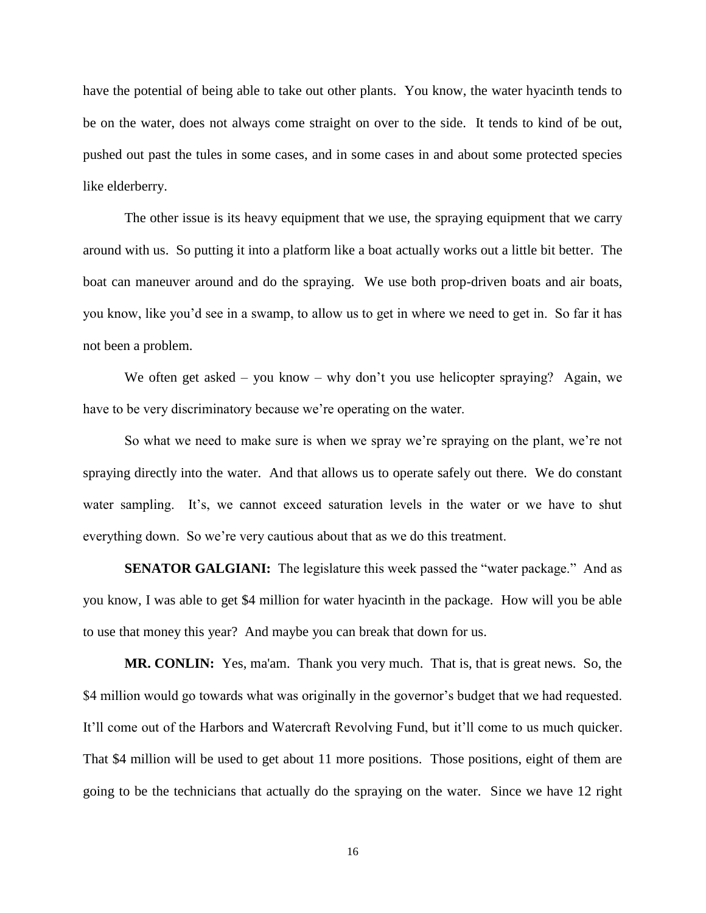have the potential of being able to take out other plants. You know, the water hyacinth tends to be on the water, does not always come straight on over to the side. It tends to kind of be out, pushed out past the tules in some cases, and in some cases in and about some protected species like elderberry.

The other issue is its heavy equipment that we use, the spraying equipment that we carry around with us. So putting it into a platform like a boat actually works out a little bit better. The boat can maneuver around and do the spraying. We use both prop-driven boats and air boats, you know, like you'd see in a swamp, to allow us to get in where we need to get in. So far it has not been a problem.

We often get asked – you know – why don't you use helicopter spraying? Again, we have to be very discriminatory because we're operating on the water.

So what we need to make sure is when we spray we're spraying on the plant, we're not spraying directly into the water. And that allows us to operate safely out there. We do constant water sampling. It's, we cannot exceed saturation levels in the water or we have to shut everything down. So we're very cautious about that as we do this treatment.

**SENATOR GALGIANI:** The legislature this week passed the "water package." And as you know, I was able to get $4 million for water hyacinth in the package. How will you be able to use that money this year? And maybe you can break that down for us.

**MR. CONLIN:** Yes, ma'am. Thank you very much. That is, that is great news. So, the $4 million would go towards what was originally in the governor's budget that we had requested. It'll come out of the Harbors and Watercraft Revolving Fund, but it'll come to us much quicker. That $4 million will be used to get about 11 more positions. Those positions, eight of them are going to be the technicians that actually do the spraying on the water. Since we have 12 right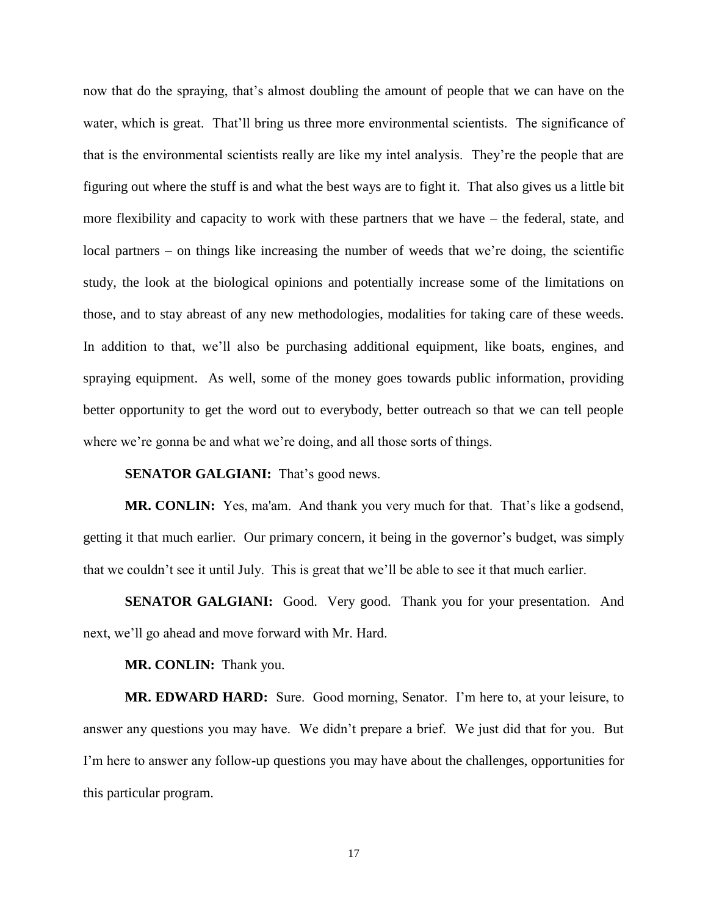now that do the spraying, that's almost doubling the amount of people that we can have on the water, which is great. That'll bring us three more environmental scientists. The significance of that is the environmental scientists really are like my intel analysis. They're the people that are figuring out where the stuff is and what the best ways are to fight it. That also gives us a little bit more flexibility and capacity to work with these partners that we have – the federal, state, and local partners – on things like increasing the number of weeds that we're doing, the scientific study, the look at the biological opinions and potentially increase some of the limitations on those, and to stay abreast of any new methodologies, modalities for taking care of these weeds. In addition to that, we'll also be purchasing additional equipment, like boats, engines, and spraying equipment. As well, some of the money goes towards public information, providing better opportunity to get the word out to everybody, better outreach so that we can tell people where we're gonna be and what we're doing, and all those sorts of things.

**SENATOR GALGIANI:** That's good news.

**MR. CONLIN:** Yes, ma'am. And thank you very much for that. That's like a godsend, getting it that much earlier. Our primary concern, it being in the governor's budget, was simply that we couldn't see it until July. This is great that we'll be able to see it that much earlier.

**SENATOR GALGIANI:** Good. Very good. Thank you for your presentation. And next, we'll go ahead and move forward with Mr. Hard.

**MR. CONLIN:** Thank you.

**MR. EDWARD HARD:** Sure. Good morning, Senator. I'm here to, at your leisure, to answer any questions you may have. We didn't prepare a brief. We just did that for you. But I'm here to answer any follow-up questions you may have about the challenges, opportunities for this particular program.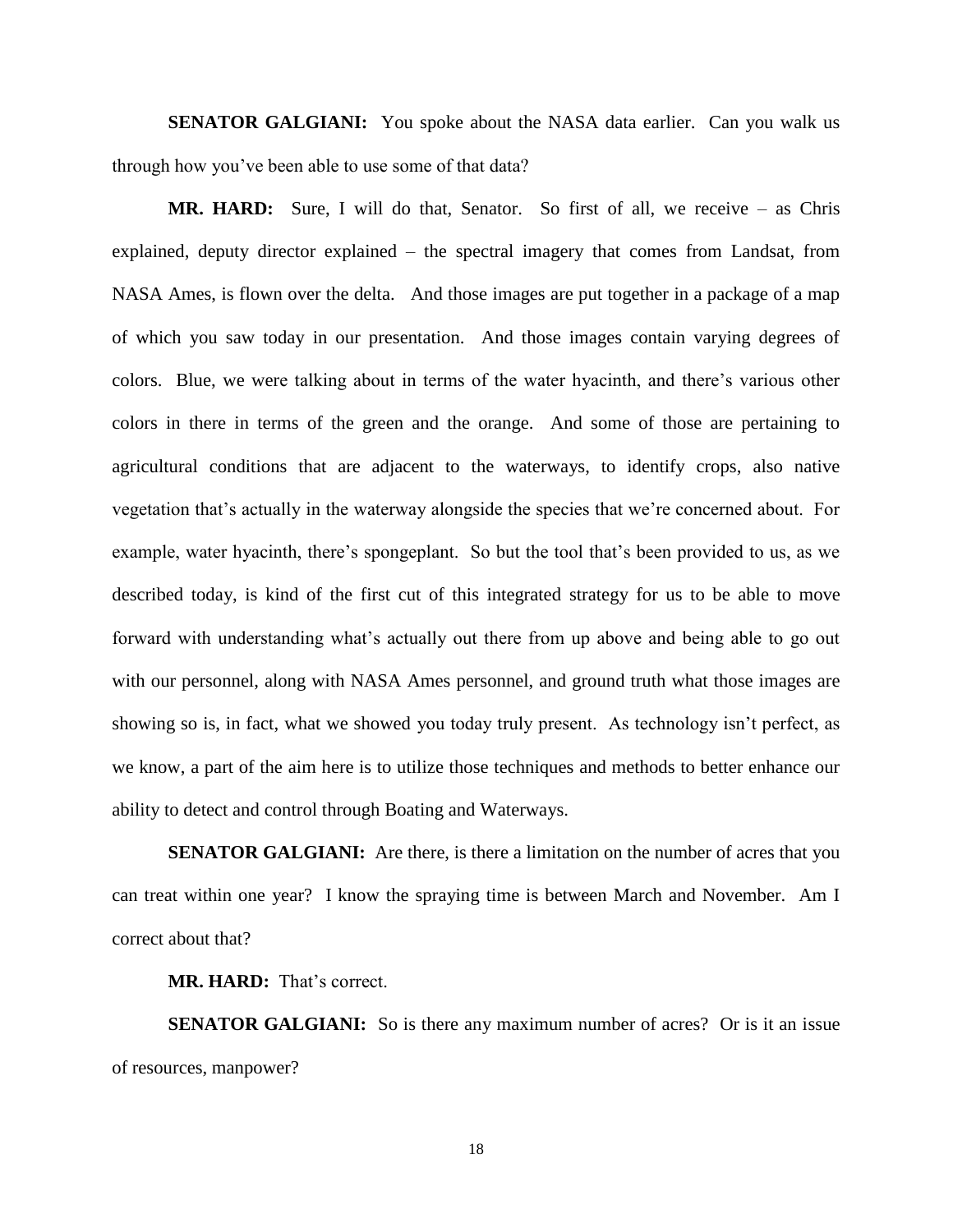**SENATOR GALGIANI:** You spoke about the NASA data earlier. Can you walk us through how you've been able to use some of that data?

**MR. HARD:** Sure, I will do that, Senator. So first of all, we receive – as Chris explained, deputy director explained – the spectral imagery that comes from Landsat, from NASA Ames, is flown over the delta. And those images are put together in a package of a map of which you saw today in our presentation. And those images contain varying degrees of colors. Blue, we were talking about in terms of the water hyacinth, and there's various other colors in there in terms of the green and the orange. And some of those are pertaining to agricultural conditions that are adjacent to the waterways, to identify crops, also native vegetation that's actually in the waterway alongside the species that we're concerned about. For example, water hyacinth, there's spongeplant. So but the tool that's been provided to us, as we described today, is kind of the first cut of this integrated strategy for us to be able to move forward with understanding what's actually out there from up above and being able to go out with our personnel, along with NASA Ames personnel, and ground truth what those images are showing so is, in fact, what we showed you today truly present. As technology isn't perfect, as we know, a part of the aim here is to utilize those techniques and methods to better enhance our ability to detect and control through Boating and Waterways.

**SENATOR GALGIANI:** Are there, is there a limitation on the number of acres that you can treat within one year? I know the spraying time is between March and November. Am I correct about that?

**MR. HARD:** That's correct.

**SENATOR GALGIANI:** So is there any maximum number of acres? Or is it an issue of resources, manpower?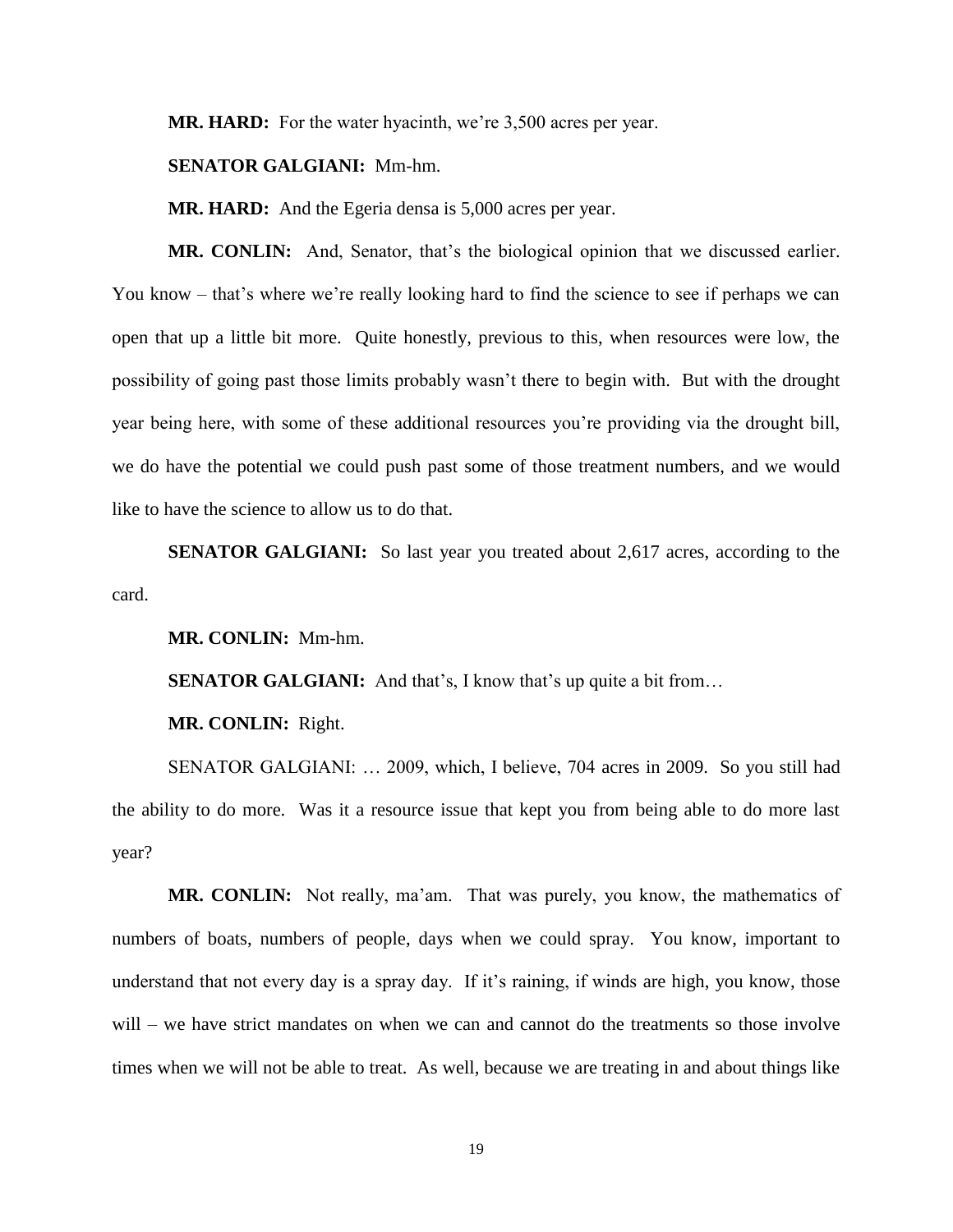**MR. HARD:** For the water hyacinth, we're 3,500 acres per year.

**SENATOR GALGIANI:** Mm-hm.

**MR. HARD:** And the Egeria densa is 5,000 acres per year.

**MR. CONLIN:** And, Senator, that's the biological opinion that we discussed earlier. You know – that's where we're really looking hard to find the science to see if perhaps we can open that up a little bit more. Quite honestly, previous to this, when resources were low, the possibility of going past those limits probably wasn't there to begin with. But with the drought year being here, with some of these additional resources you're providing via the drought bill, we do have the potential we could push past some of those treatment numbers, and we would like to have the science to allow us to do that.

**SENATOR GALGIANI:** So last year you treated about 2,617 acres, according to the card.

**MR. CONLIN:** Mm-hm.

**SENATOR GALGIANI:** And that's, I know that's up quite a bit from…

**MR. CONLIN:** Right.

SENATOR GALGIANI: … 2009, which, I believe, 704 acres in 2009. So you still had the ability to do more. Was it a resource issue that kept you from being able to do more last year?

**MR. CONLIN:** Not really, ma'am. That was purely, you know, the mathematics of numbers of boats, numbers of people, days when we could spray. You know, important to understand that not every day is a spray day. If it's raining, if winds are high, you know, those will – we have strict mandates on when we can and cannot do the treatments so those involve times when we will not be able to treat. As well, because we are treating in and about things like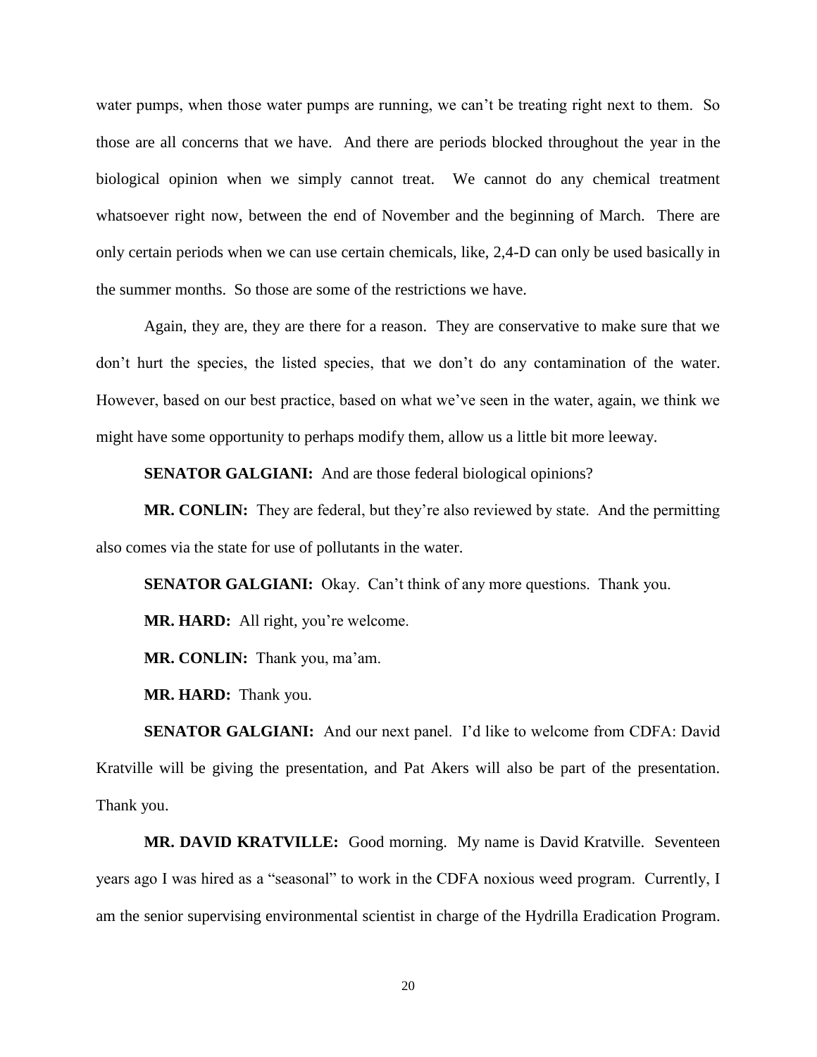water pumps, when those water pumps are running, we can't be treating right next to them. So those are all concerns that we have. And there are periods blocked throughout the year in the biological opinion when we simply cannot treat. We cannot do any chemical treatment whatsoever right now, between the end of November and the beginning of March. There are only certain periods when we can use certain chemicals, like, 2,4-D can only be used basically in the summer months. So those are some of the restrictions we have.

Again, they are, they are there for a reason. They are conservative to make sure that we don't hurt the species, the listed species, that we don't do any contamination of the water. However, based on our best practice, based on what we've seen in the water, again, we think we might have some opportunity to perhaps modify them, allow us a little bit more leeway.

**SENATOR GALGIANI:** And are those federal biological opinions?

**MR. CONLIN:** They are federal, but they're also reviewed by state. And the permitting also comes via the state for use of pollutants in the water.

**SENATOR GALGIANI:** Okay. Can't think of any more questions. Thank you.

**MR. HARD:** All right, you're welcome.

**MR. CONLIN:** Thank you, ma'am.

**MR. HARD:** Thank you.

**SENATOR GALGIANI:** And our next panel. I'd like to welcome from CDFA: David Kratville will be giving the presentation, and Pat Akers will also be part of the presentation. Thank you.

**MR. DAVID KRATVILLE:** Good morning. My name is David Kratville. Seventeen years ago I was hired as a "seasonal" to work in the CDFA noxious weed program. Currently, I am the senior supervising environmental scientist in charge of the Hydrilla Eradication Program.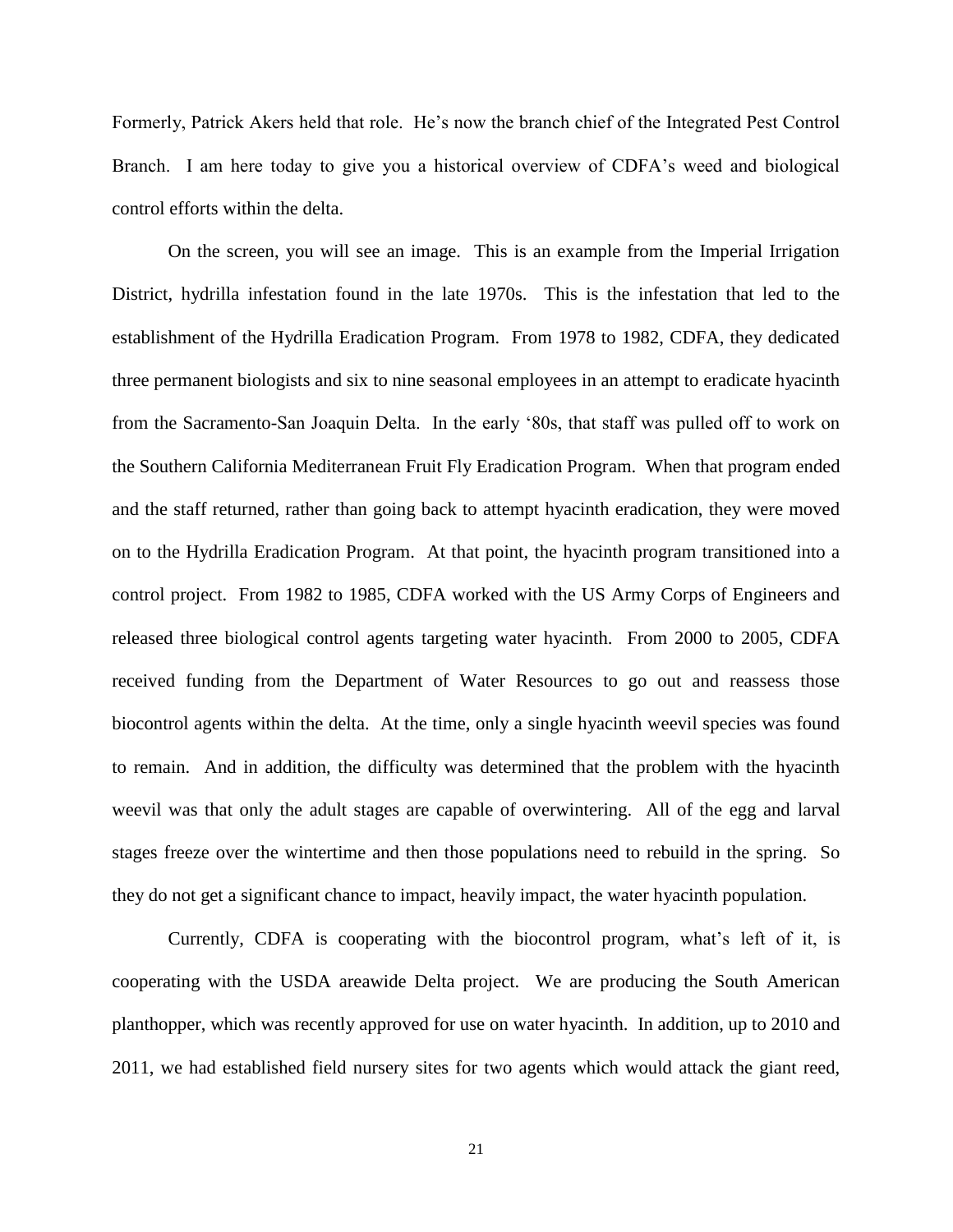Formerly, Patrick Akers held that role. He's now the branch chief of the Integrated Pest Control Branch. I am here today to give you a historical overview of CDFA's weed and biological control efforts within the delta.

On the screen, you will see an image. This is an example from the Imperial Irrigation District, hydrilla infestation found in the late 1970s. This is the infestation that led to the establishment of the Hydrilla Eradication Program. From 1978 to 1982, CDFA, they dedicated three permanent biologists and six to nine seasonal employees in an attempt to eradicate hyacinth from the Sacramento-San Joaquin Delta. In the early '80s, that staff was pulled off to work on the Southern California Mediterranean Fruit Fly Eradication Program. When that program ended and the staff returned, rather than going back to attempt hyacinth eradication, they were moved on to the Hydrilla Eradication Program. At that point, the hyacinth program transitioned into a control project. From 1982 to 1985, CDFA worked with the US Army Corps of Engineers and released three biological control agents targeting water hyacinth. From 2000 to 2005, CDFA received funding from the Department of Water Resources to go out and reassess those biocontrol agents within the delta. At the time, only a single hyacinth weevil species was found to remain. And in addition, the difficulty was determined that the problem with the hyacinth weevil was that only the adult stages are capable of overwintering. All of the egg and larval stages freeze over the wintertime and then those populations need to rebuild in the spring. So they do not get a significant chance to impact, heavily impact, the water hyacinth population.

Currently, CDFA is cooperating with the biocontrol program, what's left of it, is cooperating with the USDA areawide Delta project. We are producing the South American planthopper, which was recently approved for use on water hyacinth. In addition, up to 2010 and 2011, we had established field nursery sites for two agents which would attack the giant reed,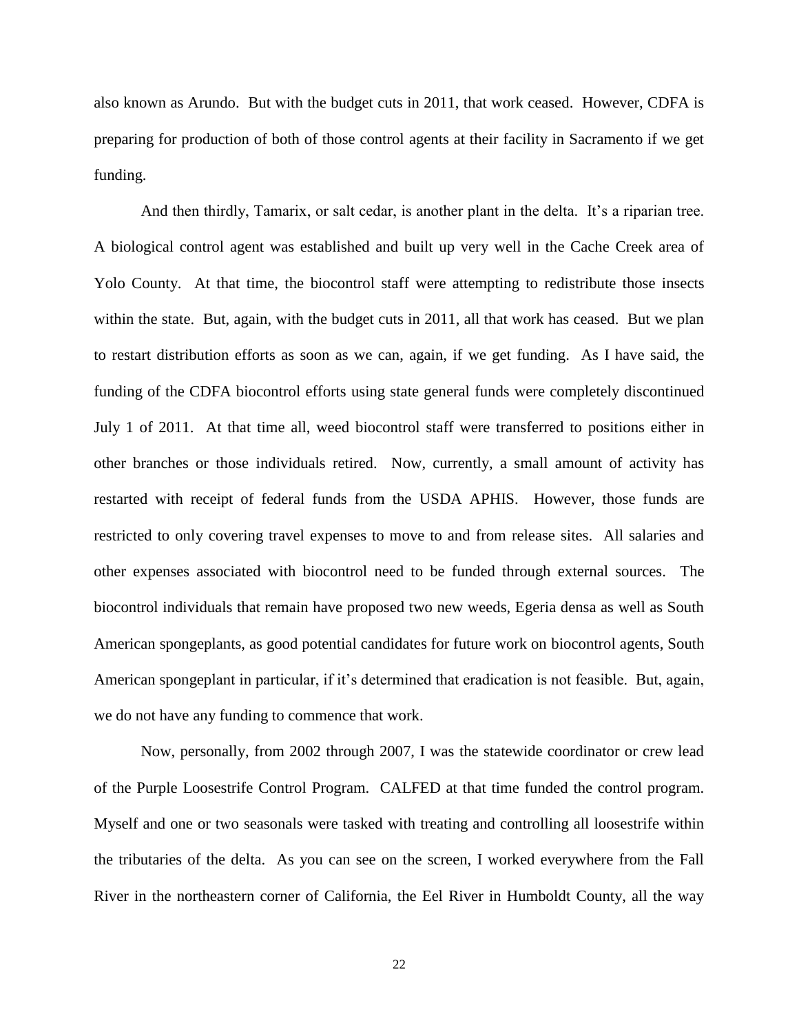also known as Arundo. But with the budget cuts in 2011, that work ceased. However, CDFA is preparing for production of both of those control agents at their facility in Sacramento if we get funding.

And then thirdly, Tamarix, or salt cedar, is another plant in the delta. It's a riparian tree. A biological control agent was established and built up very well in the Cache Creek area of Yolo County. At that time, the biocontrol staff were attempting to redistribute those insects within the state. But, again, with the budget cuts in 2011, all that work has ceased. But we plan to restart distribution efforts as soon as we can, again, if we get funding. As I have said, the funding of the CDFA biocontrol efforts using state general funds were completely discontinued July 1 of 2011. At that time all, weed biocontrol staff were transferred to positions either in other branches or those individuals retired. Now, currently, a small amount of activity has restarted with receipt of federal funds from the USDA APHIS. However, those funds are restricted to only covering travel expenses to move to and from release sites. All salaries and other expenses associated with biocontrol need to be funded through external sources. The biocontrol individuals that remain have proposed two new weeds, Egeria densa as well as South American spongeplants, as good potential candidates for future work on biocontrol agents, South American spongeplant in particular, if it's determined that eradication is not feasible. But, again, we do not have any funding to commence that work.

Now, personally, from 2002 through 2007, I was the statewide coordinator or crew lead of the Purple Loosestrife Control Program. CALFED at that time funded the control program. Myself and one or two seasonals were tasked with treating and controlling all loosestrife within the tributaries of the delta. As you can see on the screen, I worked everywhere from the Fall River in the northeastern corner of California, the Eel River in Humboldt County, all the way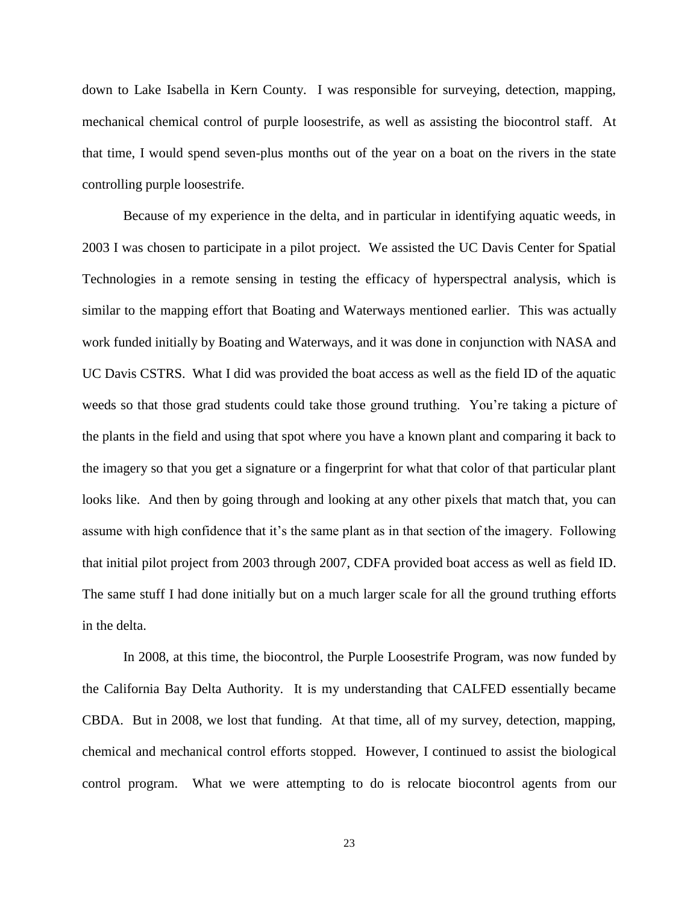down to Lake Isabella in Kern County. I was responsible for surveying, detection, mapping, mechanical chemical control of purple loosestrife, as well as assisting the biocontrol staff. At that time, I would spend seven-plus months out of the year on a boat on the rivers in the state controlling purple loosestrife.

Because of my experience in the delta, and in particular in identifying aquatic weeds, in 2003 I was chosen to participate in a pilot project. We assisted the UC Davis Center for Spatial Technologies in a remote sensing in testing the efficacy of hyperspectral analysis, which is similar to the mapping effort that Boating and Waterways mentioned earlier. This was actually work funded initially by Boating and Waterways, and it was done in conjunction with NASA and UC Davis CSTRS. What I did was provided the boat access as well as the field ID of the aquatic weeds so that those grad students could take those ground truthing. You're taking a picture of the plants in the field and using that spot where you have a known plant and comparing it back to the imagery so that you get a signature or a fingerprint for what that color of that particular plant looks like. And then by going through and looking at any other pixels that match that, you can assume with high confidence that it's the same plant as in that section of the imagery. Following that initial pilot project from 2003 through 2007, CDFA provided boat access as well as field ID. The same stuff I had done initially but on a much larger scale for all the ground truthing efforts in the delta.

In 2008, at this time, the biocontrol, the Purple Loosestrife Program, was now funded by the California Bay Delta Authority. It is my understanding that CALFED essentially became CBDA. But in 2008, we lost that funding. At that time, all of my survey, detection, mapping, chemical and mechanical control efforts stopped. However, I continued to assist the biological control program. What we were attempting to do is relocate biocontrol agents from our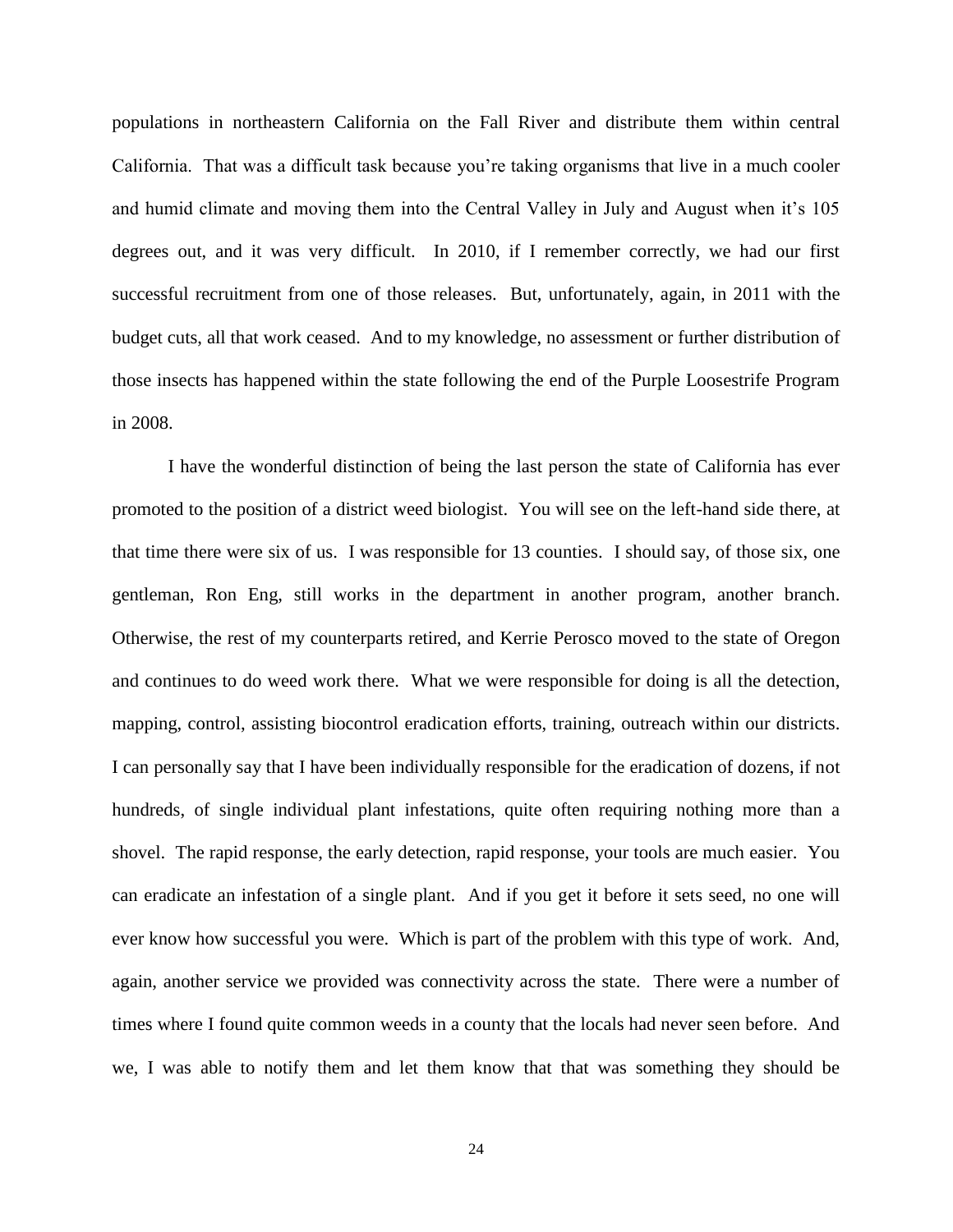populations in northeastern California on the Fall River and distribute them within central California. That was a difficult task because you're taking organisms that live in a much cooler and humid climate and moving them into the Central Valley in July and August when it's 105 degrees out, and it was very difficult. In 2010, if I remember correctly, we had our first successful recruitment from one of those releases. But, unfortunately, again, in 2011 with the budget cuts, all that work ceased. And to my knowledge, no assessment or further distribution of those insects has happened within the state following the end of the Purple Loosestrife Program in 2008.

I have the wonderful distinction of being the last person the state of California has ever promoted to the position of a district weed biologist. You will see on the left-hand side there, at that time there were six of us. I was responsible for 13 counties. I should say, of those six, one gentleman, Ron Eng, still works in the department in another program, another branch. Otherwise, the rest of my counterparts retired, and Kerrie Perosco moved to the state of Oregon and continues to do weed work there. What we were responsible for doing is all the detection, mapping, control, assisting biocontrol eradication efforts, training, outreach within our districts. I can personally say that I have been individually responsible for the eradication of dozens, if not hundreds, of single individual plant infestations, quite often requiring nothing more than a shovel. The rapid response, the early detection, rapid response, your tools are much easier. You can eradicate an infestation of a single plant. And if you get it before it sets seed, no one will ever know how successful you were. Which is part of the problem with this type of work. And, again, another service we provided was connectivity across the state. There were a number of times where I found quite common weeds in a county that the locals had never seen before. And we, I was able to notify them and let them know that that was something they should be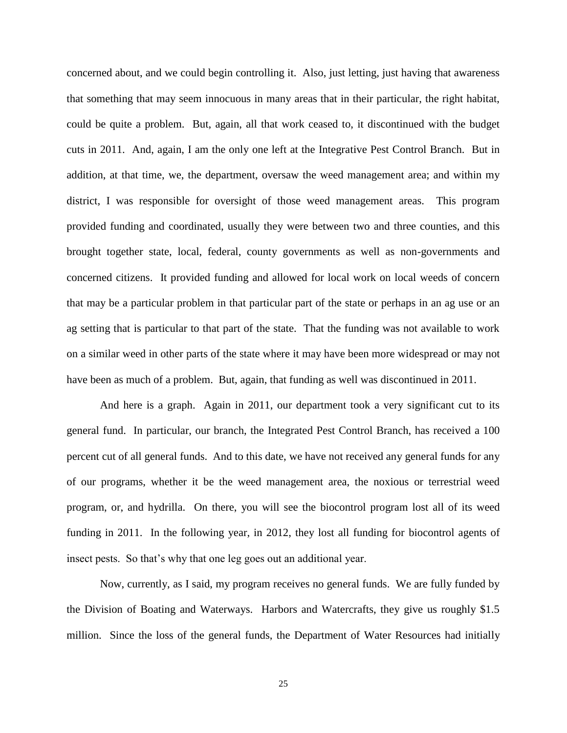concerned about, and we could begin controlling it. Also, just letting, just having that awareness that something that may seem innocuous in many areas that in their particular, the right habitat, could be quite a problem. But, again, all that work ceased to, it discontinued with the budget cuts in 2011. And, again, I am the only one left at the Integrative Pest Control Branch. But in addition, at that time, we, the department, oversaw the weed management area; and within my district, I was responsible for oversight of those weed management areas. This program provided funding and coordinated, usually they were between two and three counties, and this brought together state, local, federal, county governments as well as non-governments and concerned citizens. It provided funding and allowed for local work on local weeds of concern that may be a particular problem in that particular part of the state or perhaps in an ag use or an ag setting that is particular to that part of the state. That the funding was not available to work on a similar weed in other parts of the state where it may have been more widespread or may not have been as much of a problem. But, again, that funding as well was discontinued in 2011.

And here is a graph. Again in 2011, our department took a very significant cut to its general fund. In particular, our branch, the Integrated Pest Control Branch, has received a 100 percent cut of all general funds. And to this date, we have not received any general funds for any of our programs, whether it be the weed management area, the noxious or terrestrial weed program, or, and hydrilla. On there, you will see the biocontrol program lost all of its weed funding in 2011. In the following year, in 2012, they lost all funding for biocontrol agents of insect pests. So that's why that one leg goes out an additional year.

Now, currently, as I said, my program receives no general funds. We are fully funded by the Division of Boating and Waterways. Harbors and Watercrafts, they give us roughly $1.5 million. Since the loss of the general funds, the Department of Water Resources had initially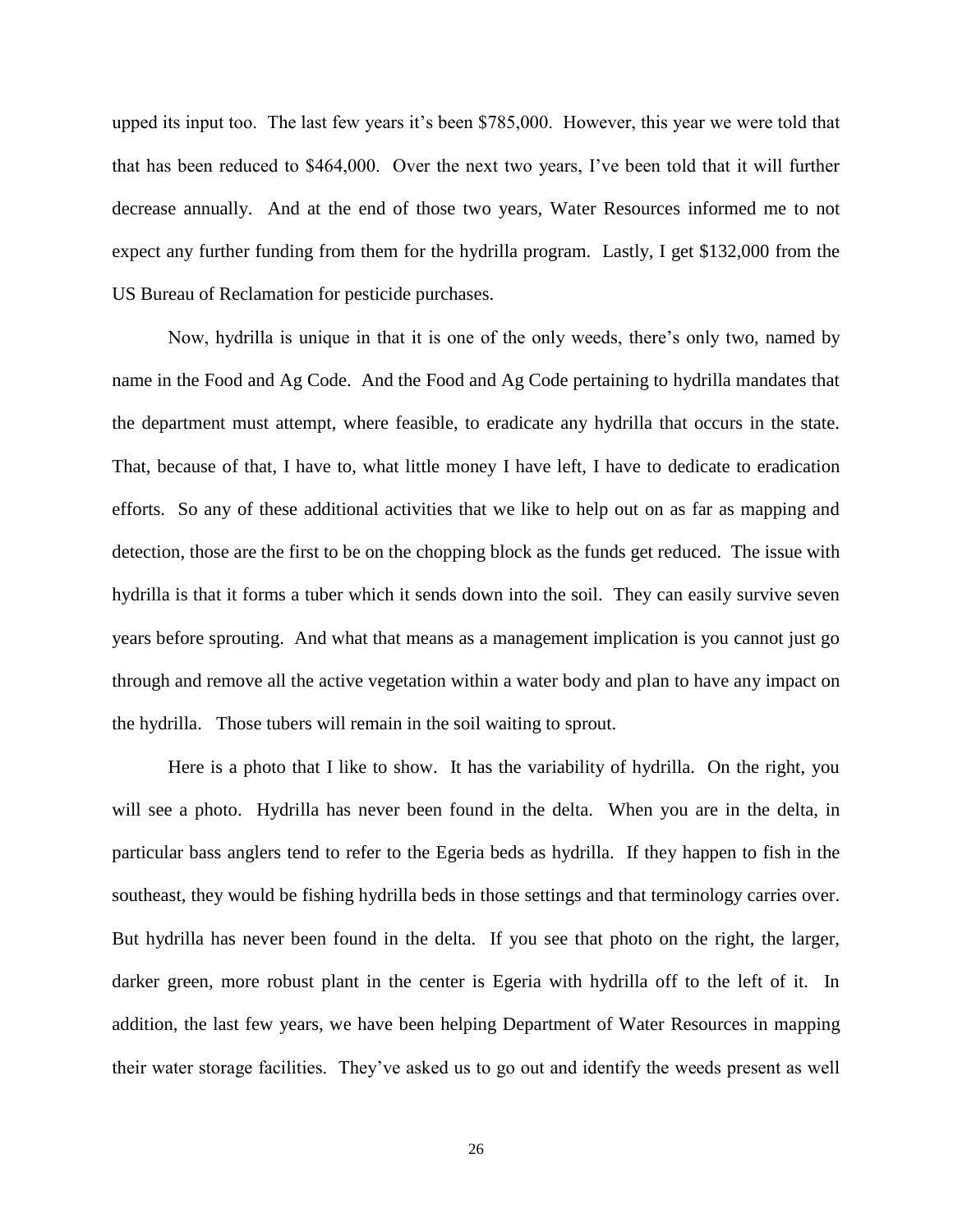upped its input too. The last few years it's been $785,000. However, this year we were told that that has been reduced to $464,000. Over the next two years, I've been told that it will further decrease annually. And at the end of those two years, Water Resources informed me to not expect any further funding from them for the hydrilla program. Lastly, I get $132,000 from the US Bureau of Reclamation for pesticide purchases.

Now, hydrilla is unique in that it is one of the only weeds, there's only two, named by name in the Food and Ag Code. And the Food and Ag Code pertaining to hydrilla mandates that the department must attempt, where feasible, to eradicate any hydrilla that occurs in the state. That, because of that, I have to, what little money I have left, I have to dedicate to eradication efforts. So any of these additional activities that we like to help out on as far as mapping and detection, those are the first to be on the chopping block as the funds get reduced. The issue with hydrilla is that it forms a tuber which it sends down into the soil. They can easily survive seven years before sprouting. And what that means as a management implication is you cannot just go through and remove all the active vegetation within a water body and plan to have any impact on the hydrilla. Those tubers will remain in the soil waiting to sprout.

Here is a photo that I like to show. It has the variability of hydrilla. On the right, you will see a photo. Hydrilla has never been found in the delta. When you are in the delta, in particular bass anglers tend to refer to the Egeria beds as hydrilla. If they happen to fish in the southeast, they would be fishing hydrilla beds in those settings and that terminology carries over. But hydrilla has never been found in the delta. If you see that photo on the right, the larger, darker green, more robust plant in the center is Egeria with hydrilla off to the left of it. In addition, the last few years, we have been helping Department of Water Resources in mapping their water storage facilities. They've asked us to go out and identify the weeds present as well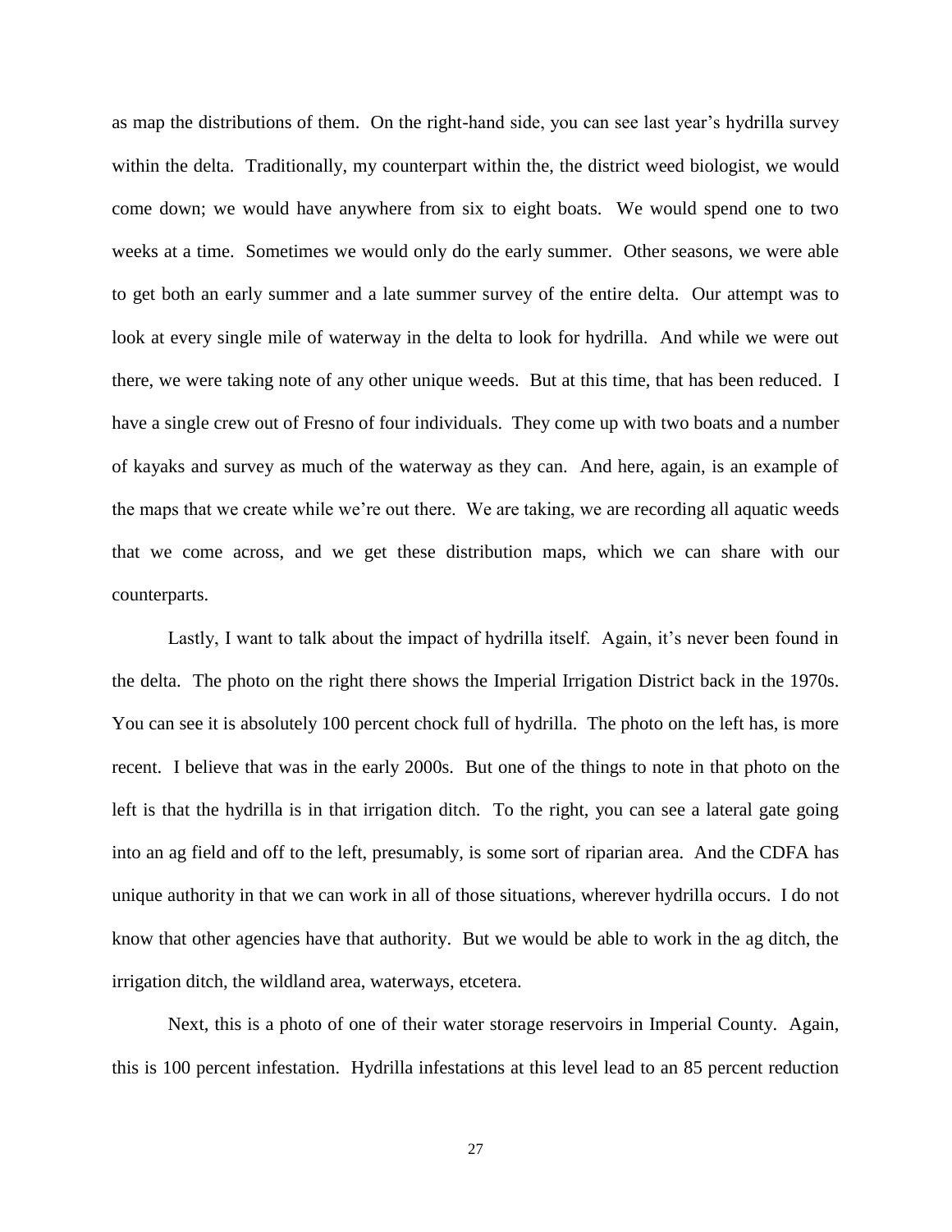as map the distributions of them. On the right-hand side, you can see last year's hydrilla survey within the delta. Traditionally, my counterpart within the, the district weed biologist, we would come down; we would have anywhere from six to eight boats. We would spend one to two weeks at a time. Sometimes we would only do the early summer. Other seasons, we were able to get both an early summer and a late summer survey of the entire delta. Our attempt was to look at every single mile of waterway in the delta to look for hydrilla. And while we were out there, we were taking note of any other unique weeds. But at this time, that has been reduced. I have a single crew out of Fresno of four individuals. They come up with two boats and a number of kayaks and survey as much of the waterway as they can. And here, again, is an example of the maps that we create while we're out there. We are taking, we are recording all aquatic weeds that we come across, and we get these distribution maps, which we can share with our counterparts.

Lastly, I want to talk about the impact of hydrilla itself. Again, it's never been found in the delta. The photo on the right there shows the Imperial Irrigation District back in the 1970s. You can see it is absolutely 100 percent chock full of hydrilla. The photo on the left has, is more recent. I believe that was in the early 2000s. But one of the things to note in that photo on the left is that the hydrilla is in that irrigation ditch. To the right, you can see a lateral gate going into an ag field and off to the left, presumably, is some sort of riparian area. And the CDFA has unique authority in that we can work in all of those situations, wherever hydrilla occurs. I do not know that other agencies have that authority. But we would be able to work in the ag ditch, the irrigation ditch, the wildland area, waterways, etcetera.

Next, this is a photo of one of their water storage reservoirs in Imperial County. Again, this is 100 percent infestation. Hydrilla infestations at this level lead to an 85 percent reduction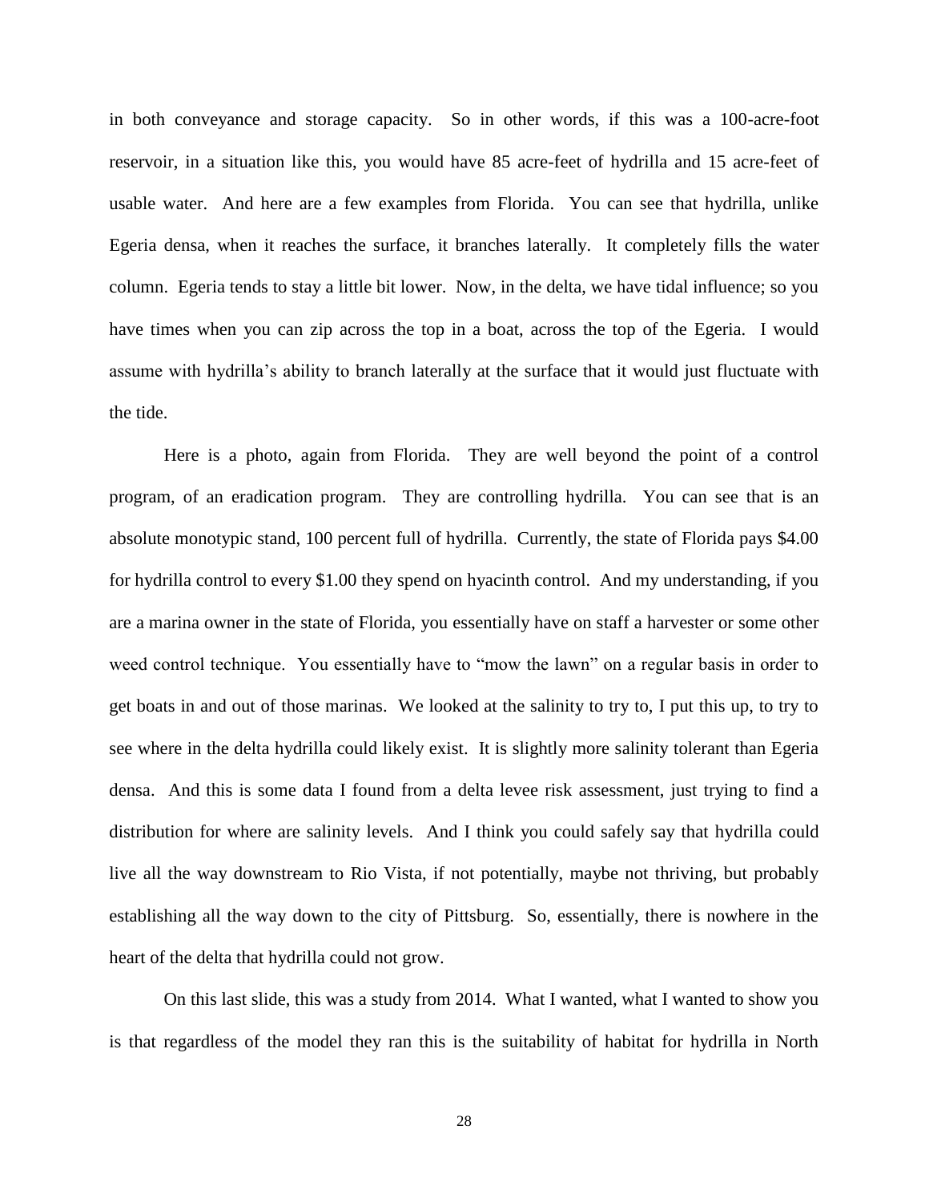in both conveyance and storage capacity. So in other words, if this was a 100-acre-foot reservoir, in a situation like this, you would have 85 acre-feet of hydrilla and 15 acre-feet of usable water. And here are a few examples from Florida. You can see that hydrilla, unlike Egeria densa, when it reaches the surface, it branches laterally. It completely fills the water column. Egeria tends to stay a little bit lower. Now, in the delta, we have tidal influence; so you have times when you can zip across the top in a boat, across the top of the Egeria. I would assume with hydrilla's ability to branch laterally at the surface that it would just fluctuate with the tide.

Here is a photo, again from Florida. They are well beyond the point of a control program, of an eradication program. They are controlling hydrilla. You can see that is an absolute monotypic stand, 100 percent full of hydrilla. Currently, the state of Florida pays \$4.00 for hydrilla control to every \$1.00 they spend on hyacinth control. And my understanding, if you are a marina owner in the state of Florida, you essentially have on staff a harvester or some other weed control technique. You essentially have to "mow the lawn" on a regular basis in order to get boats in and out of those marinas. We looked at the salinity to try to, I put this up, to try to see where in the delta hydrilla could likely exist. It is slightly more salinity tolerant than Egeria densa. And this is some data I found from a delta levee risk assessment, just trying to find a distribution for where are salinity levels. And I think you could safely say that hydrilla could live all the way downstream to Rio Vista, if not potentially, maybe not thriving, but probably establishing all the way down to the city of Pittsburg. So, essentially, there is nowhere in the heart of the delta that hydrilla could not grow.

On this last slide, this was a study from 2014. What I wanted, what I wanted to show you is that regardless of the model they ran this is the suitability of habitat for hydrilla in North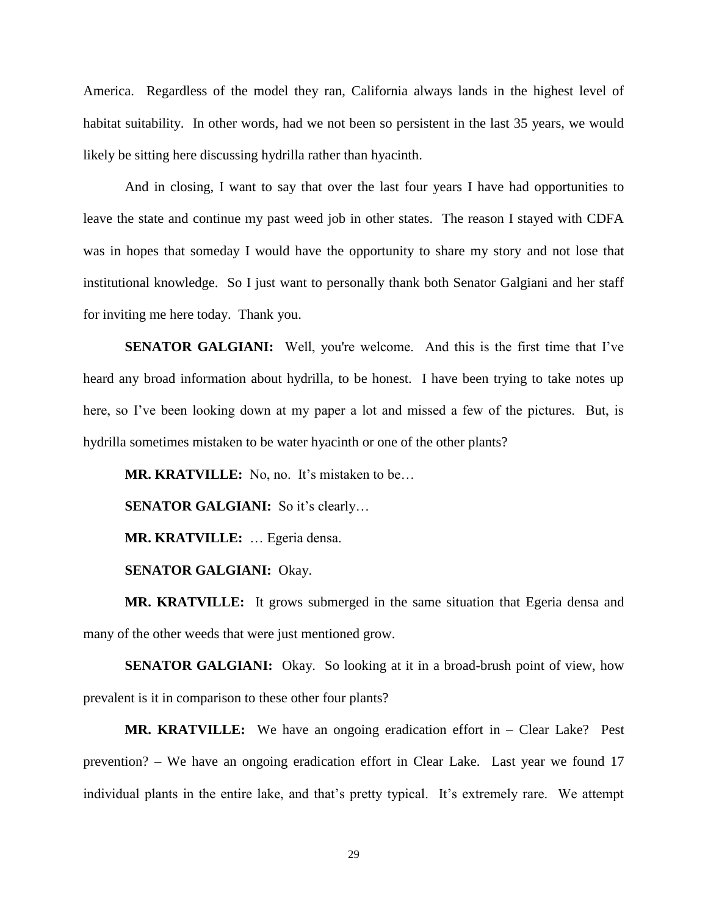America. Regardless of the model they ran, California always lands in the highest level of habitat suitability. In other words, had we not been so persistent in the last 35 years, we would likely be sitting here discussing hydrilla rather than hyacinth.

And in closing, I want to say that over the last four years I have had opportunities to leave the state and continue my past weed job in other states. The reason I stayed with CDFA was in hopes that someday I would have the opportunity to share my story and not lose that institutional knowledge. So I just want to personally thank both Senator Galgiani and her staff for inviting me here today. Thank you.

**SENATOR GALGIANI:** Well, you're welcome. And this is the first time that I've heard any broad information about hydrilla, to be honest. I have been trying to take notes up here, so I've been looking down at my paper a lot and missed a few of the pictures. But, is hydrilla sometimes mistaken to be water hyacinth or one of the other plants?

**MR. KRATVILLE:** No, no. It's mistaken to be…

**SENATOR GALGIANI:** So it's clearly…

**MR. KRATVILLE:** … Egeria densa.

**SENATOR GALGIANI:** Okay.

**MR. KRATVILLE:** It grows submerged in the same situation that Egeria densa and many of the other weeds that were just mentioned grow.

**SENATOR GALGIANI:** Okay. So looking at it in a broad-brush point of view, how prevalent is it in comparison to these other four plants?

**MR. KRATVILLE:** We have an ongoing eradication effort in – Clear Lake? Pest prevention? – We have an ongoing eradication effort in Clear Lake. Last year we found 17 individual plants in the entire lake, and that's pretty typical. It's extremely rare. We attempt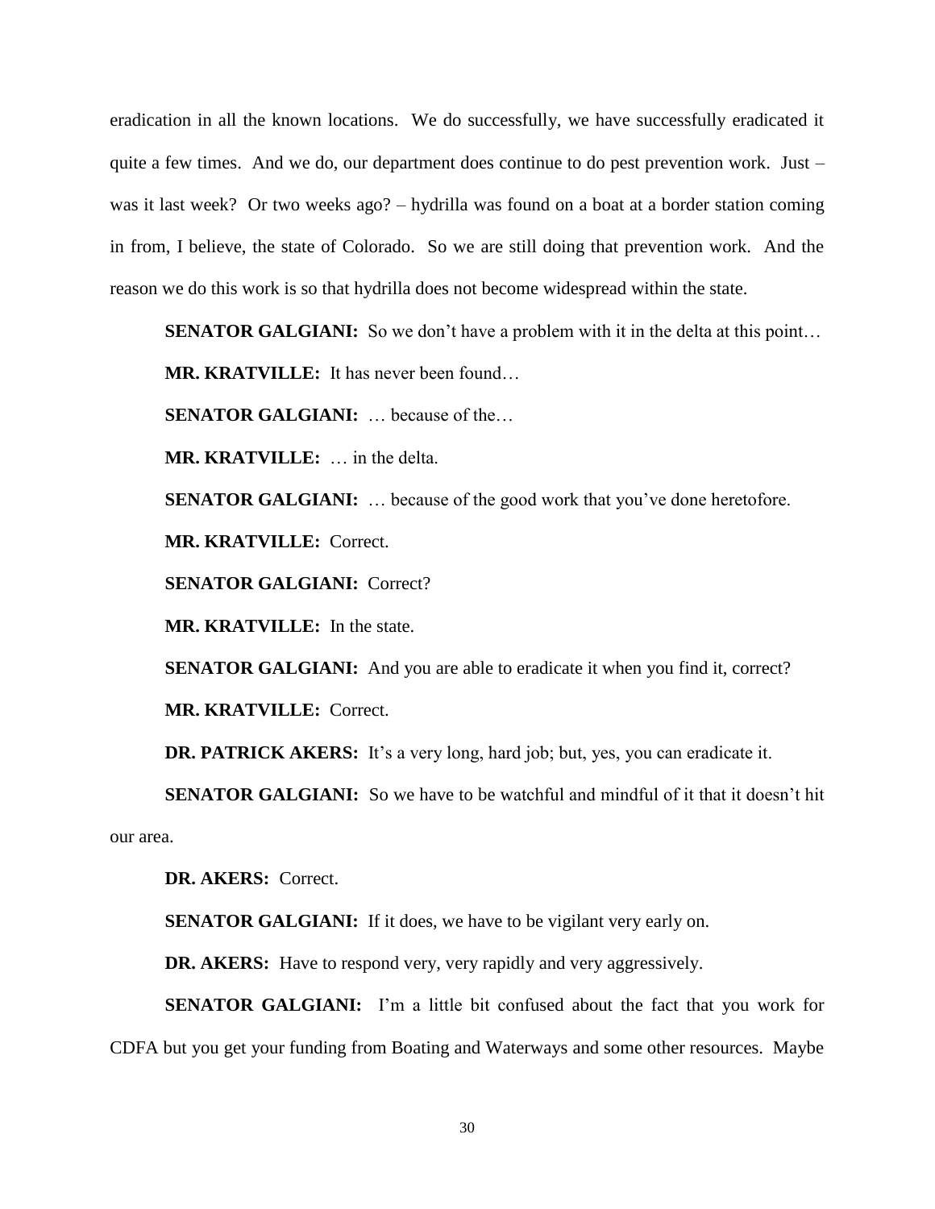eradication in all the known locations. We do successfully, we have successfully eradicated it quite a few times. And we do, our department does continue to do pest prevention work. Just – was it last week? Or two weeks ago? – hydrilla was found on a boat at a border station coming in from, I believe, the state of Colorado. So we are still doing that prevention work. And the reason we do this work is so that hydrilla does not become widespread within the state.

**SENATOR GALGIANI:** So we don't have a problem with it in the delta at this point…

**MR. KRATVILLE:** It has never been found…

**SENATOR GALGIANI:** … because of the…

**MR. KRATVILLE:** … in the delta.

**SENATOR GALGIANI:** … because of the good work that you've done heretofore.

**MR. KRATVILLE:** Correct.

**SENATOR GALGIANI:** Correct?

**MR. KRATVILLE:** In the state.

**SENATOR GALGIANI:** And you are able to eradicate it when you find it, correct?

**MR. KRATVILLE:** Correct.

**DR. PATRICK AKERS:** It's a very long, hard job; but, yes, you can eradicate it.

**SENATOR GALGIANI:** So we have to be watchful and mindful of it that it doesn't hit our area.

**DR. AKERS:** Correct.

**SENATOR GALGIANI:** If it does, we have to be vigilant very early on.

**DR. AKERS:** Have to respond very, very rapidly and very aggressively.

**SENATOR GALGIANI:** I'm a little bit confused about the fact that you work for CDFA but you get your funding from Boating and Waterways and some other resources. Maybe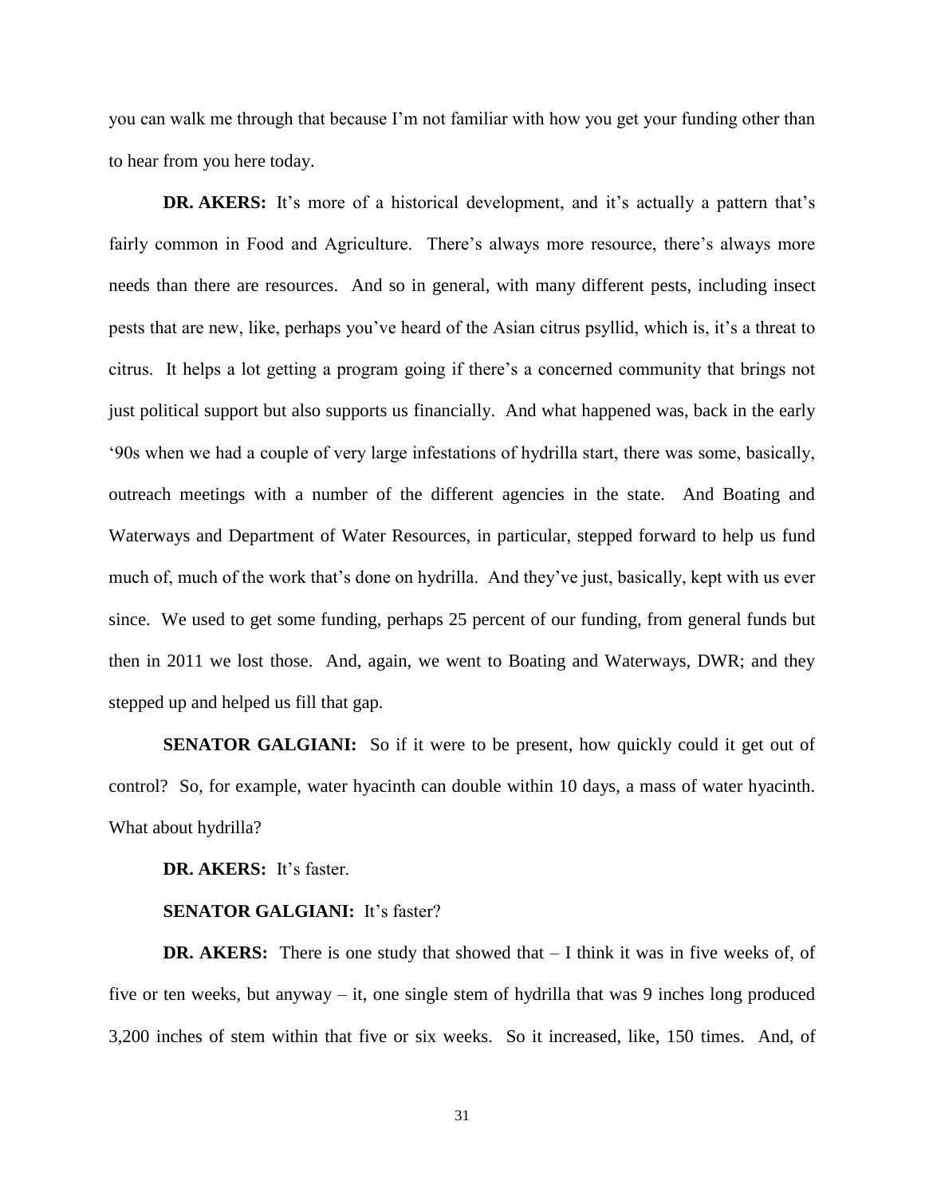you can walk me through that because I'm not familiar with how you get your funding other than to hear from you here today.

**DR. AKERS:** It's more of a historical development, and it's actually a pattern that's fairly common in Food and Agriculture. There's always more resource, there's always more needs than there are resources. And so in general, with many different pests, including insect pests that are new, like, perhaps you've heard of the Asian citrus psyllid, which is, it's a threat to citrus. It helps a lot getting a program going if there's a concerned community that brings not just political support but also supports us financially. And what happened was, back in the early '90s when we had a couple of very large infestations of hydrilla start, there was some, basically, outreach meetings with a number of the different agencies in the state. And Boating and Waterways and Department of Water Resources, in particular, stepped forward to help us fund much of, much of the work that's done on hydrilla. And they've just, basically, kept with us ever since. We used to get some funding, perhaps 25 percent of our funding, from general funds but then in 2011 we lost those. And, again, we went to Boating and Waterways, DWR; and they stepped up and helped us fill that gap.

**SENATOR GALGIANI:** So if it were to be present, how quickly could it get out of control? So, for example, water hyacinth can double within 10 days, a mass of water hyacinth. What about hydrilla?

**DR. AKERS:** It's faster.

**SENATOR GALGIANI:** It's faster?

**DR. AKERS:** There is one study that showed that – I think it was in five weeks of, of five or ten weeks, but anyway – it, one single stem of hydrilla that was 9 inches long produced 3,200 inches of stem within that five or six weeks. So it increased, like, 150 times. And, of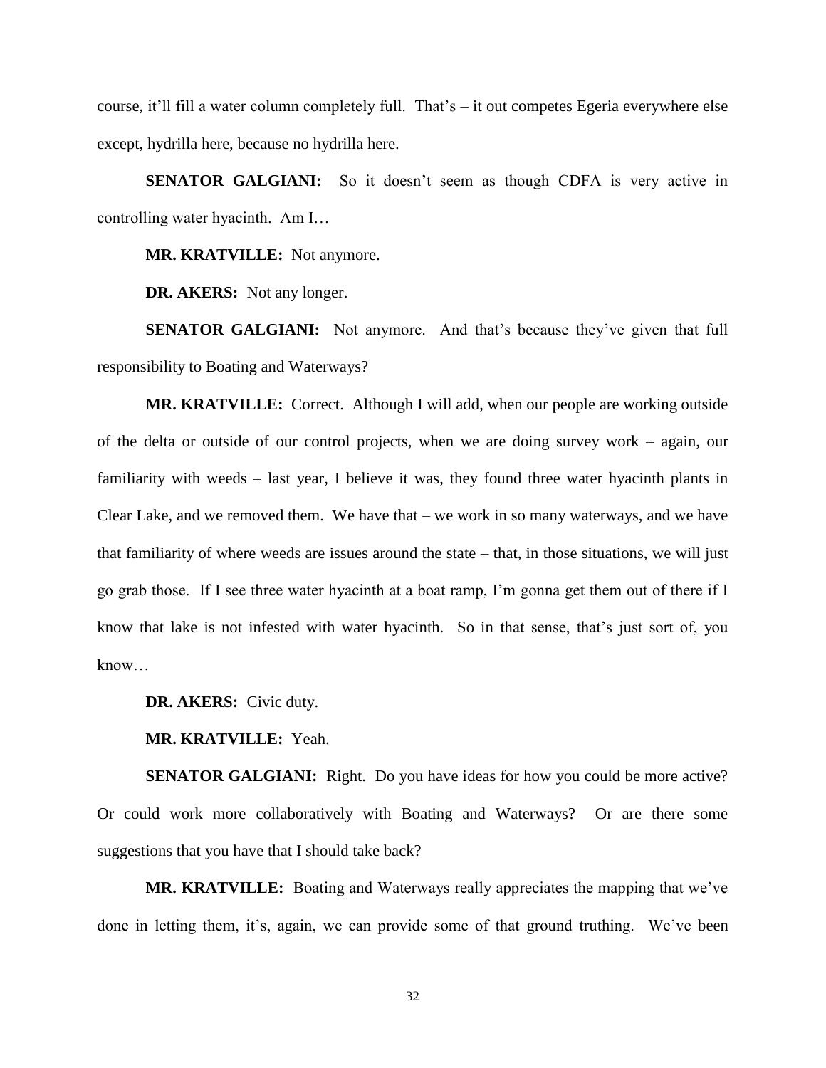course, it'll fill a water column completely full. That's – it out competes Egeria everywhere else except, hydrilla here, because no hydrilla here.

**SENATOR GALGIANI:** So it doesn't seem as though CDFA is very active in controlling water hyacinth. Am I…

**MR. KRATVILLE:** Not anymore.

**DR. AKERS:** Not any longer.

**SENATOR GALGIANI:** Not anymore. And that's because they've given that full responsibility to Boating and Waterways?

**MR. KRATVILLE:** Correct. Although I will add, when our people are working outside of the delta or outside of our control projects, when we are doing survey work – again, our familiarity with weeds – last year, I believe it was, they found three water hyacinth plants in Clear Lake, and we removed them. We have that – we work in so many waterways, and we have that familiarity of where weeds are issues around the state – that, in those situations, we will just go grab those. If I see three water hyacinth at a boat ramp, I'm gonna get them out of there if I know that lake is not infested with water hyacinth. So in that sense, that's just sort of, you know…

**DR. AKERS:** Civic duty.

**MR. KRATVILLE:** Yeah.

**SENATOR GALGIANI:** Right. Do you have ideas for how you could be more active? Or could work more collaboratively with Boating and Waterways? Or are there some suggestions that you have that I should take back?

**MR. KRATVILLE:** Boating and Waterways really appreciates the mapping that we've done in letting them, it's, again, we can provide some of that ground truthing. We've been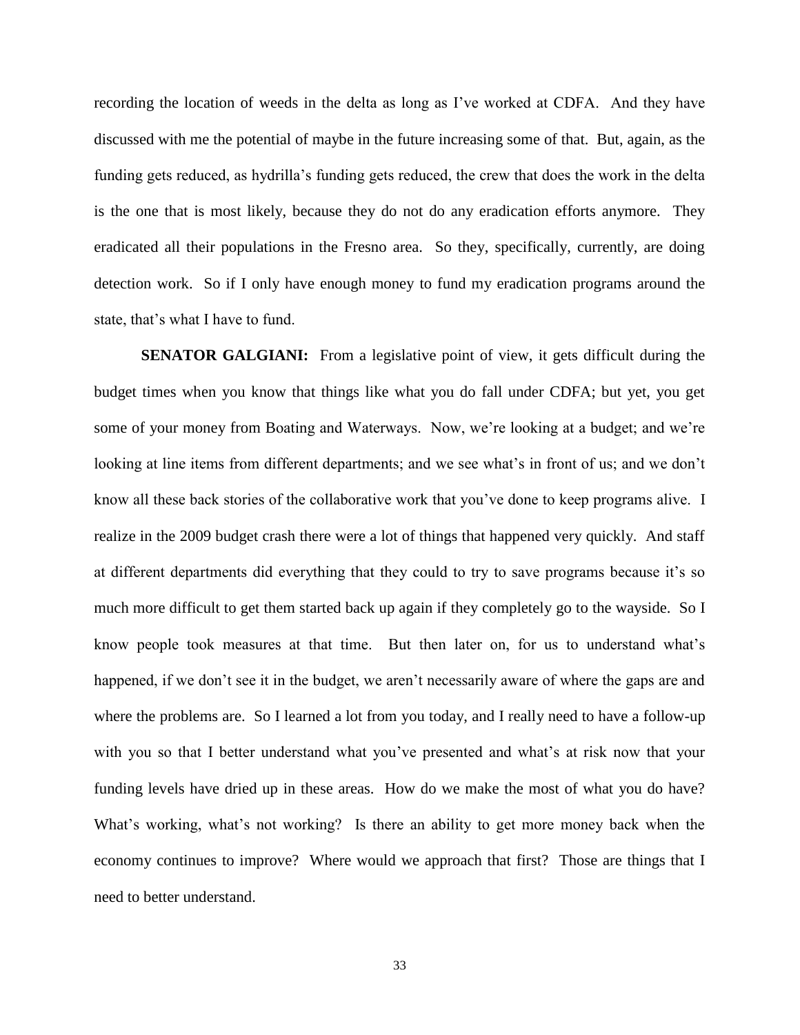recording the location of weeds in the delta as long as I've worked at CDFA. And they have discussed with me the potential of maybe in the future increasing some of that. But, again, as the funding gets reduced, as hydrilla's funding gets reduced, the crew that does the work in the delta is the one that is most likely, because they do not do any eradication efforts anymore. They eradicated all their populations in the Fresno area. So they, specifically, currently, are doing detection work. So if I only have enough money to fund my eradication programs around the state, that's what I have to fund.

**SENATOR GALGIANI:** From a legislative point of view, it gets difficult during the budget times when you know that things like what you do fall under CDFA; but yet, you get some of your money from Boating and Waterways. Now, we're looking at a budget; and we're looking at line items from different departments; and we see what's in front of us; and we don't know all these back stories of the collaborative work that you've done to keep programs alive. I realize in the 2009 budget crash there were a lot of things that happened very quickly. And staff at different departments did everything that they could to try to save programs because it's so much more difficult to get them started back up again if they completely go to the wayside. So I know people took measures at that time. But then later on, for us to understand what's happened, if we don't see it in the budget, we aren't necessarily aware of where the gaps are and where the problems are. So I learned a lot from you today, and I really need to have a follow-up with you so that I better understand what you've presented and what's at risk now that your funding levels have dried up in these areas. How do we make the most of what you do have? What's working, what's not working? Is there an ability to get more money back when the economy continues to improve? Where would we approach that first? Those are things that I need to better understand.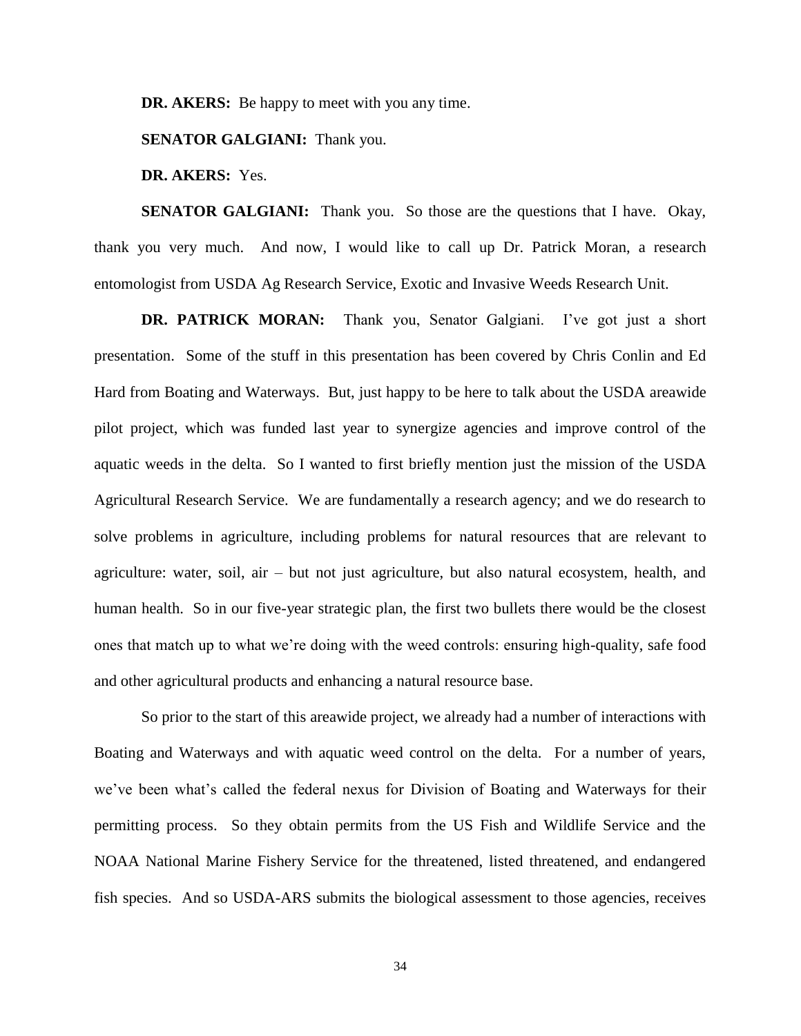**DR. AKERS:** Be happy to meet with you any time.

**SENATOR GALGIANI:** Thank you.

**DR. AKERS:** Yes.

**SENATOR GALGIANI:** Thank you. So those are the questions that I have. Okay, thank you very much. And now, I would like to call up Dr. Patrick Moran, a research entomologist from USDA Ag Research Service, Exotic and Invasive Weeds Research Unit.

**DR. PATRICK MORAN:** Thank you, Senator Galgiani. I've got just a short presentation. Some of the stuff in this presentation has been covered by Chris Conlin and Ed Hard from Boating and Waterways. But, just happy to be here to talk about the USDA areawide pilot project, which was funded last year to synergize agencies and improve control of the aquatic weeds in the delta. So I wanted to first briefly mention just the mission of the USDA Agricultural Research Service. We are fundamentally a research agency; and we do research to solve problems in agriculture, including problems for natural resources that are relevant to agriculture: water, soil, air – but not just agriculture, but also natural ecosystem, health, and human health. So in our five-year strategic plan, the first two bullets there would be the closest ones that match up to what we're doing with the weed controls: ensuring high-quality, safe food and other agricultural products and enhancing a natural resource base.

So prior to the start of this areawide project, we already had a number of interactions with Boating and Waterways and with aquatic weed control on the delta. For a number of years, we've been what's called the federal nexus for Division of Boating and Waterways for their permitting process. So they obtain permits from the US Fish and Wildlife Service and the NOAA National Marine Fishery Service for the threatened, listed threatened, and endangered fish species. And so USDA-ARS submits the biological assessment to those agencies, receives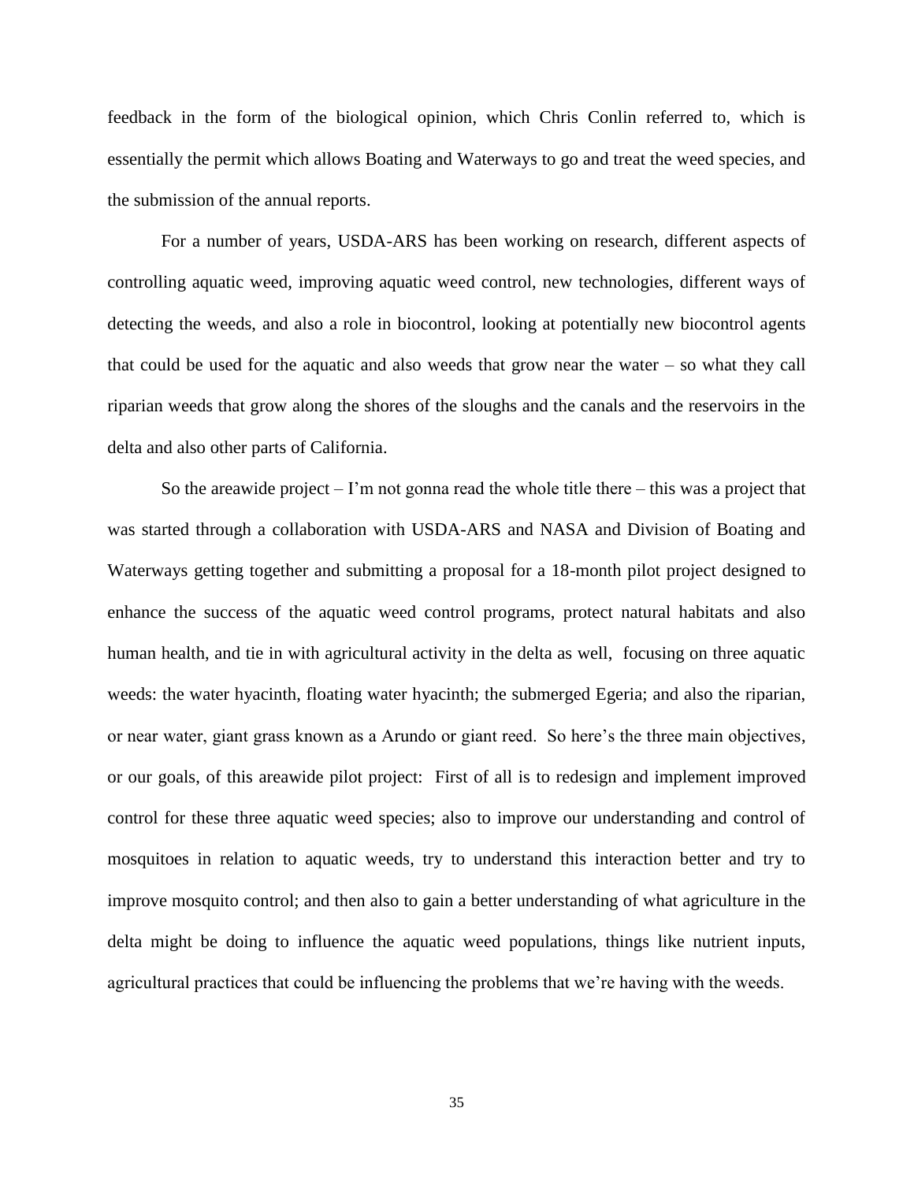feedback in the form of the biological opinion, which Chris Conlin referred to, which is essentially the permit which allows Boating and Waterways to go and treat the weed species, and the submission of the annual reports.

For a number of years, USDA-ARS has been working on research, different aspects of controlling aquatic weed, improving aquatic weed control, new technologies, different ways of detecting the weeds, and also a role in biocontrol, looking at potentially new biocontrol agents that could be used for the aquatic and also weeds that grow near the water – so what they call riparian weeds that grow along the shores of the sloughs and the canals and the reservoirs in the delta and also other parts of California.

So the areawide project – I'm not gonna read the whole title there – this was a project that was started through a collaboration with USDA-ARS and NASA and Division of Boating and Waterways getting together and submitting a proposal for a 18-month pilot project designed to enhance the success of the aquatic weed control programs, protect natural habitats and also human health, and tie in with agricultural activity in the delta as well, focusing on three aquatic weeds: the water hyacinth, floating water hyacinth; the submerged Egeria; and also the riparian, or near water, giant grass known as a Arundo or giant reed. So here's the three main objectives, or our goals, of this areawide pilot project: First of all is to redesign and implement improved control for these three aquatic weed species; also to improve our understanding and control of mosquitoes in relation to aquatic weeds, try to understand this interaction better and try to improve mosquito control; and then also to gain a better understanding of what agriculture in the delta might be doing to influence the aquatic weed populations, things like nutrient inputs, agricultural practices that could be influencing the problems that we're having with the weeds.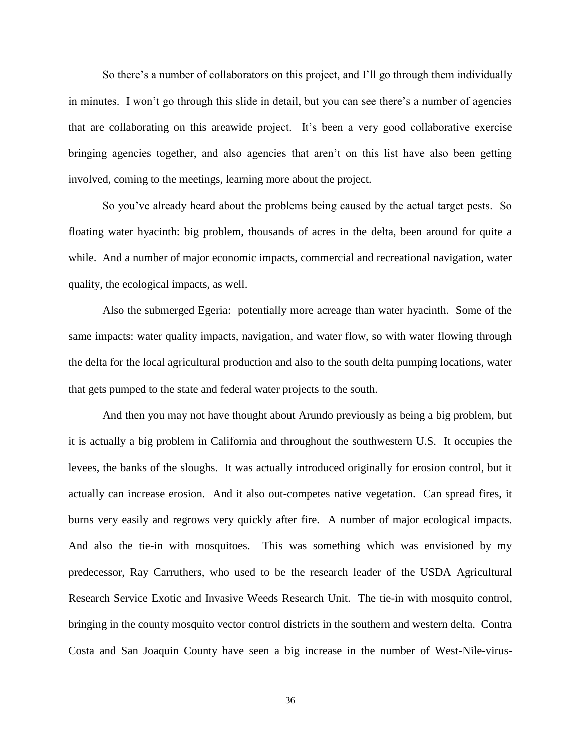So there's a number of collaborators on this project, and I'll go through them individually in minutes. I won't go through this slide in detail, but you can see there's a number of agencies that are collaborating on this areawide project. It's been a very good collaborative exercise bringing agencies together, and also agencies that aren't on this list have also been getting involved, coming to the meetings, learning more about the project.

So you've already heard about the problems being caused by the actual target pests. So floating water hyacinth: big problem, thousands of acres in the delta, been around for quite a while. And a number of major economic impacts, commercial and recreational navigation, water quality, the ecological impacts, as well.

Also the submerged Egeria: potentially more acreage than water hyacinth. Some of the same impacts: water quality impacts, navigation, and water flow, so with water flowing through the delta for the local agricultural production and also to the south delta pumping locations, water that gets pumped to the state and federal water projects to the south.

And then you may not have thought about Arundo previously as being a big problem, but it is actually a big problem in California and throughout the southwestern U.S. It occupies the levees, the banks of the sloughs. It was actually introduced originally for erosion control, but it actually can increase erosion. And it also out-competes native vegetation. Can spread fires, it burns very easily and regrows very quickly after fire. A number of major ecological impacts. And also the tie-in with mosquitoes. This was something which was envisioned by my predecessor, Ray Carruthers, who used to be the research leader of the USDA Agricultural Research Service Exotic and Invasive Weeds Research Unit. The tie-in with mosquito control, bringing in the county mosquito vector control districts in the southern and western delta. Contra Costa and San Joaquin County have seen a big increase in the number of West-Nile-virus-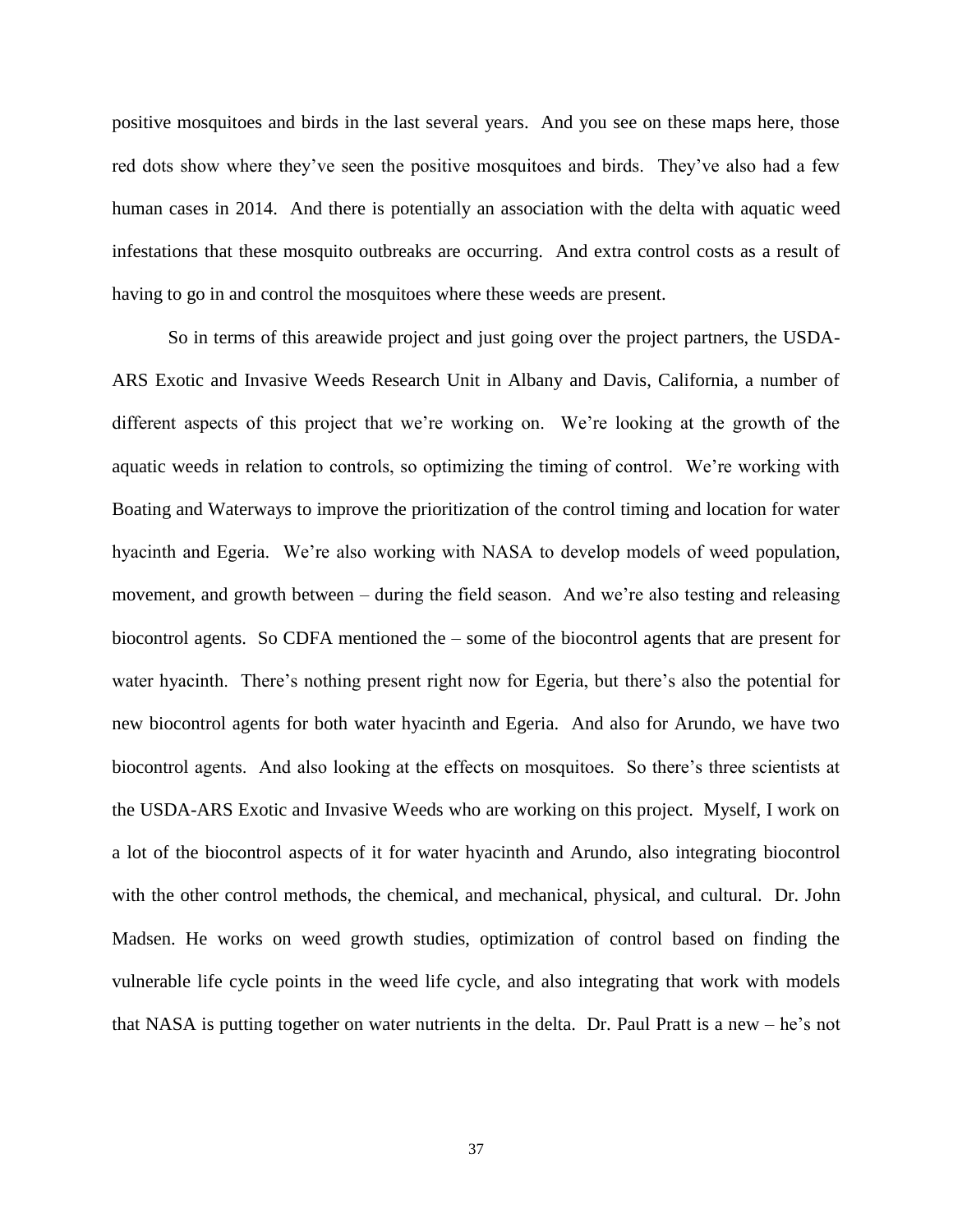positive mosquitoes and birds in the last several years. And you see on these maps here, those red dots show where they've seen the positive mosquitoes and birds. They've also had a few human cases in 2014. And there is potentially an association with the delta with aquatic weed infestations that these mosquito outbreaks are occurring. And extra control costs as a result of having to go in and control the mosquitoes where these weeds are present.

So in terms of this areawide project and just going over the project partners, the USDA-ARS Exotic and Invasive Weeds Research Unit in Albany and Davis, California, a number of different aspects of this project that we're working on. We're looking at the growth of the aquatic weeds in relation to controls, so optimizing the timing of control. We're working with Boating and Waterways to improve the prioritization of the control timing and location for water hyacinth and Egeria. We're also working with NASA to develop models of weed population, movement, and growth between – during the field season. And we're also testing and releasing biocontrol agents. So CDFA mentioned the – some of the biocontrol agents that are present for water hyacinth. There's nothing present right now for Egeria, but there's also the potential for new biocontrol agents for both water hyacinth and Egeria. And also for Arundo, we have two biocontrol agents. And also looking at the effects on mosquitoes. So there's three scientists at the USDA-ARS Exotic and Invasive Weeds who are working on this project. Myself, I work on a lot of the biocontrol aspects of it for water hyacinth and Arundo, also integrating biocontrol with the other control methods, the chemical, and mechanical, physical, and cultural. Dr. John Madsen. He works on weed growth studies, optimization of control based on finding the vulnerable life cycle points in the weed life cycle, and also integrating that work with models that NASA is putting together on water nutrients in the delta. Dr. Paul Pratt is a new – he's not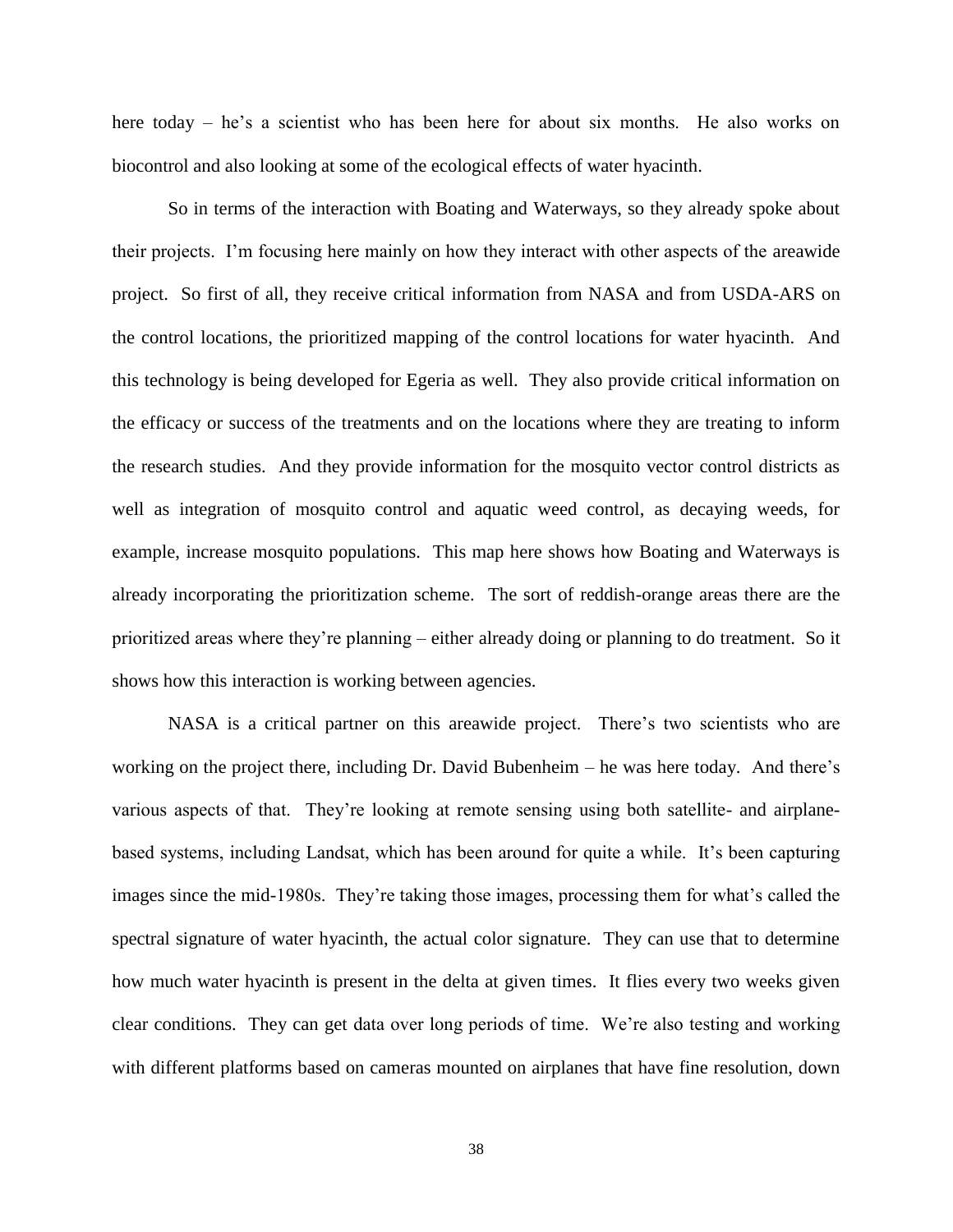here today – he's a scientist who has been here for about six months. He also works on biocontrol and also looking at some of the ecological effects of water hyacinth.

So in terms of the interaction with Boating and Waterways, so they already spoke about their projects. I'm focusing here mainly on how they interact with other aspects of the areawide project. So first of all, they receive critical information from NASA and from USDA-ARS on the control locations, the prioritized mapping of the control locations for water hyacinth. And this technology is being developed for Egeria as well. They also provide critical information on the efficacy or success of the treatments and on the locations where they are treating to inform the research studies. And they provide information for the mosquito vector control districts as well as integration of mosquito control and aquatic weed control, as decaying weeds, for example, increase mosquito populations. This map here shows how Boating and Waterways is already incorporating the prioritization scheme. The sort of reddish-orange areas there are the prioritized areas where they're planning – either already doing or planning to do treatment. So it shows how this interaction is working between agencies.

NASA is a critical partner on this areawide project. There's two scientists who are working on the project there, including Dr. David Bubenheim – he was here today. And there's various aspects of that. They're looking at remote sensing using both satellite- and airplane-based systems, including Landsat, which has been around for quite a while. It's been capturing images since the mid-1980s. They're taking those images, processing them for what's called the spectral signature of water hyacinth, the actual color signature. They can use that to determine how much water hyacinth is present in the delta at given times. It flies every two weeks given clear conditions. They can get data over long periods of time. We're also testing and working with different platforms based on cameras mounted on airplanes that have fine resolution, down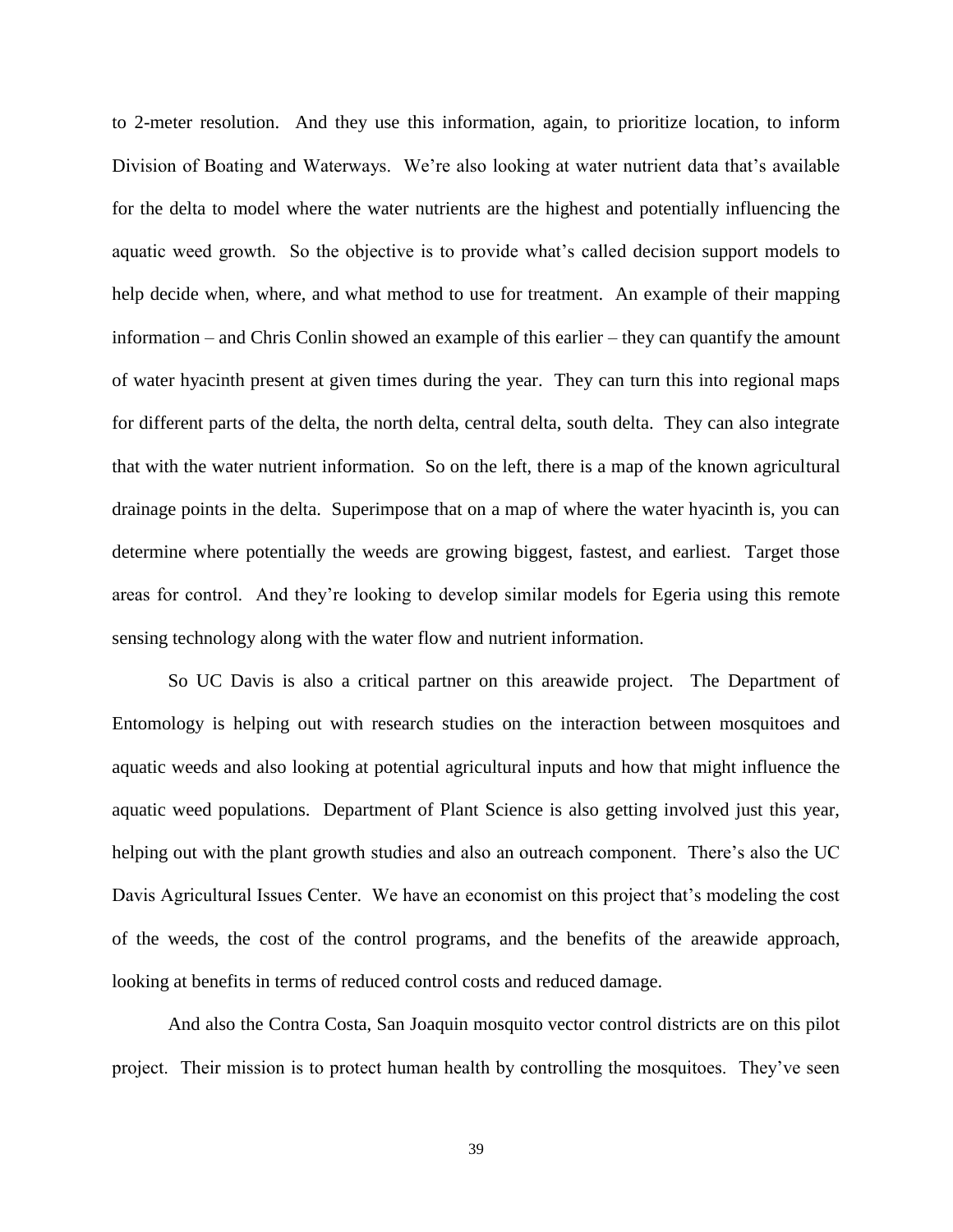to 2-meter resolution. And they use this information, again, to prioritize location, to inform Division of Boating and Waterways. We're also looking at water nutrient data that's available for the delta to model where the water nutrients are the highest and potentially influencing the aquatic weed growth. So the objective is to provide what's called decision support models to help decide when, where, and what method to use for treatment. An example of their mapping information – and Chris Conlin showed an example of this earlier – they can quantify the amount of water hyacinth present at given times during the year. They can turn this into regional maps for different parts of the delta, the north delta, central delta, south delta. They can also integrate that with the water nutrient information. So on the left, there is a map of the known agricultural drainage points in the delta. Superimpose that on a map of where the water hyacinth is, you can determine where potentially the weeds are growing biggest, fastest, and earliest. Target those areas for control. And they're looking to develop similar models for Egeria using this remote sensing technology along with the water flow and nutrient information.

So UC Davis is also a critical partner on this areawide project. The Department of Entomology is helping out with research studies on the interaction between mosquitoes and aquatic weeds and also looking at potential agricultural inputs and how that might influence the aquatic weed populations. Department of Plant Science is also getting involved just this year, helping out with the plant growth studies and also an outreach component. There's also the UC Davis Agricultural Issues Center. We have an economist on this project that's modeling the cost of the weeds, the cost of the control programs, and the benefits of the areawide approach, looking at benefits in terms of reduced control costs and reduced damage.

And also the Contra Costa, San Joaquin mosquito vector control districts are on this pilot project. Their mission is to protect human health by controlling the mosquitoes. They've seen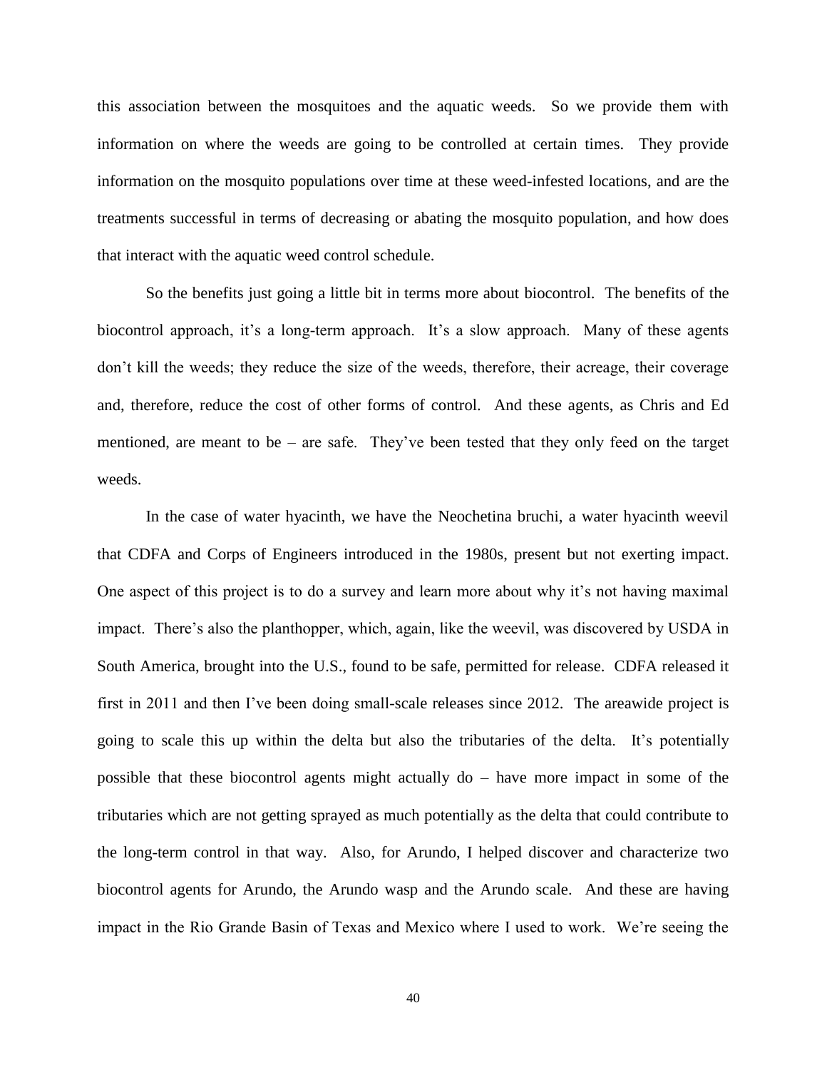this association between the mosquitoes and the aquatic weeds. So we provide them with information on where the weeds are going to be controlled at certain times. They provide information on the mosquito populations over time at these weed-infested locations, and are the treatments successful in terms of decreasing or abating the mosquito population, and how does that interact with the aquatic weed control schedule.

So the benefits just going a little bit in terms more about biocontrol. The benefits of the biocontrol approach, it's a long-term approach. It's a slow approach. Many of these agents don't kill the weeds; they reduce the size of the weeds, therefore, their acreage, their coverage and, therefore, reduce the cost of other forms of control. And these agents, as Chris and Ed mentioned, are meant to be – are safe. They've been tested that they only feed on the target weeds.

In the case of water hyacinth, we have the Neochetina bruchi, a water hyacinth weevil that CDFA and Corps of Engineers introduced in the 1980s, present but not exerting impact. One aspect of this project is to do a survey and learn more about why it's not having maximal impact. There's also the planthopper, which, again, like the weevil, was discovered by USDA in South America, brought into the U.S., found to be safe, permitted for release. CDFA released it first in 2011 and then I've been doing small-scale releases since 2012. The areawide project is going to scale this up within the delta but also the tributaries of the delta. It's potentially possible that these biocontrol agents might actually do – have more impact in some of the tributaries which are not getting sprayed as much potentially as the delta that could contribute to the long-term control in that way. Also, for Arundo, I helped discover and characterize two biocontrol agents for Arundo, the Arundo wasp and the Arundo scale. And these are having impact in the Rio Grande Basin of Texas and Mexico where I used to work. We're seeing the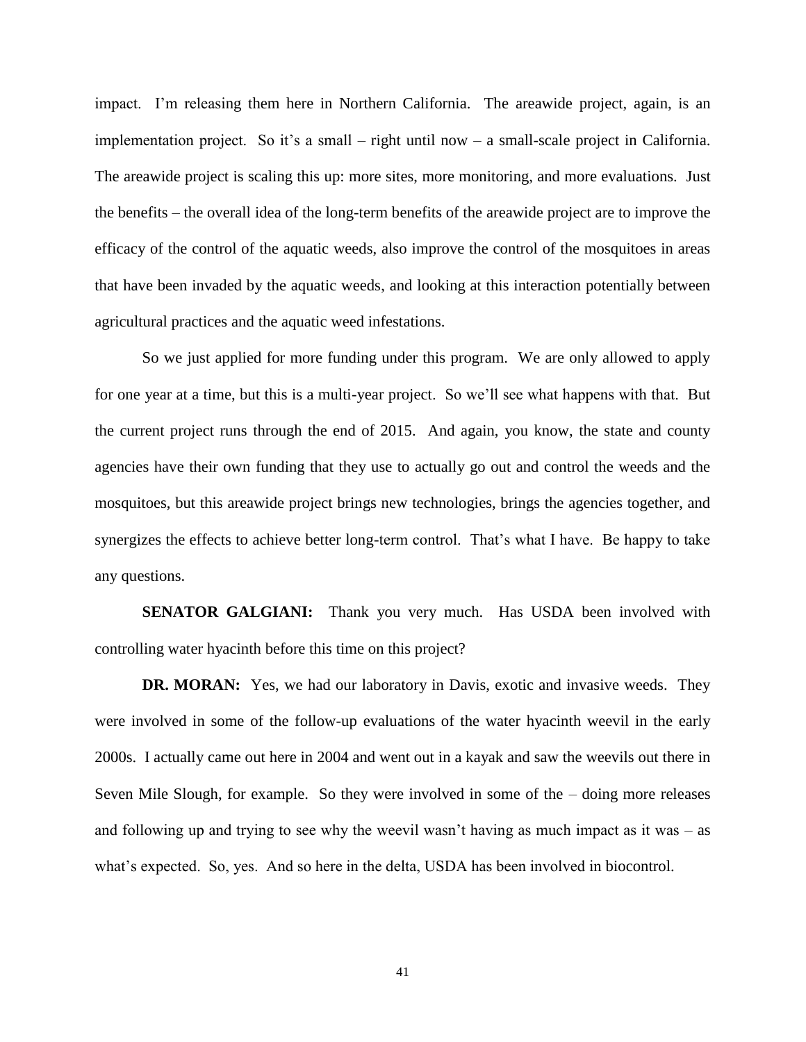impact. I'm releasing them here in Northern California. The areawide project, again, is an implementation project. So it's a small – right until now – a small-scale project in California. The areawide project is scaling this up: more sites, more monitoring, and more evaluations. Just the benefits – the overall idea of the long-term benefits of the areawide project are to improve the efficacy of the control of the aquatic weeds, also improve the control of the mosquitoes in areas that have been invaded by the aquatic weeds, and looking at this interaction potentially between agricultural practices and the aquatic weed infestations.

So we just applied for more funding under this program. We are only allowed to apply for one year at a time, but this is a multi-year project. So we'll see what happens with that. But the current project runs through the end of 2015. And again, you know, the state and county agencies have their own funding that they use to actually go out and control the weeds and the mosquitoes, but this areawide project brings new technologies, brings the agencies together, and synergizes the effects to achieve better long-term control. That's what I have. Be happy to take any questions.

**SENATOR GALGIANI:** Thank you very much. Has USDA been involved with controlling water hyacinth before this time on this project?

**DR. MORAN:** Yes, we had our laboratory in Davis, exotic and invasive weeds. They were involved in some of the follow-up evaluations of the water hyacinth weevil in the early 2000s. I actually came out here in 2004 and went out in a kayak and saw the weevils out there in Seven Mile Slough, for example. So they were involved in some of the – doing more releases and following up and trying to see why the weevil wasn't having as much impact as it was – as what's expected. So, yes. And so here in the delta, USDA has been involved in biocontrol.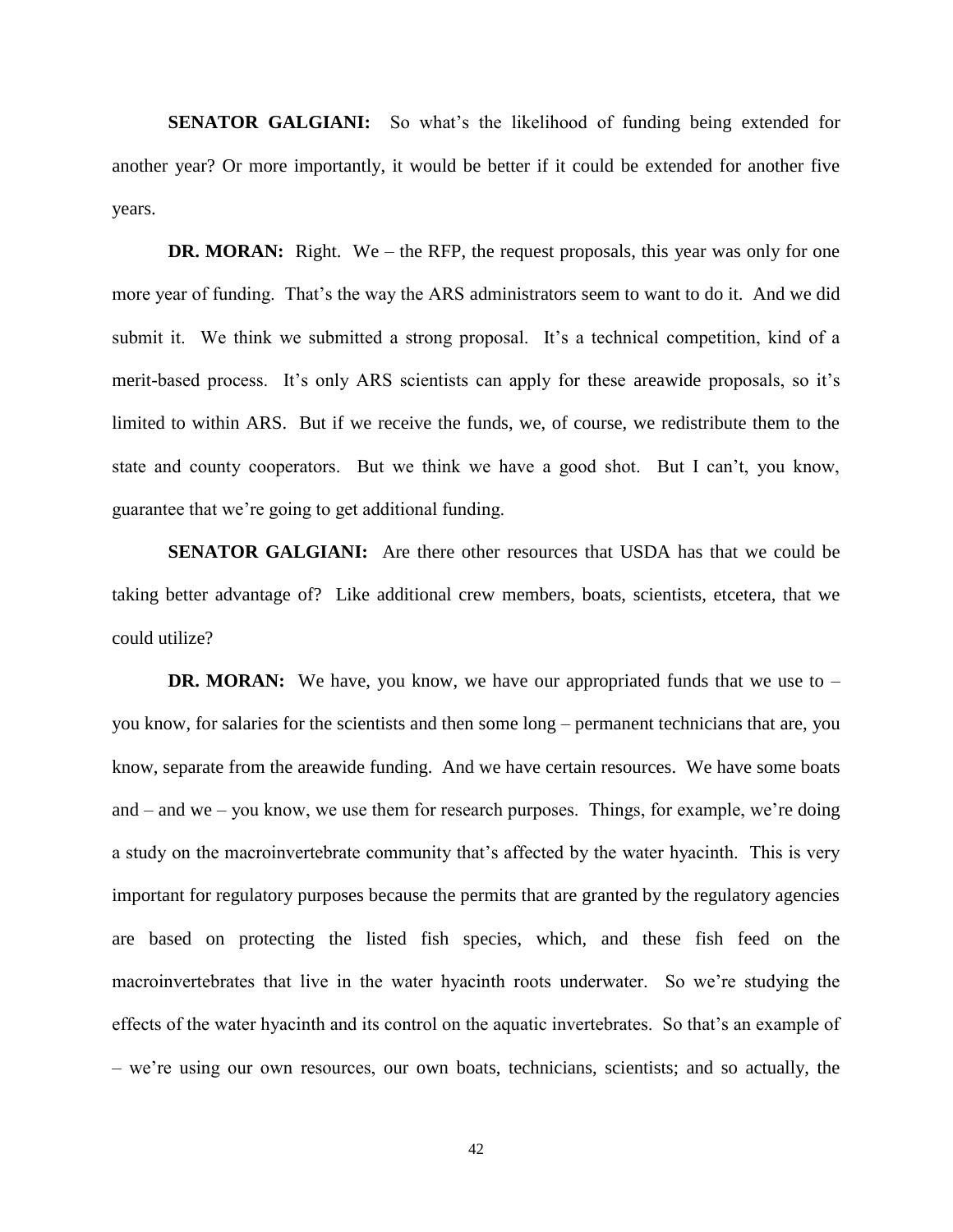**SENATOR GALGIANI:** So what's the likelihood of funding being extended for another year? Or more importantly, it would be better if it could be extended for another five years.

**DR. MORAN:** Right. We – the RFP, the request proposals, this year was only for one more year of funding. That's the way the ARS administrators seem to want to do it. And we did submit it. We think we submitted a strong proposal. It's a technical competition, kind of a merit-based process. It's only ARS scientists can apply for these areawide proposals, so it's limited to within ARS. But if we receive the funds, we, of course, we redistribute them to the state and county cooperators. But we think we have a good shot. But I can't, you know, guarantee that we're going to get additional funding.

**SENATOR GALGIANI:** Are there other resources that USDA has that we could be taking better advantage of? Like additional crew members, boats, scientists, etcetera, that we could utilize?

**DR. MORAN:** We have, you know, we have our appropriated funds that we use to – you know, for salaries for the scientists and then some long – permanent technicians that are, you know, separate from the areawide funding. And we have certain resources. We have some boats and – and we – you know, we use them for research purposes. Things, for example, we're doing a study on the macroinvertebrate community that's affected by the water hyacinth. This is very important for regulatory purposes because the permits that are granted by the regulatory agencies are based on protecting the listed fish species, which, and these fish feed on the macroinvertebrates that live in the water hyacinth roots underwater. So we're studying the effects of the water hyacinth and its control on the aquatic invertebrates. So that's an example of – we're using our own resources, our own boats, technicians, scientists; and so actually, the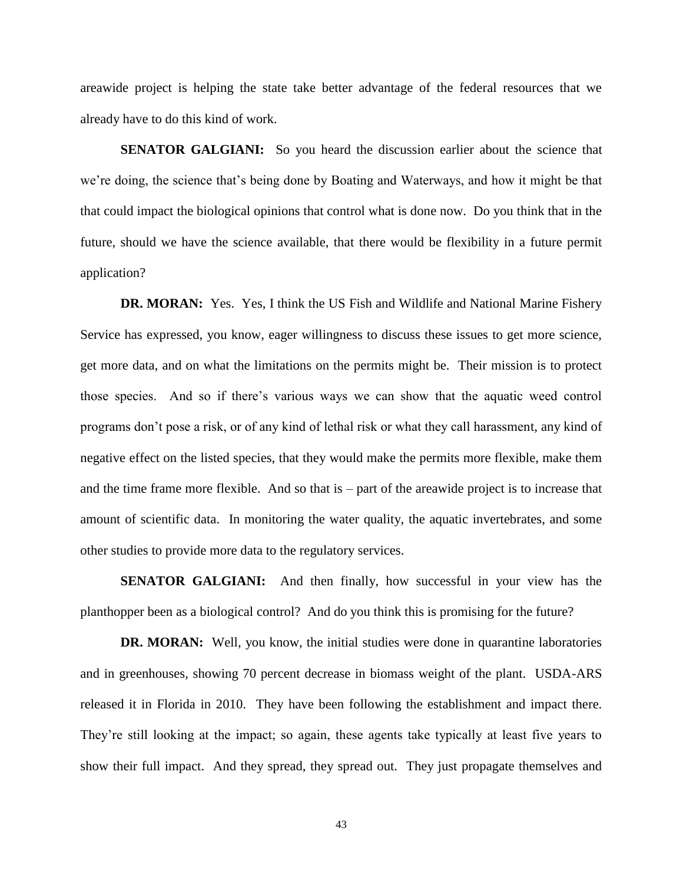areawide project is helping the state take better advantage of the federal resources that we already have to do this kind of work.

**SENATOR GALGIANI:** So you heard the discussion earlier about the science that we're doing, the science that's being done by Boating and Waterways, and how it might be that that could impact the biological opinions that control what is done now. Do you think that in the future, should we have the science available, that there would be flexibility in a future permit application?

**DR. MORAN:** Yes. Yes, I think the US Fish and Wildlife and National Marine Fishery Service has expressed, you know, eager willingness to discuss these issues to get more science, get more data, and on what the limitations on the permits might be. Their mission is to protect those species. And so if there's various ways we can show that the aquatic weed control programs don't pose a risk, or of any kind of lethal risk or what they call harassment, any kind of negative effect on the listed species, that they would make the permits more flexible, make them and the time frame more flexible. And so that is – part of the areawide project is to increase that amount of scientific data. In monitoring the water quality, the aquatic invertebrates, and some other studies to provide more data to the regulatory services.

**SENATOR GALGIANI:** And then finally, how successful in your view has the planthopper been as a biological control? And do you think this is promising for the future?

**DR. MORAN:** Well, you know, the initial studies were done in quarantine laboratories and in greenhouses, showing 70 percent decrease in biomass weight of the plant. USDA-ARS released it in Florida in 2010. They have been following the establishment and impact there. They're still looking at the impact; so again, these agents take typically at least five years to show their full impact. And they spread, they spread out. They just propagate themselves and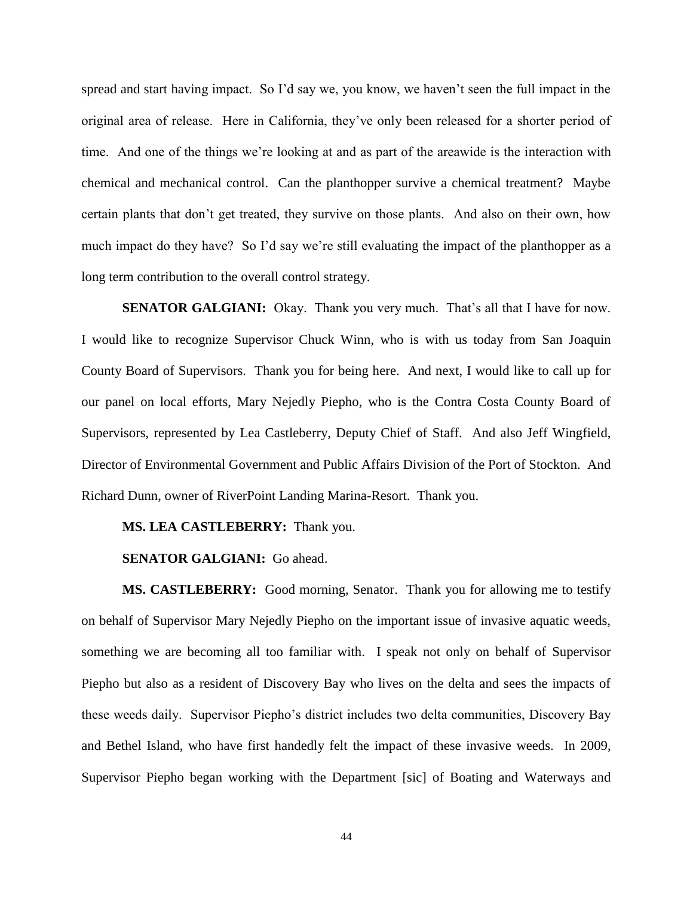spread and start having impact. So I'd say we, you know, we haven't seen the full impact in the original area of release. Here in California, they've only been released for a shorter period of time. And one of the things we're looking at and as part of the areawide is the interaction with chemical and mechanical control. Can the planthopper survive a chemical treatment? Maybe certain plants that don't get treated, they survive on those plants. And also on their own, how much impact do they have? So I'd say we're still evaluating the impact of the planthopper as a long term contribution to the overall control strategy.

**SENATOR GALGIANI:** Okay. Thank you very much. That's all that I have for now. I would like to recognize Supervisor Chuck Winn, who is with us today from San Joaquin County Board of Supervisors. Thank you for being here. And next, I would like to call up for our panel on local efforts, Mary Nejedly Piepho, who is the Contra Costa County Board of Supervisors, represented by Lea Castleberry, Deputy Chief of Staff. And also Jeff Wingfield, Director of Environmental Government and Public Affairs Division of the Port of Stockton. And Richard Dunn, owner of RiverPoint Landing Marina-Resort. Thank you.

**MS. LEA CASTLEBERRY:** Thank you.

**SENATOR GALGIANI:** Go ahead.

**MS. CASTLEBERRY:** Good morning, Senator. Thank you for allowing me to testify on behalf of Supervisor Mary Nejedly Piepho on the important issue of invasive aquatic weeds, something we are becoming all too familiar with. I speak not only on behalf of Supervisor Piepho but also as a resident of Discovery Bay who lives on the delta and sees the impacts of these weeds daily. Supervisor Piepho's district includes two delta communities, Discovery Bay and Bethel Island, who have first handedly felt the impact of these invasive weeds. In 2009, Supervisor Piepho began working with the Department [sic] of Boating and Waterways and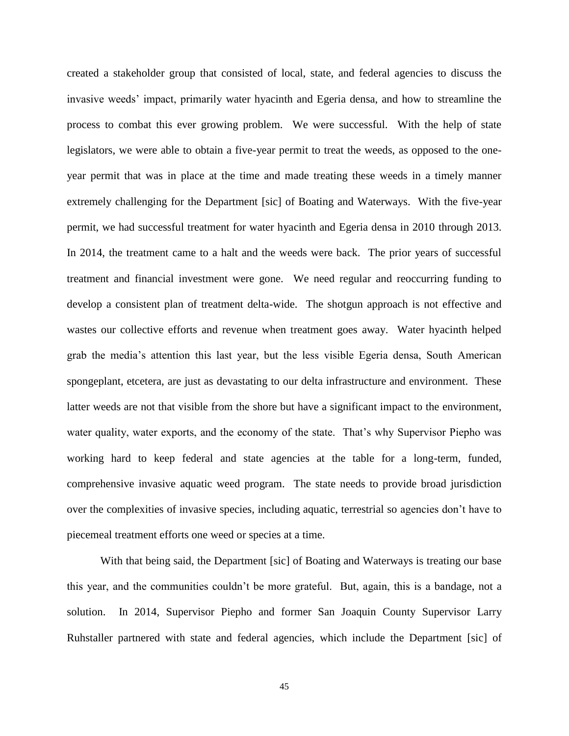created a stakeholder group that consisted of local, state, and federal agencies to discuss the invasive weeds' impact, primarily water hyacinth and Egeria densa, and how to streamline the process to combat this ever growing problem. We were successful. With the help of state legislators, we were able to obtain a five-year permit to treat the weeds, as opposed to the one-year permit that was in place at the time and made treating these weeds in a timely manner extremely challenging for the Department [sic] of Boating and Waterways. With the five-year permit, we had successful treatment for water hyacinth and Egeria densa in 2010 through 2013. In 2014, the treatment came to a halt and the weeds were back. The prior years of successful treatment and financial investment were gone. We need regular and reoccurring funding to develop a consistent plan of treatment delta-wide. The shotgun approach is not effective and wastes our collective efforts and revenue when treatment goes away. Water hyacinth helped grab the media's attention this last year, but the less visible Egeria densa, South American spongeplant, etcetera, are just as devastating to our delta infrastructure and environment. These latter weeds are not that visible from the shore but have a significant impact to the environment, water quality, water exports, and the economy of the state. That's why Supervisor Piepho was working hard to keep federal and state agencies at the table for a long-term, funded, comprehensive invasive aquatic weed program. The state needs to provide broad jurisdiction over the complexities of invasive species, including aquatic, terrestrial so agencies don't have to piecemeal treatment efforts one weed or species at a time.

With that being said, the Department [sic] of Boating and Waterways is treating our base this year, and the communities couldn't be more grateful. But, again, this is a bandage, not a solution. In 2014, Supervisor Piepho and former San Joaquin County Supervisor Larry Ruhstaller partnered with state and federal agencies, which include the Department [sic] of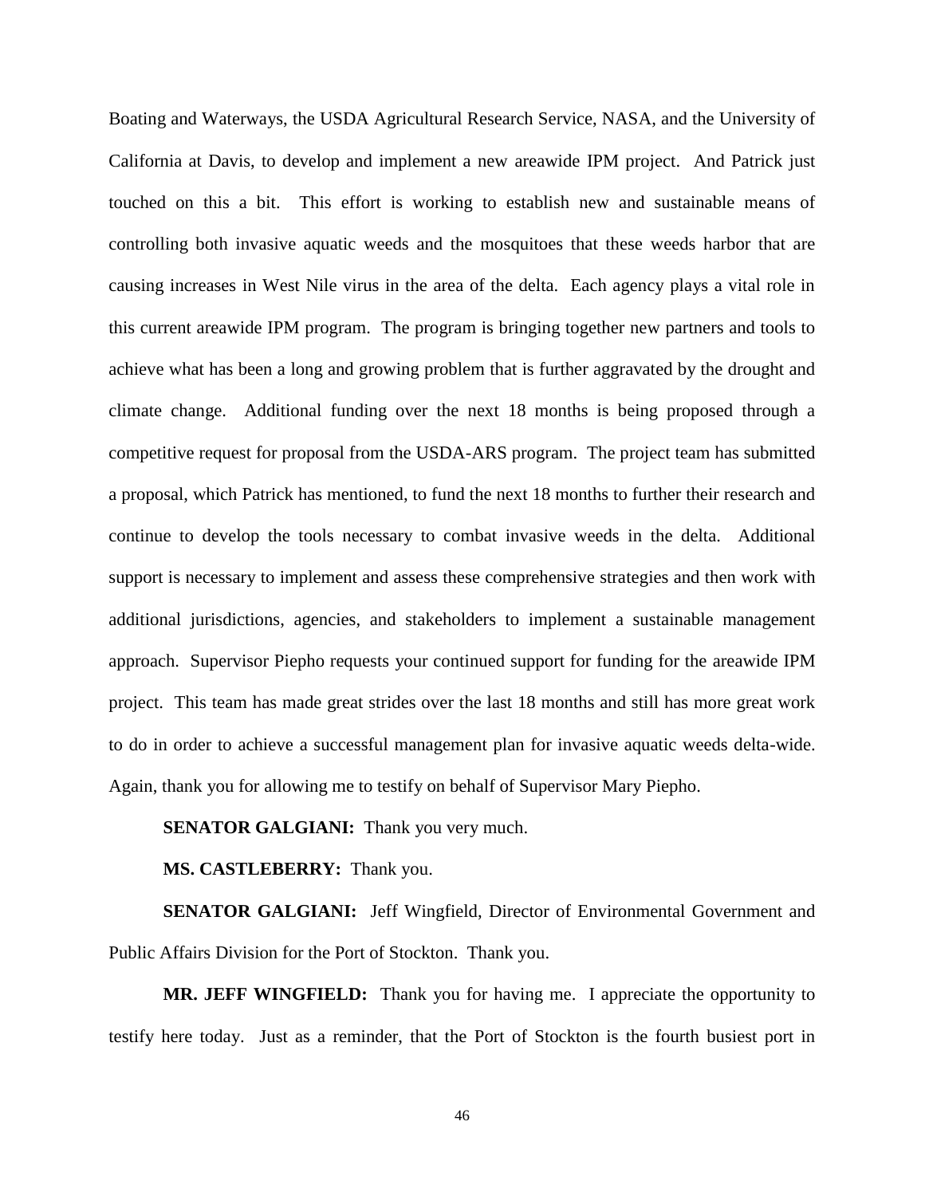Boating and Waterways, the USDA Agricultural Research Service, NASA, and the University of California at Davis, to develop and implement a new areawide IPM project. And Patrick just touched on this a bit. This effort is working to establish new and sustainable means of controlling both invasive aquatic weeds and the mosquitoes that these weeds harbor that are causing increases in West Nile virus in the area of the delta. Each agency plays a vital role in this current areawide IPM program. The program is bringing together new partners and tools to achieve what has been a long and growing problem that is further aggravated by the drought and climate change. Additional funding over the next 18 months is being proposed through a competitive request for proposal from the USDA-ARS program. The project team has submitted a proposal, which Patrick has mentioned, to fund the next 18 months to further their research and continue to develop the tools necessary to combat invasive weeds in the delta. Additional support is necessary to implement and assess these comprehensive strategies and then work with additional jurisdictions, agencies, and stakeholders to implement a sustainable management approach. Supervisor Piepho requests your continued support for funding for the areawide IPM project. This team has made great strides over the last 18 months and still has more great work to do in order to achieve a successful management plan for invasive aquatic weeds delta-wide. Again, thank you for allowing me to testify on behalf of Supervisor Mary Piepho.

**SENATOR GALGIANI:** Thank you very much.

**MS. CASTLEBERRY:** Thank you.

**SENATOR GALGIANI:** Jeff Wingfield, Director of Environmental Government and Public Affairs Division for the Port of Stockton. Thank you.

**MR. JEFF WINGFIELD:** Thank you for having me. I appreciate the opportunity to testify here today. Just as a reminder, that the Port of Stockton is the fourth busiest port in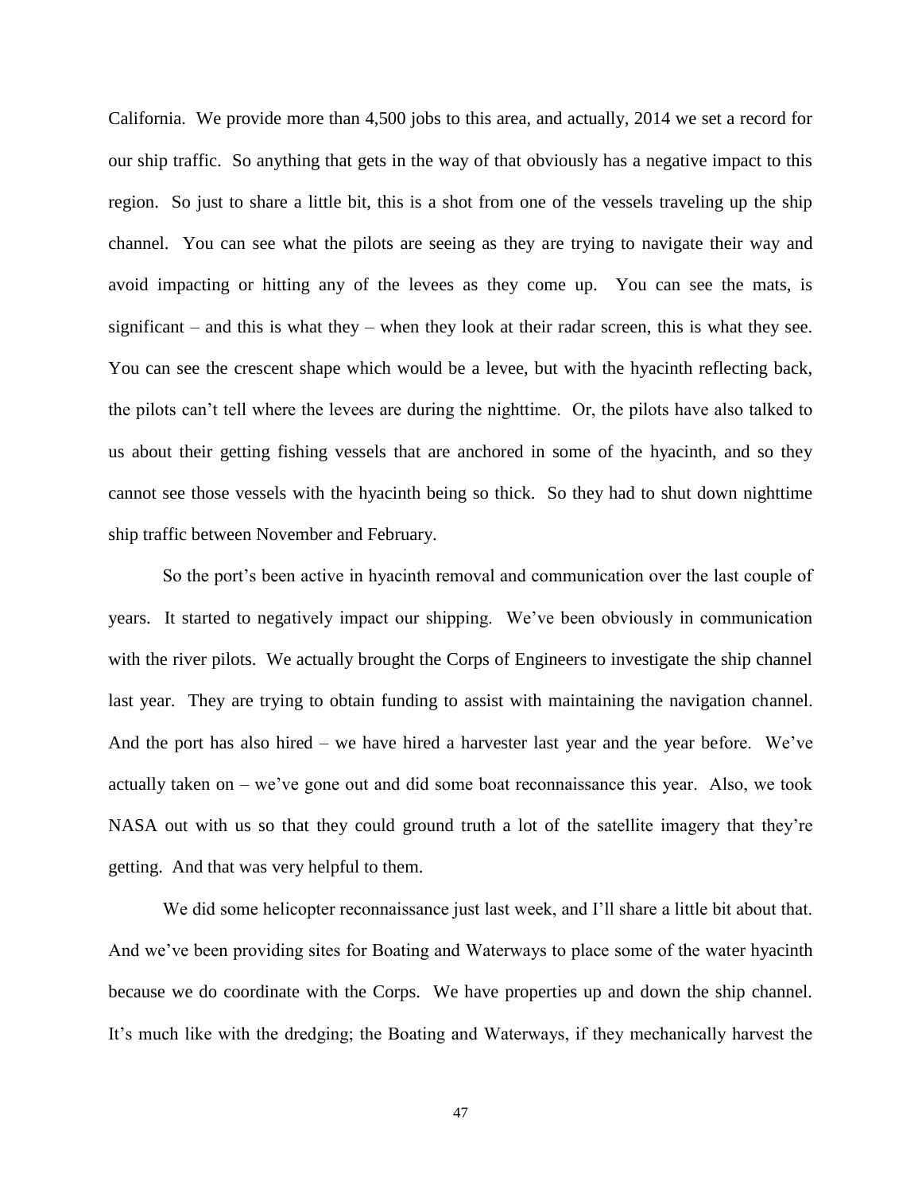California. We provide more than 4,500 jobs to this area, and actually, 2014 we set a record for our ship traffic. So anything that gets in the way of that obviously has a negative impact to this region. So just to share a little bit, this is a shot from one of the vessels traveling up the ship channel. You can see what the pilots are seeing as they are trying to navigate their way and avoid impacting or hitting any of the levees as they come up. You can see the mats, is significant – and this is what they – when they look at their radar screen, this is what they see. You can see the crescent shape which would be a levee, but with the hyacinth reflecting back, the pilots can't tell where the levees are during the nighttime. Or, the pilots have also talked to us about their getting fishing vessels that are anchored in some of the hyacinth, and so they cannot see those vessels with the hyacinth being so thick. So they had to shut down nighttime ship traffic between November and February.

So the port's been active in hyacinth removal and communication over the last couple of years. It started to negatively impact our shipping. We've been obviously in communication with the river pilots. We actually brought the Corps of Engineers to investigate the ship channel last year. They are trying to obtain funding to assist with maintaining the navigation channel. And the port has also hired – we have hired a harvester last year and the year before. We've actually taken on – we've gone out and did some boat reconnaissance this year. Also, we took NASA out with us so that they could ground truth a lot of the satellite imagery that they're getting. And that was very helpful to them.

We did some helicopter reconnaissance just last week, and I'll share a little bit about that. And we've been providing sites for Boating and Waterways to place some of the water hyacinth because we do coordinate with the Corps. We have properties up and down the ship channel. It's much like with the dredging; the Boating and Waterways, if they mechanically harvest the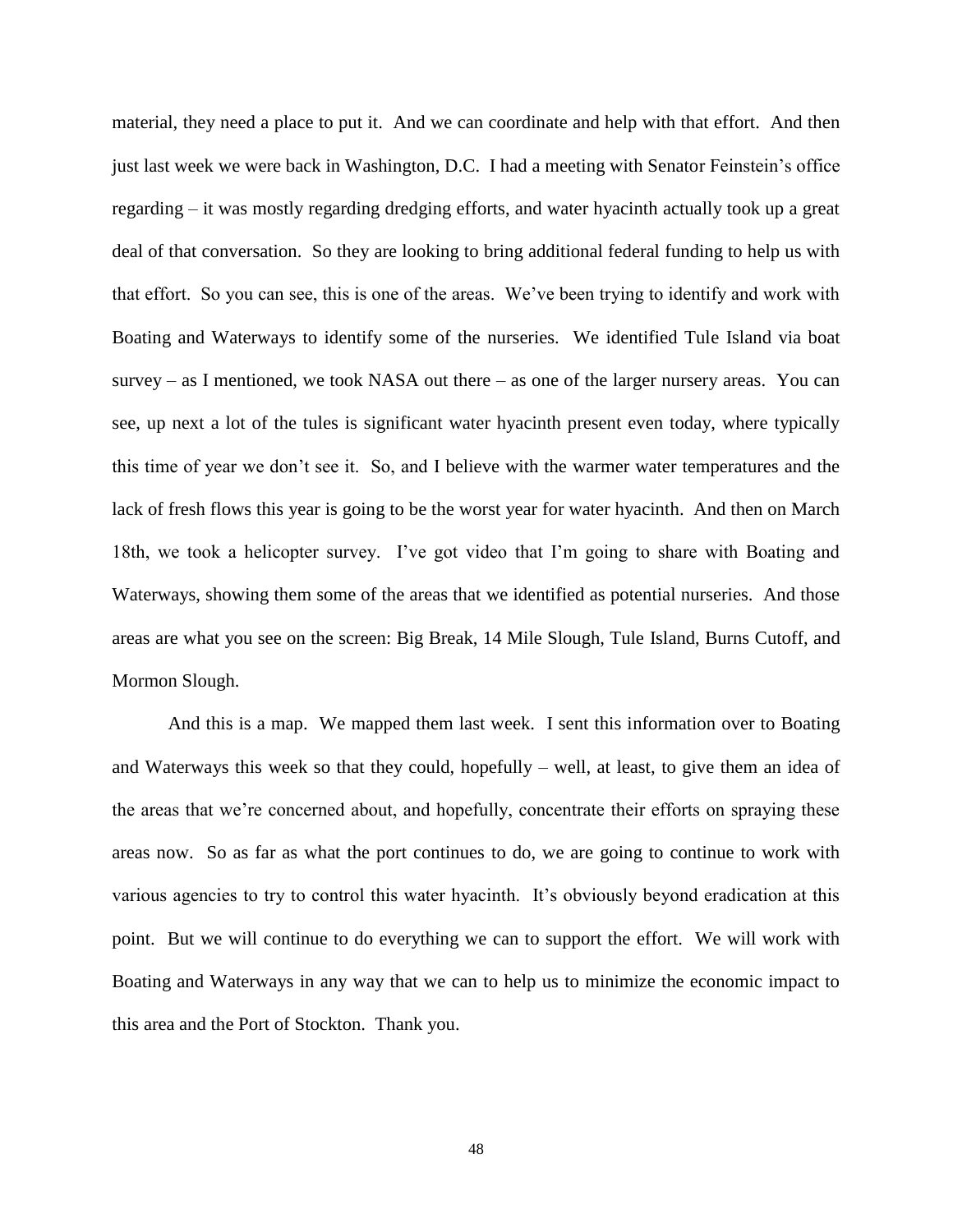material, they need a place to put it. And we can coordinate and help with that effort. And then just last week we were back in Washington, D.C. I had a meeting with Senator Feinstein's office regarding – it was mostly regarding dredging efforts, and water hyacinth actually took up a great deal of that conversation. So they are looking to bring additional federal funding to help us with that effort. So you can see, this is one of the areas. We've been trying to identify and work with Boating and Waterways to identify some of the nurseries. We identified Tule Island via boat survey – as I mentioned, we took NASA out there – as one of the larger nursery areas. You can see, up next a lot of the tules is significant water hyacinth present even today, where typically this time of year we don't see it. So, and I believe with the warmer water temperatures and the lack of fresh flows this year is going to be the worst year for water hyacinth. And then on March 18th, we took a helicopter survey. I've got video that I'm going to share with Boating and Waterways, showing them some of the areas that we identified as potential nurseries. And those areas are what you see on the screen: Big Break, 14 Mile Slough, Tule Island, Burns Cutoff, and Mormon Slough.

And this is a map. We mapped them last week. I sent this information over to Boating and Waterways this week so that they could, hopefully – well, at least, to give them an idea of the areas that we're concerned about, and hopefully, concentrate their efforts on spraying these areas now. So as far as what the port continues to do, we are going to continue to work with various agencies to try to control this water hyacinth. It's obviously beyond eradication at this point. But we will continue to do everything we can to support the effort. We will work with Boating and Waterways in any way that we can to help us to minimize the economic impact to this area and the Port of Stockton. Thank you.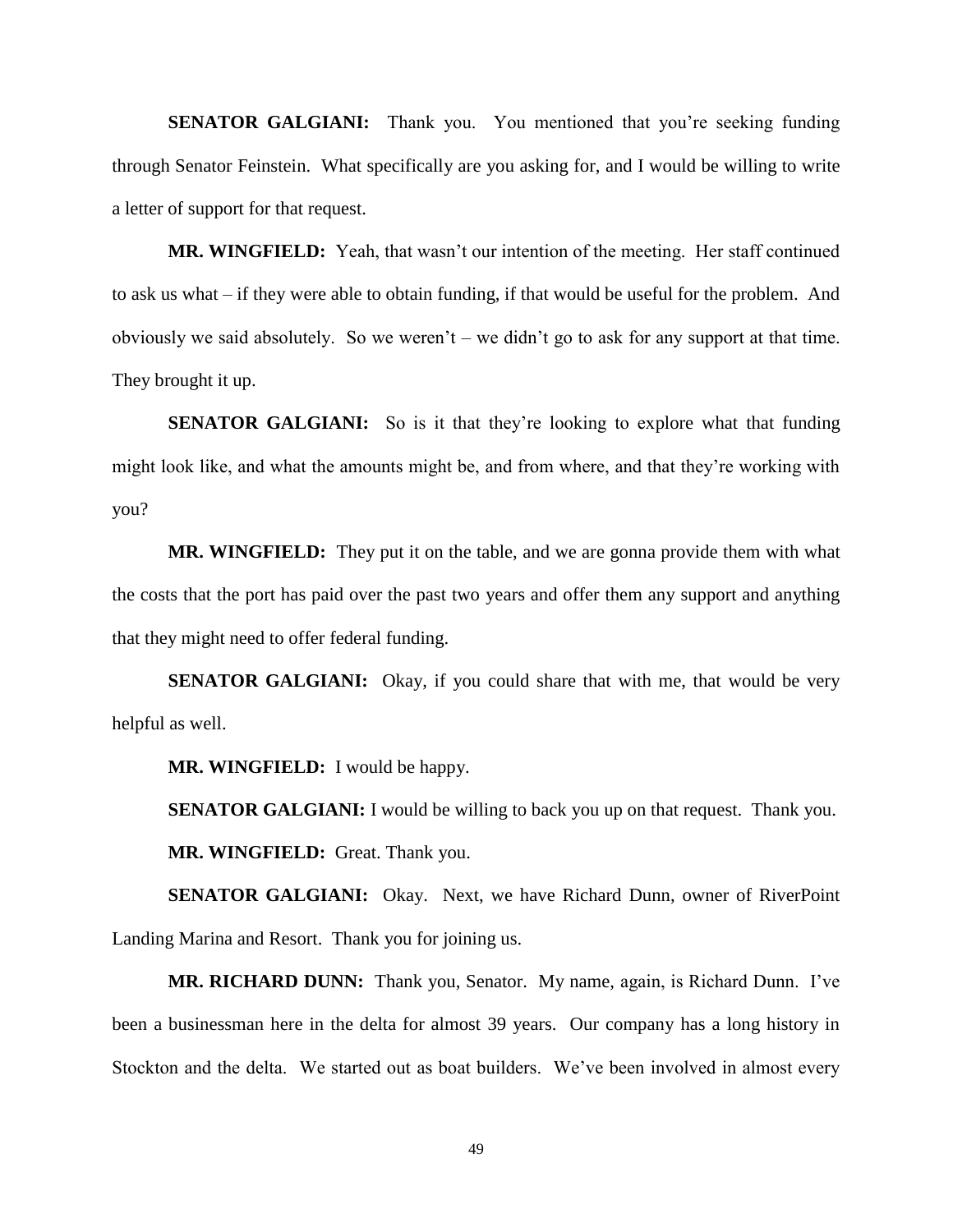**SENATOR GALGIANI:** Thank you. You mentioned that you're seeking funding through Senator Feinstein. What specifically are you asking for, and I would be willing to write a letter of support for that request.

**MR. WINGFIELD:** Yeah, that wasn't our intention of the meeting. Her staff continued to ask us what – if they were able to obtain funding, if that would be useful for the problem. And obviously we said absolutely. So we weren't – we didn't go to ask for any support at that time. They brought it up.

**SENATOR GALGIANI:** So is it that they're looking to explore what that funding might look like, and what the amounts might be, and from where, and that they're working with you?

**MR. WINGFIELD:** They put it on the table, and we are gonna provide them with what the costs that the port has paid over the past two years and offer them any support and anything that they might need to offer federal funding.

**SENATOR GALGIANI:** Okay, if you could share that with me, that would be very helpful as well.

**MR. WINGFIELD:** I would be happy.

**SENATOR GALGIANI:** I would be willing to back you up on that request. Thank you.

**MR. WINGFIELD:** Great. Thank you.

**SENATOR GALGIANI:** Okay. Next, we have Richard Dunn, owner of RiverPoint Landing Marina and Resort. Thank you for joining us.

**MR. RICHARD DUNN:** Thank you, Senator. My name, again, is Richard Dunn. I've been a businessman here in the delta for almost 39 years. Our company has a long history in Stockton and the delta. We started out as boat builders. We've been involved in almost every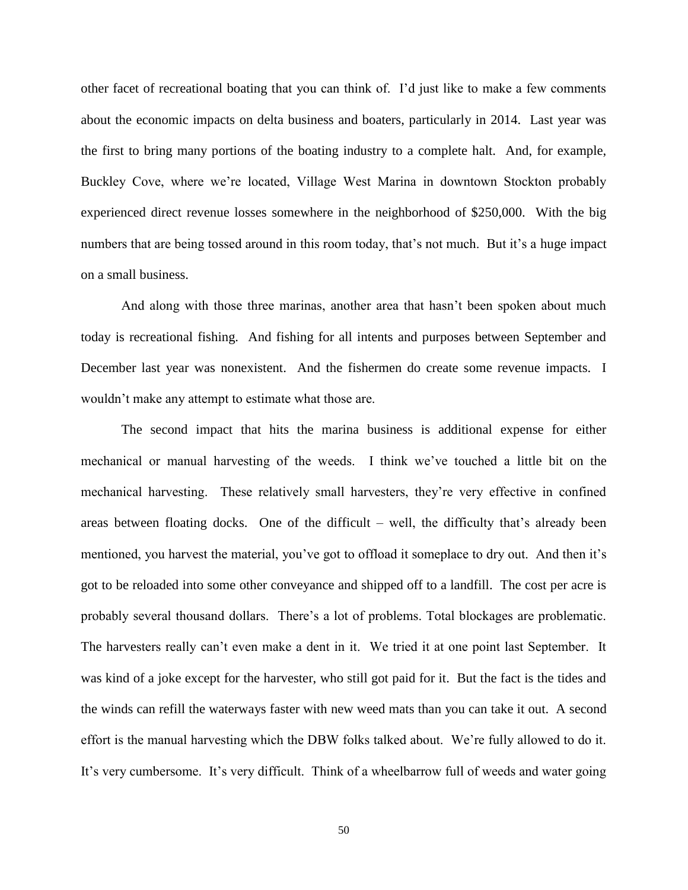other facet of recreational boating that you can think of. I'd just like to make a few comments about the economic impacts on delta business and boaters, particularly in 2014. Last year was the first to bring many portions of the boating industry to a complete halt. And, for example, Buckley Cove, where we're located, Village West Marina in downtown Stockton probably experienced direct revenue losses somewhere in the neighborhood of $250,000. With the big numbers that are being tossed around in this room today, that's not much. But it's a huge impact on a small business.

And along with those three marinas, another area that hasn't been spoken about much today is recreational fishing. And fishing for all intents and purposes between September and December last year was nonexistent. And the fishermen do create some revenue impacts. I wouldn't make any attempt to estimate what those are.

The second impact that hits the marina business is additional expense for either mechanical or manual harvesting of the weeds. I think we've touched a little bit on the mechanical harvesting. These relatively small harvesters, they're very effective in confined areas between floating docks. One of the difficult – well, the difficulty that's already been mentioned, you harvest the material, you've got to offload it someplace to dry out. And then it's got to be reloaded into some other conveyance and shipped off to a landfill. The cost per acre is probably several thousand dollars. There's a lot of problems. Total blockages are problematic. The harvesters really can't even make a dent in it. We tried it at one point last September. It was kind of a joke except for the harvester, who still got paid for it. But the fact is the tides and the winds can refill the waterways faster with new weed mats than you can take it out. A second effort is the manual harvesting which the DBW folks talked about. We're fully allowed to do it. It's very cumbersome. It's very difficult. Think of a wheelbarrow full of weeds and water going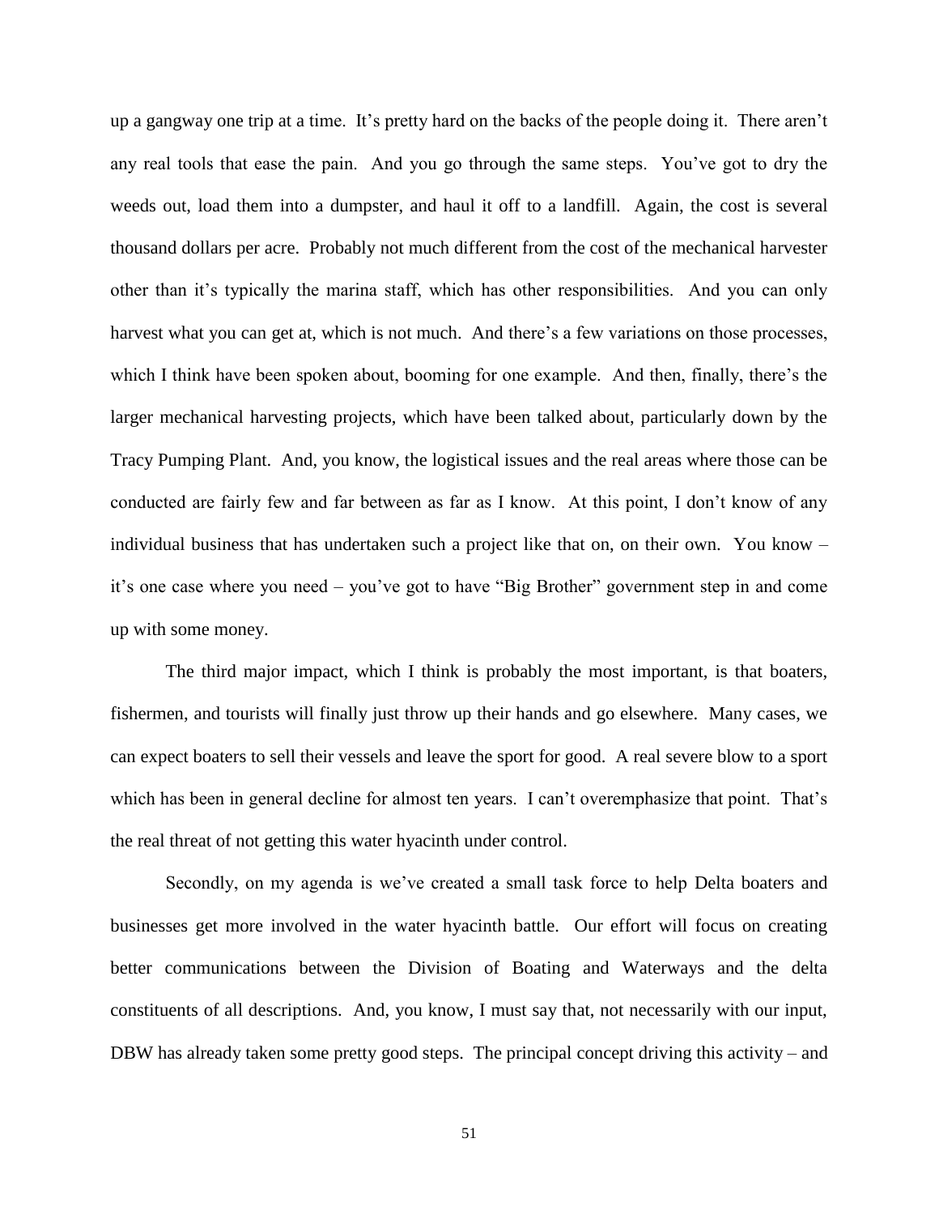up a gangway one trip at a time. It's pretty hard on the backs of the people doing it. There aren't any real tools that ease the pain. And you go through the same steps. You've got to dry the weeds out, load them into a dumpster, and haul it off to a landfill. Again, the cost is several thousand dollars per acre. Probably not much different from the cost of the mechanical harvester other than it's typically the marina staff, which has other responsibilities. And you can only harvest what you can get at, which is not much. And there's a few variations on those processes, which I think have been spoken about, booming for one example. And then, finally, there's the larger mechanical harvesting projects, which have been talked about, particularly down by the Tracy Pumping Plant. And, you know, the logistical issues and the real areas where those can be conducted are fairly few and far between as far as I know. At this point, I don't know of any individual business that has undertaken such a project like that on, on their own. You know – it's one case where you need – you've got to have "Big Brother" government step in and come up with some money.

The third major impact, which I think is probably the most important, is that boaters, fishermen, and tourists will finally just throw up their hands and go elsewhere. Many cases, we can expect boaters to sell their vessels and leave the sport for good. A real severe blow to a sport which has been in general decline for almost ten years. I can't overemphasize that point. That's the real threat of not getting this water hyacinth under control.

Secondly, on my agenda is we've created a small task force to help Delta boaters and businesses get more involved in the water hyacinth battle. Our effort will focus on creating better communications between the Division of Boating and Waterways and the delta constituents of all descriptions. And, you know, I must say that, not necessarily with our input, DBW has already taken some pretty good steps. The principal concept driving this activity – and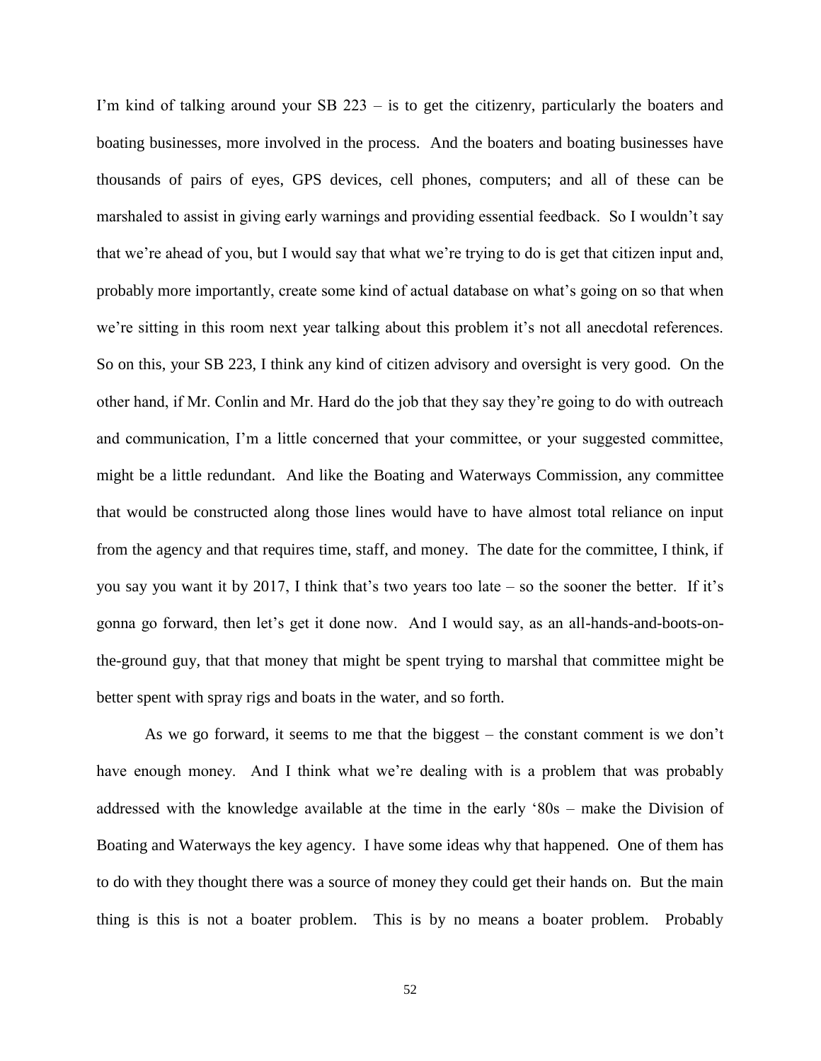I'm kind of talking around your SB 223 – is to get the citizenry, particularly the boaters and boating businesses, more involved in the process. And the boaters and boating businesses have thousands of pairs of eyes, GPS devices, cell phones, computers; and all of these can be marshaled to assist in giving early warnings and providing essential feedback. So I wouldn't say that we're ahead of you, but I would say that what we're trying to do is get that citizen input and, probably more importantly, create some kind of actual database on what's going on so that when we're sitting in this room next year talking about this problem it's not all anecdotal references. So on this, your SB 223, I think any kind of citizen advisory and oversight is very good. On the other hand, if Mr. Conlin and Mr. Hard do the job that they say they're going to do with outreach and communication, I'm a little concerned that your committee, or your suggested committee, might be a little redundant. And like the Boating and Waterways Commission, any committee that would be constructed along those lines would have to have almost total reliance on input from the agency and that requires time, staff, and money. The date for the committee, I think, if you say you want it by 2017, I think that's two years too late – so the sooner the better. If it's gonna go forward, then let's get it done now. And I would say, as an all-hands-and-boots-on-the-ground guy, that that money that might be spent trying to marshal that committee might be better spent with spray rigs and boats in the water, and so forth.

As we go forward, it seems to me that the biggest – the constant comment is we don't have enough money. And I think what we're dealing with is a problem that was probably addressed with the knowledge available at the time in the early '80s – make the Division of Boating and Waterways the key agency. I have some ideas why that happened. One of them has to do with they thought there was a source of money they could get their hands on. But the main thing is this is not a boater problem. This is by no means a boater problem. Probably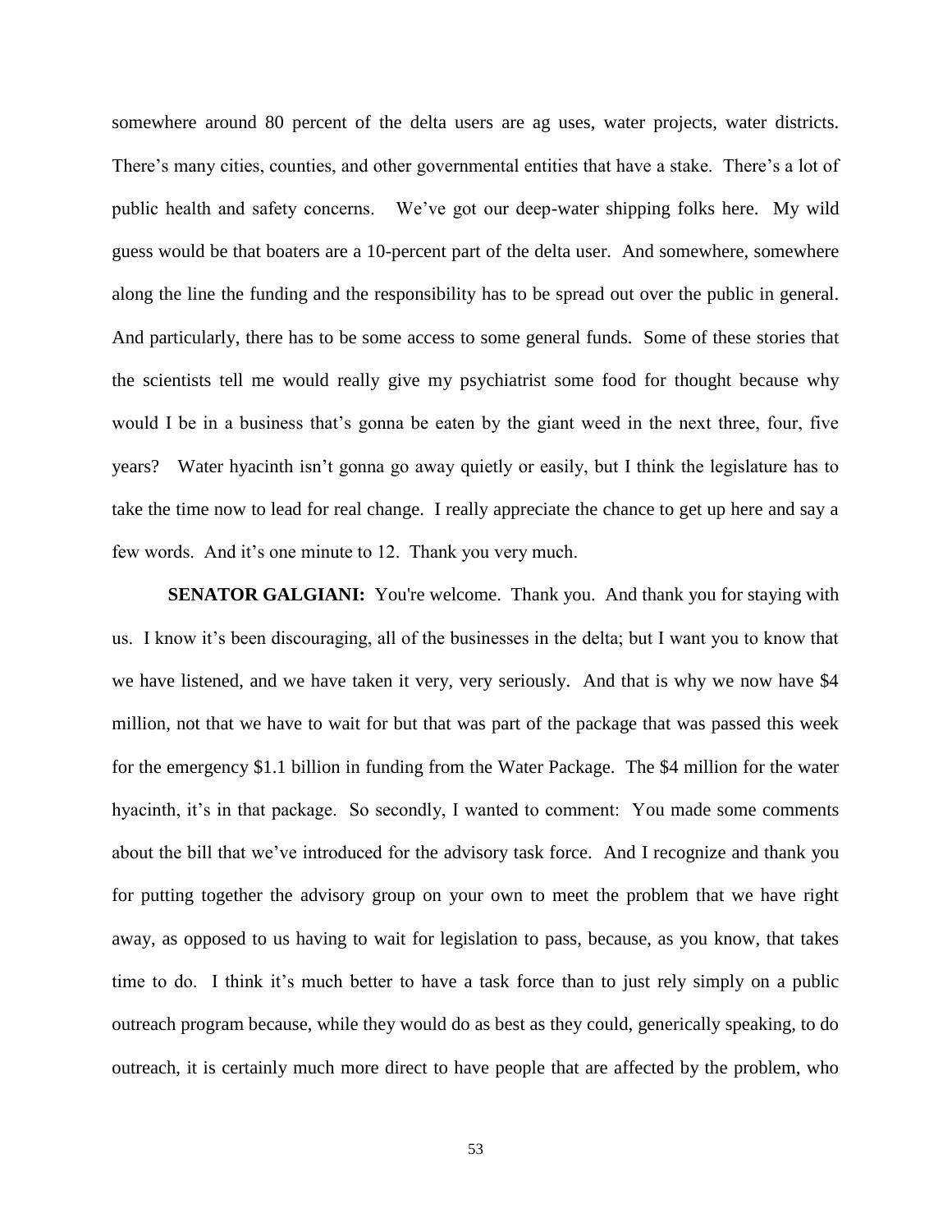somewhere around 80 percent of the delta users are ag uses, water projects, water districts. There's many cities, counties, and other governmental entities that have a stake. There's a lot of public health and safety concerns. We've got our deep-water shipping folks here. My wild guess would be that boaters are a 10-percent part of the delta user. And somewhere, somewhere along the line the funding and the responsibility has to be spread out over the public in general. And particularly, there has to be some access to some general funds. Some of these stories that the scientists tell me would really give my psychiatrist some food for thought because why would I be in a business that's gonna be eaten by the giant weed in the next three, four, five years? Water hyacinth isn't gonna go away quietly or easily, but I think the legislature has to take the time now to lead for real change. I really appreciate the chance to get up here and say a few words. And it's one minute to 12. Thank you very much.

**SENATOR GALGIANI:** You're welcome. Thank you. And thank you for staying with us. I know it's been discouraging, all of the businesses in the delta; but I want you to know that we have listened, and we have taken it very, very seriously. And that is why we now have $4 million, not that we have to wait for but that was part of the package that was passed this week for the emergency $1.1 billion in funding from the Water Package. The $4 million for the water hyacinth, it's in that package. So secondly, I wanted to comment: You made some comments about the bill that we've introduced for the advisory task force. And I recognize and thank you for putting together the advisory group on your own to meet the problem that we have right away, as opposed to us having to wait for legislation to pass, because, as you know, that takes time to do. I think it's much better to have a task force than to just rely simply on a public outreach program because, while they would do as best as they could, generically speaking, to do outreach, it is certainly much more direct to have people that are affected by the problem, who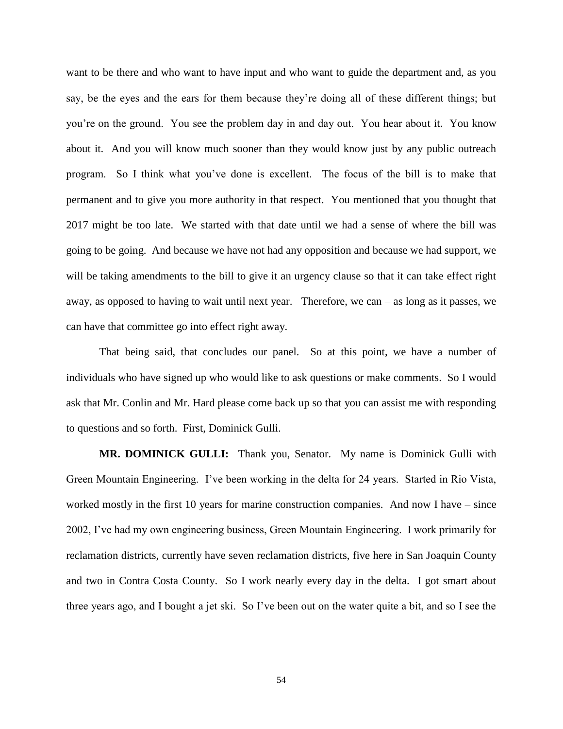want to be there and who want to have input and who want to guide the department and, as you say, be the eyes and the ears for them because they're doing all of these different things; but you're on the ground. You see the problem day in and day out. You hear about it. You know about it. And you will know much sooner than they would know just by any public outreach program. So I think what you've done is excellent. The focus of the bill is to make that permanent and to give you more authority in that respect. You mentioned that you thought that 2017 might be too late. We started with that date until we had a sense of where the bill was going to be going. And because we have not had any opposition and because we had support, we will be taking amendments to the bill to give it an urgency clause so that it can take effect right away, as opposed to having to wait until next year. Therefore, we can – as long as it passes, we can have that committee go into effect right away.

That being said, that concludes our panel. So at this point, we have a number of individuals who have signed up who would like to ask questions or make comments. So I would ask that Mr. Conlin and Mr. Hard please come back up so that you can assist me with responding to questions and so forth. First, Dominick Gulli.

**MR. DOMINICK GULLI:** Thank you, Senator. My name is Dominick Gulli with Green Mountain Engineering. I've been working in the delta for 24 years. Started in Rio Vista, worked mostly in the first 10 years for marine construction companies. And now I have – since 2002, I've had my own engineering business, Green Mountain Engineering. I work primarily for reclamation districts, currently have seven reclamation districts, five here in San Joaquin County and two in Contra Costa County. So I work nearly every day in the delta. I got smart about three years ago, and I bought a jet ski. So I've been out on the water quite a bit, and so I see the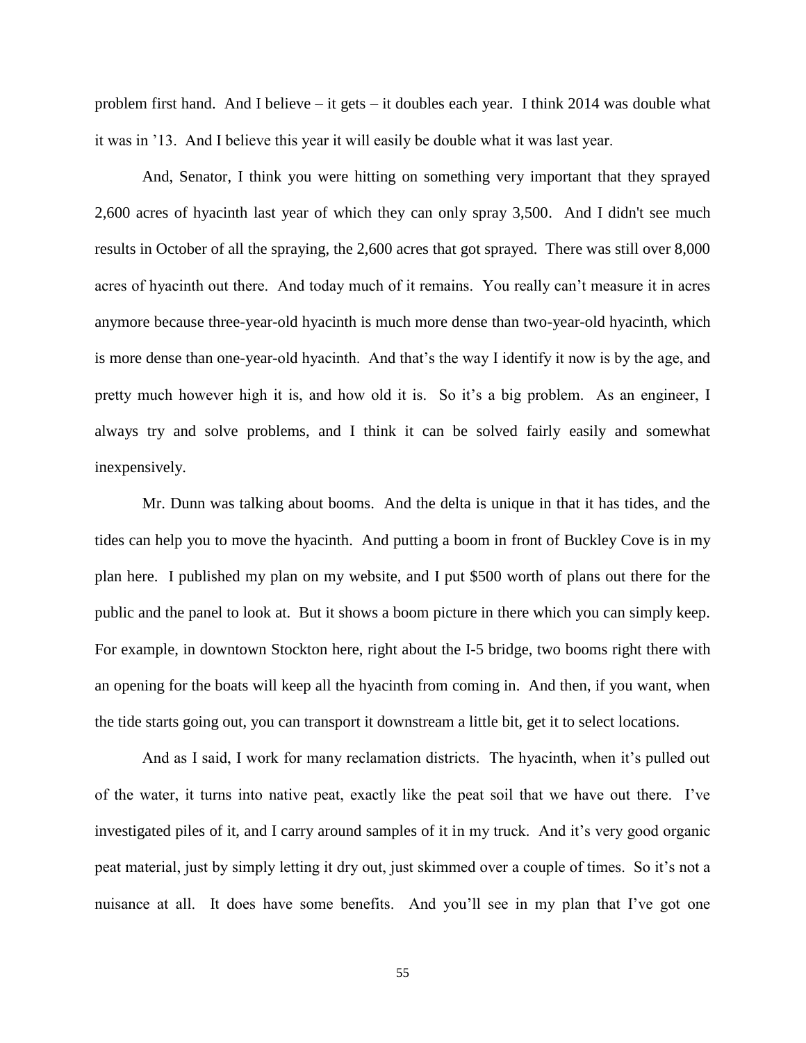problem first hand. And I believe – it gets – it doubles each year. I think 2014 was double what it was in '13. And I believe this year it will easily be double what it was last year.

And, Senator, I think you were hitting on something very important that they sprayed 2,600 acres of hyacinth last year of which they can only spray 3,500. And I didn't see much results in October of all the spraying, the 2,600 acres that got sprayed. There was still over 8,000 acres of hyacinth out there. And today much of it remains. You really can't measure it in acres anymore because three-year-old hyacinth is much more dense than two-year-old hyacinth, which is more dense than one-year-old hyacinth. And that's the way I identify it now is by the age, and pretty much however high it is, and how old it is. So it's a big problem. As an engineer, I always try and solve problems, and I think it can be solved fairly easily and somewhat inexpensively.

Mr. Dunn was talking about booms. And the delta is unique in that it has tides, and the tides can help you to move the hyacinth. And putting a boom in front of Buckley Cove is in my plan here. I published my plan on my website, and I put $500 worth of plans out there for the public and the panel to look at. But it shows a boom picture in there which you can simply keep. For example, in downtown Stockton here, right about the I-5 bridge, two booms right there with an opening for the boats will keep all the hyacinth from coming in. And then, if you want, when the tide starts going out, you can transport it downstream a little bit, get it to select locations.

And as I said, I work for many reclamation districts. The hyacinth, when it's pulled out of the water, it turns into native peat, exactly like the peat soil that we have out there. I've investigated piles of it, and I carry around samples of it in my truck. And it's very good organic peat material, just by simply letting it dry out, just skimmed over a couple of times. So it's not a nuisance at all. It does have some benefits. And you'll see in my plan that I've got one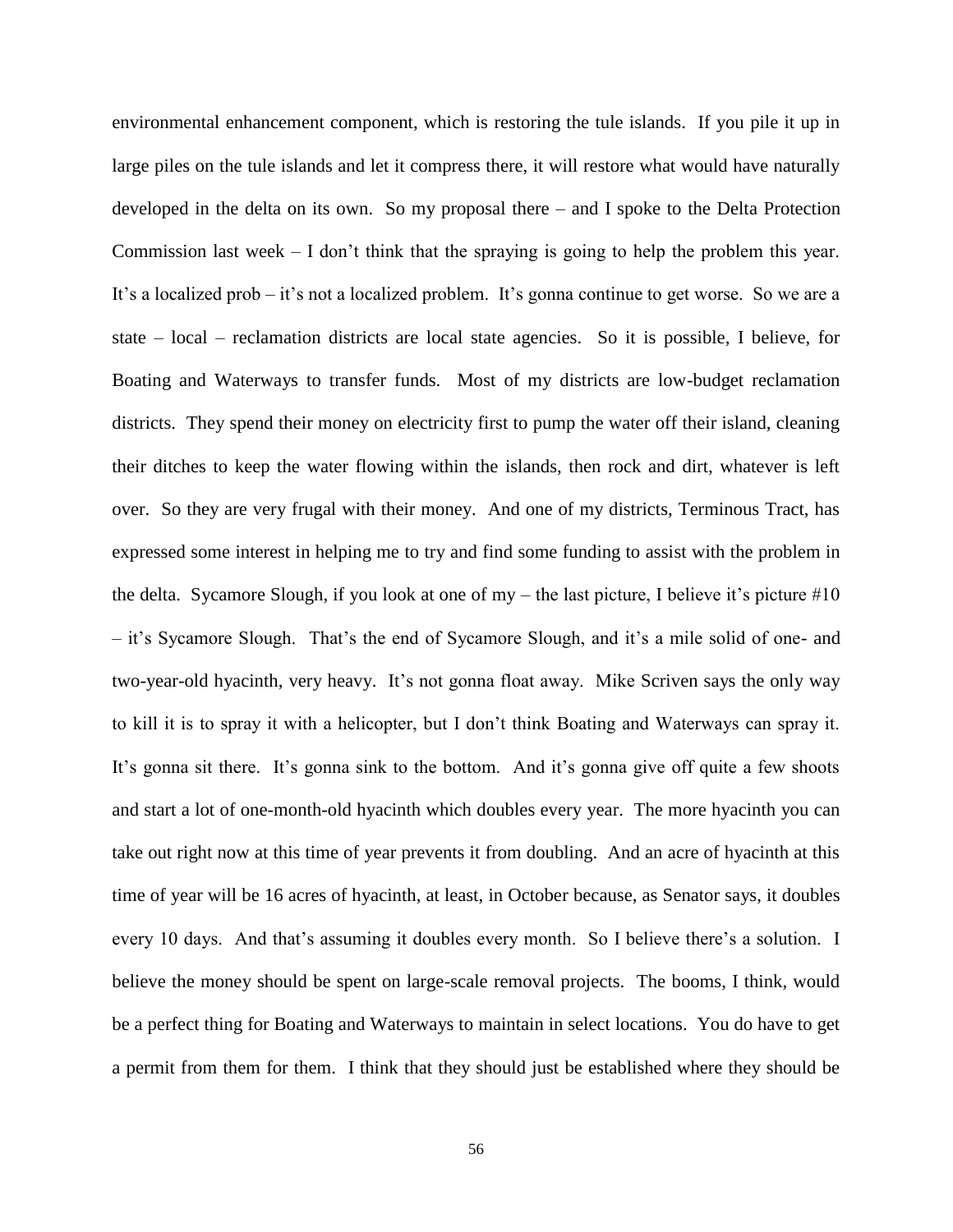environmental enhancement component, which is restoring the tule islands. If you pile it up in large piles on the tule islands and let it compress there, it will restore what would have naturally developed in the delta on its own. So my proposal there – and I spoke to the Delta Protection Commission last week – I don't think that the spraying is going to help the problem this year. It's a localized prob – it's not a localized problem. It's gonna continue to get worse. So we are a state – local – reclamation districts are local state agencies. So it is possible, I believe, for Boating and Waterways to transfer funds. Most of my districts are low-budget reclamation districts. They spend their money on electricity first to pump the water off their island, cleaning their ditches to keep the water flowing within the islands, then rock and dirt, whatever is left over. So they are very frugal with their money. And one of my districts, Terminous Tract, has expressed some interest in helping me to try and find some funding to assist with the problem in the delta. Sycamore Slough, if you look at one of my – the last picture, I believe it's picture #10 – it's Sycamore Slough. That's the end of Sycamore Slough, and it's a mile solid of one- and two-year-old hyacinth, very heavy. It's not gonna float away. Mike Scriven says the only way to kill it is to spray it with a helicopter, but I don't think Boating and Waterways can spray it. It's gonna sit there. It's gonna sink to the bottom. And it's gonna give off quite a few shoots and start a lot of one-month-old hyacinth which doubles every year. The more hyacinth you can take out right now at this time of year prevents it from doubling. And an acre of hyacinth at this time of year will be 16 acres of hyacinth, at least, in October because, as Senator says, it doubles every 10 days. And that's assuming it doubles every month. So I believe there's a solution. I believe the money should be spent on large-scale removal projects. The booms, I think, would be a perfect thing for Boating and Waterways to maintain in select locations. You do have to get a permit from them for them. I think that they should just be established where they should be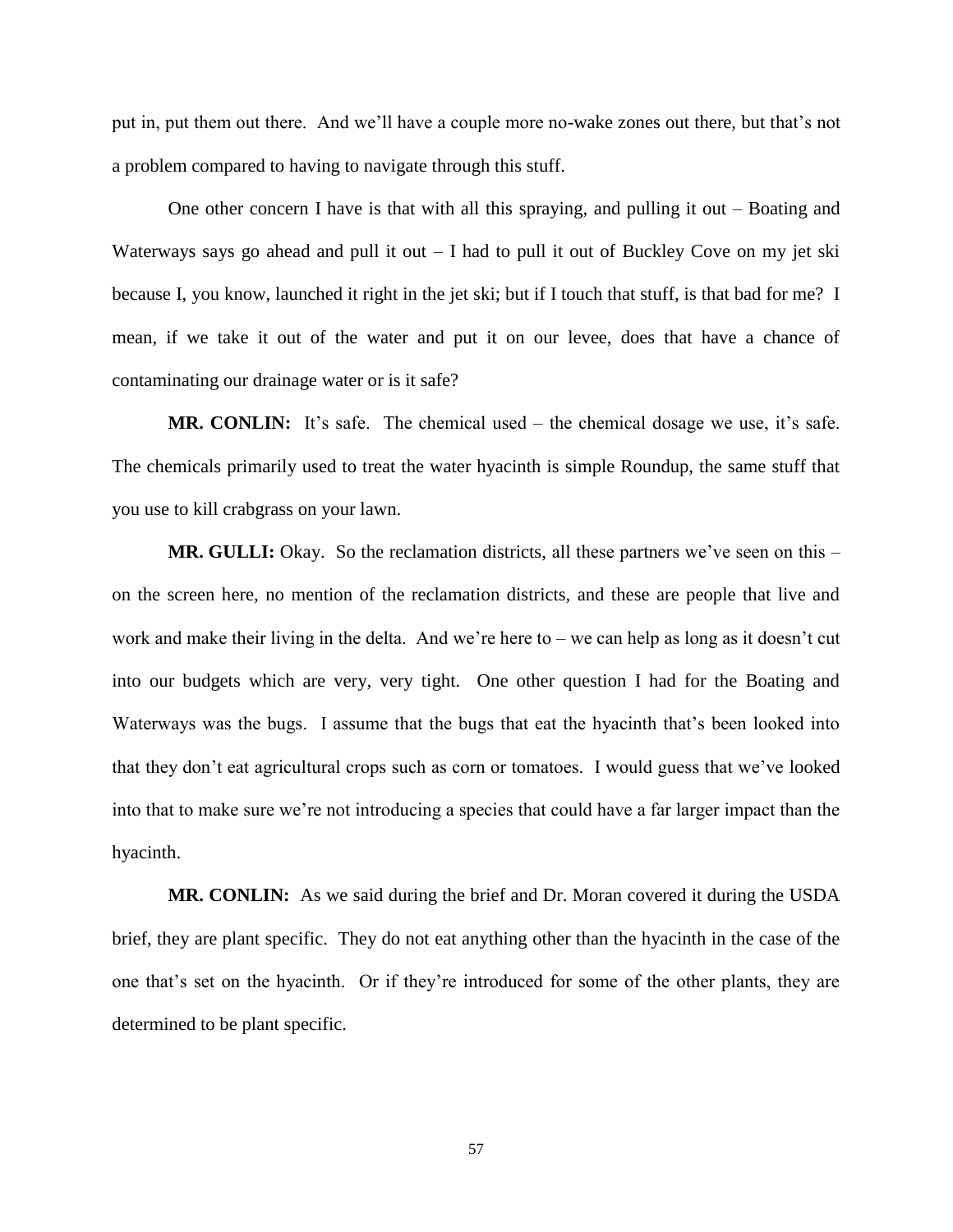put in, put them out there. And we'll have a couple more no-wake zones out there, but that's not a problem compared to having to navigate through this stuff.

One other concern I have is that with all this spraying, and pulling it out – Boating and Waterways says go ahead and pull it out – I had to pull it out of Buckley Cove on my jet ski because I, you know, launched it right in the jet ski; but if I touch that stuff, is that bad for me? I mean, if we take it out of the water and put it on our levee, does that have a chance of contaminating our drainage water or is it safe?

**MR. CONLIN:** It's safe. The chemical used – the chemical dosage we use, it's safe. The chemicals primarily used to treat the water hyacinth is simple Roundup, the same stuff that you use to kill crabgrass on your lawn.

**MR. GULLI:** Okay. So the reclamation districts, all these partners we've seen on this – on the screen here, no mention of the reclamation districts, and these are people that live and work and make their living in the delta. And we're here to – we can help as long as it doesn't cut into our budgets which are very, very tight. One other question I had for the Boating and Waterways was the bugs. I assume that the bugs that eat the hyacinth that's been looked into that they don't eat agricultural crops such as corn or tomatoes. I would guess that we've looked into that to make sure we're not introducing a species that could have a far larger impact than the hyacinth.

**MR. CONLIN:** As we said during the brief and Dr. Moran covered it during the USDA brief, they are plant specific. They do not eat anything other than the hyacinth in the case of the one that's set on the hyacinth. Or if they're introduced for some of the other plants, they are determined to be plant specific.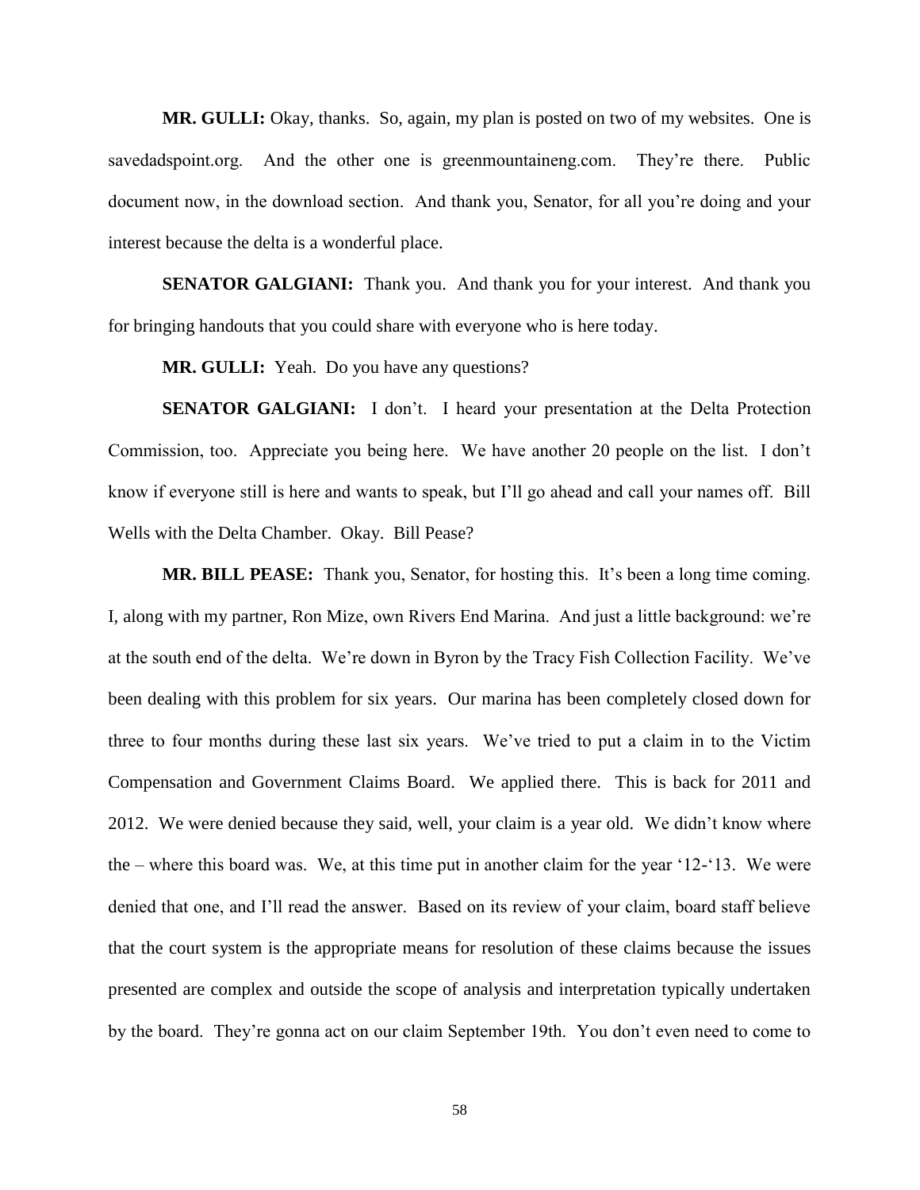**MR. GULLI:** Okay, thanks. So, again, my plan is posted on two of my websites. One is savedadspoint.org. And the other one is greenmountaineng.com. They're there. Public document now, in the download section. And thank you, Senator, for all you're doing and your interest because the delta is a wonderful place.

**SENATOR GALGIANI:** Thank you. And thank you for your interest. And thank you for bringing handouts that you could share with everyone who is here today.

**MR. GULLI:** Yeah. Do you have any questions?

**SENATOR GALGIANI:** I don't. I heard your presentation at the Delta Protection Commission, too. Appreciate you being here. We have another 20 people on the list. I don't know if everyone still is here and wants to speak, but I'll go ahead and call your names off. Bill Wells with the Delta Chamber. Okay. Bill Pease?

**MR. BILL PEASE:** Thank you, Senator, for hosting this. It's been a long time coming. I, along with my partner, Ron Mize, own Rivers End Marina. And just a little background: we're at the south end of the delta. We're down in Byron by the Tracy Fish Collection Facility. We've been dealing with this problem for six years. Our marina has been completely closed down for three to four months during these last six years. We've tried to put a claim in to the Victim Compensation and Government Claims Board. We applied there. This is back for 2011 and 2012. We were denied because they said, well, your claim is a year old. We didn't know where the – where this board was. We, at this time put in another claim for the year '12-'13. We were denied that one, and I'll read the answer. Based on its review of your claim, board staff believe that the court system is the appropriate means for resolution of these claims because the issues presented are complex and outside the scope of analysis and interpretation typically undertaken by the board. They're gonna act on our claim September 19th. You don't even need to come to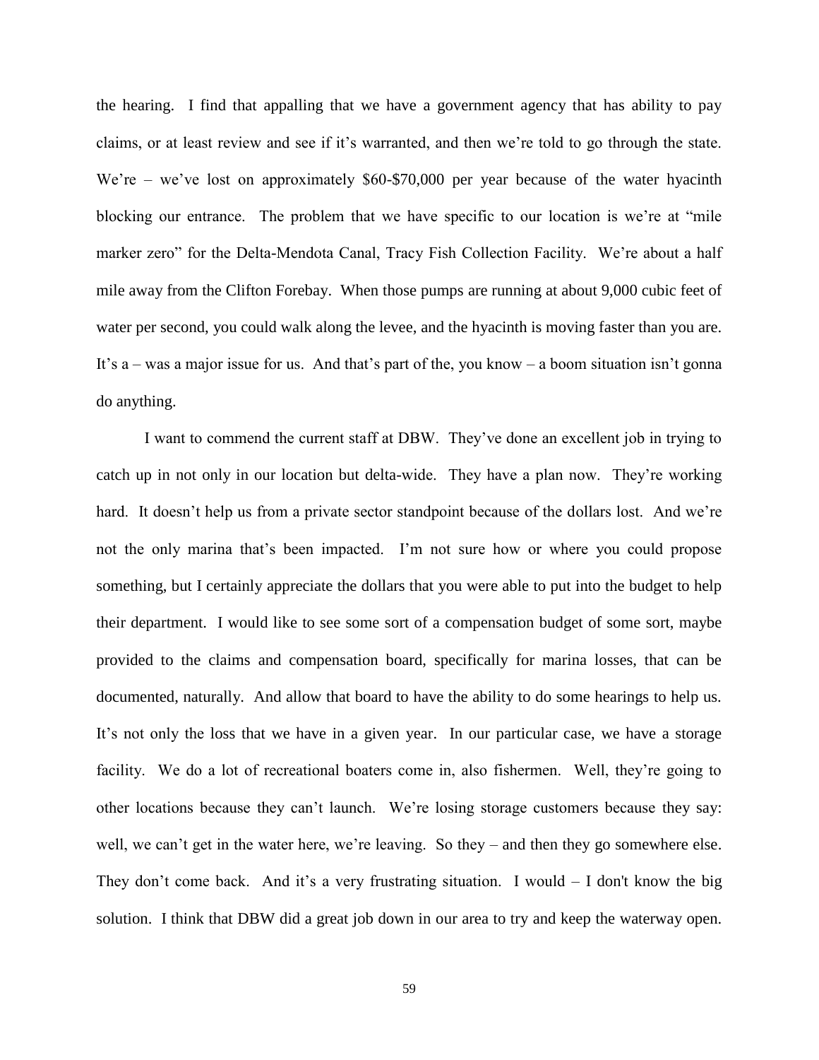the hearing. I find that appalling that we have a government agency that has ability to pay claims, or at least review and see if it's warranted, and then we're told to go through the state. We're – we've lost on approximately $60-$70,000 per year because of the water hyacinth blocking our entrance. The problem that we have specific to our location is we're at "mile marker zero" for the Delta-Mendota Canal, Tracy Fish Collection Facility. We're about a half mile away from the Clifton Forebay. When those pumps are running at about 9,000 cubic feet of water per second, you could walk along the levee, and the hyacinth is moving faster than you are. It's a – was a major issue for us. And that's part of the, you know – a boom situation isn't gonna do anything.

I want to commend the current staff at DBW. They've done an excellent job in trying to catch up in not only in our location but delta-wide. They have a plan now. They're working hard. It doesn't help us from a private sector standpoint because of the dollars lost. And we're not the only marina that's been impacted. I'm not sure how or where you could propose something, but I certainly appreciate the dollars that you were able to put into the budget to help their department. I would like to see some sort of a compensation budget of some sort, maybe provided to the claims and compensation board, specifically for marina losses, that can be documented, naturally. And allow that board to have the ability to do some hearings to help us. It's not only the loss that we have in a given year. In our particular case, we have a storage facility. We do a lot of recreational boaters come in, also fishermen. Well, they're going to other locations because they can't launch. We're losing storage customers because they say: well, we can't get in the water here, we're leaving. So they – and then they go somewhere else. They don't come back. And it's a very frustrating situation. I would – I don't know the big solution. I think that DBW did a great job down in our area to try and keep the waterway open.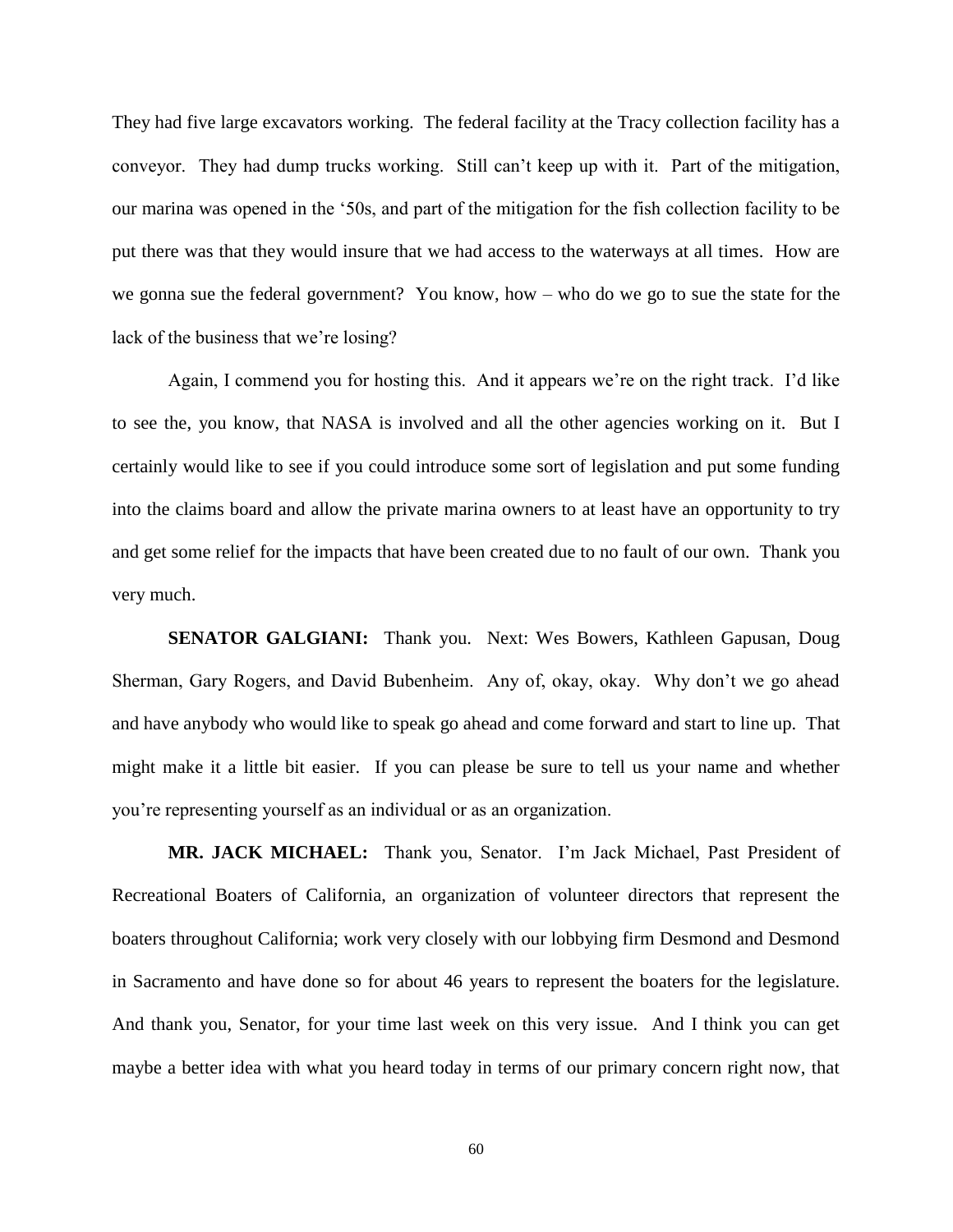They had five large excavators working. The federal facility at the Tracy collection facility has a conveyor. They had dump trucks working. Still can't keep up with it. Part of the mitigation, our marina was opened in the '50s, and part of the mitigation for the fish collection facility to be put there was that they would insure that we had access to the waterways at all times. How are we gonna sue the federal government? You know, how – who do we go to sue the state for the lack of the business that we're losing?

Again, I commend you for hosting this. And it appears we're on the right track. I'd like to see the, you know, that NASA is involved and all the other agencies working on it. But I certainly would like to see if you could introduce some sort of legislation and put some funding into the claims board and allow the private marina owners to at least have an opportunity to try and get some relief for the impacts that have been created due to no fault of our own. Thank you very much.

**SENATOR GALGIANI:** Thank you. Next: Wes Bowers, Kathleen Gapusan, Doug Sherman, Gary Rogers, and David Bubenheim. Any of, okay, okay. Why don't we go ahead and have anybody who would like to speak go ahead and come forward and start to line up. That might make it a little bit easier. If you can please be sure to tell us your name and whether you're representing yourself as an individual or as an organization.

**MR. JACK MICHAEL:** Thank you, Senator. I'm Jack Michael, Past President of Recreational Boaters of California, an organization of volunteer directors that represent the boaters throughout California; work very closely with our lobbying firm Desmond and Desmond in Sacramento and have done so for about 46 years to represent the boaters for the legislature. And thank you, Senator, for your time last week on this very issue. And I think you can get maybe a better idea with what you heard today in terms of our primary concern right now, that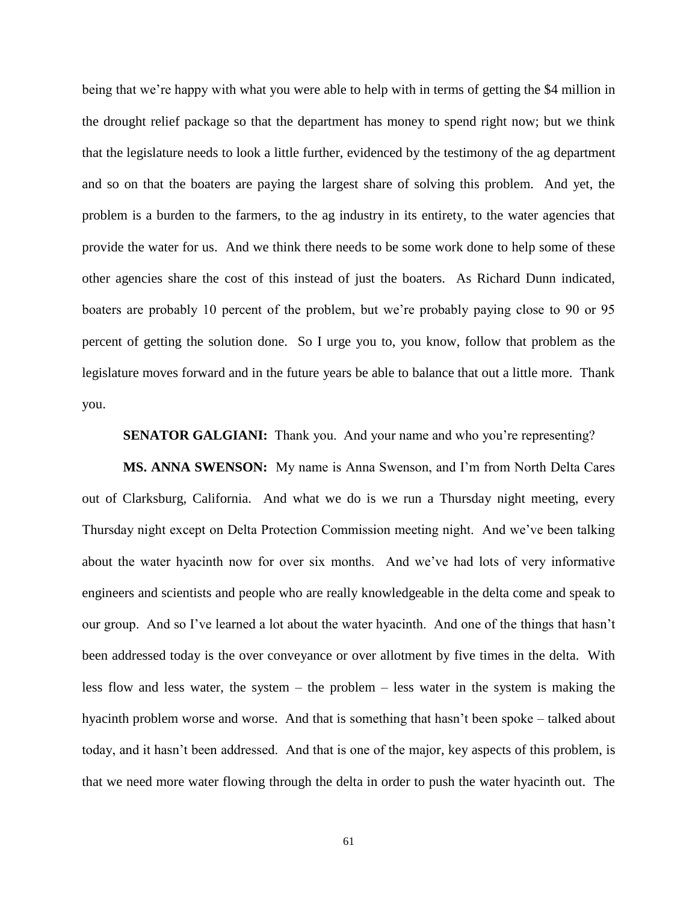being that we're happy with what you were able to help with in terms of getting the $4 million in the drought relief package so that the department has money to spend right now; but we think that the legislature needs to look a little further, evidenced by the testimony of the ag department and so on that the boaters are paying the largest share of solving this problem. And yet, the problem is a burden to the farmers, to the ag industry in its entirety, to the water agencies that provide the water for us. And we think there needs to be some work done to help some of these other agencies share the cost of this instead of just the boaters. As Richard Dunn indicated, boaters are probably 10 percent of the problem, but we're probably paying close to 90 or 95 percent of getting the solution done. So I urge you to, you know, follow that problem as the legislature moves forward and in the future years be able to balance that out a little more. Thank you.

**SENATOR GALGIANI:** Thank you. And your name and who you're representing?

**MS. ANNA SWENSON:** My name is Anna Swenson, and I'm from North Delta Cares out of Clarksburg, California. And what we do is we run a Thursday night meeting, every Thursday night except on Delta Protection Commission meeting night. And we've been talking about the water hyacinth now for over six months. And we've had lots of very informative engineers and scientists and people who are really knowledgeable in the delta come and speak to our group. And so I've learned a lot about the water hyacinth. And one of the things that hasn't been addressed today is the over conveyance or over allotment by five times in the delta. With less flow and less water, the system – the problem – less water in the system is making the hyacinth problem worse and worse. And that is something that hasn't been spoke – talked about today, and it hasn't been addressed. And that is one of the major, key aspects of this problem, is that we need more water flowing through the delta in order to push the water hyacinth out. The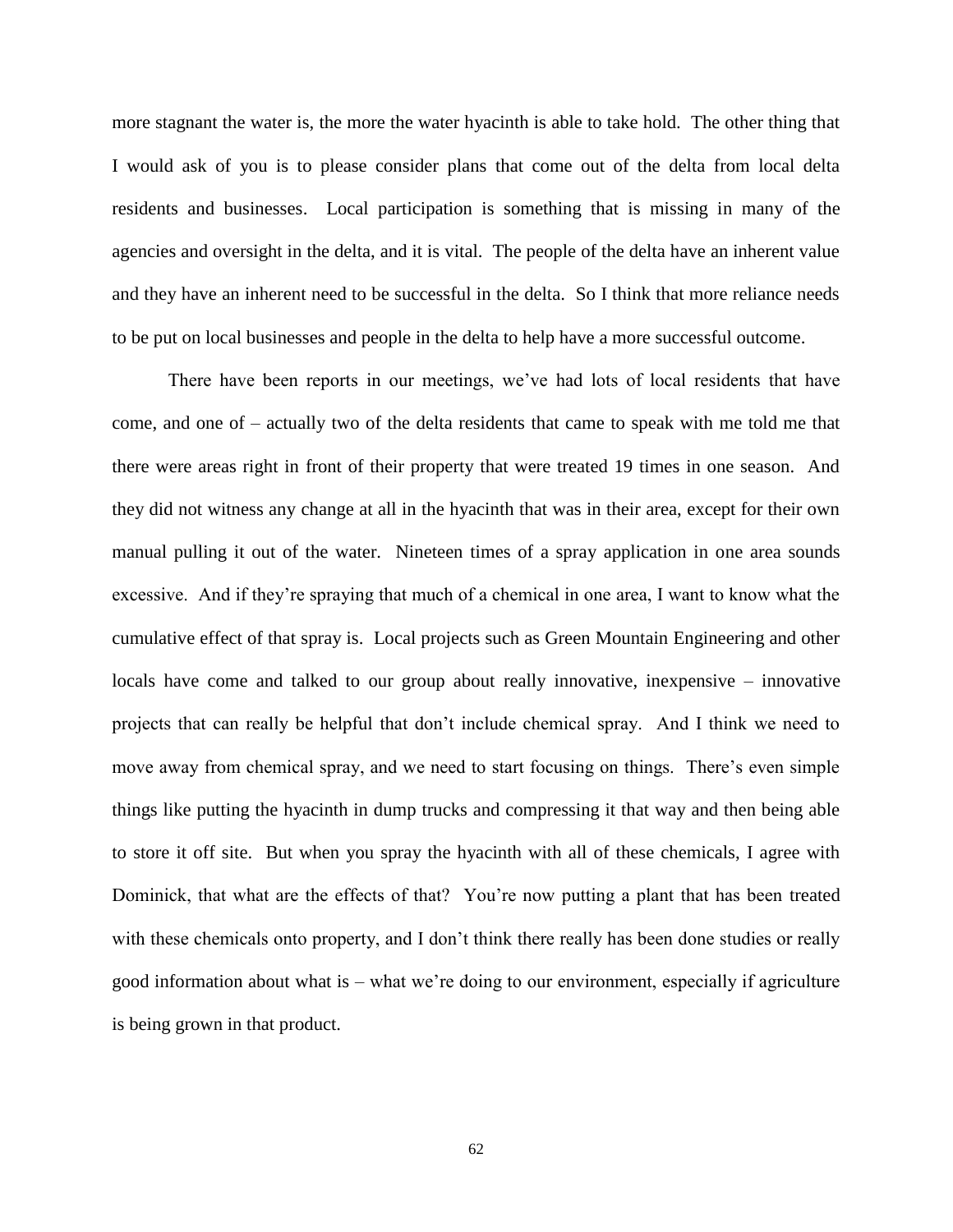more stagnant the water is, the more the water hyacinth is able to take hold. The other thing that I would ask of you is to please consider plans that come out of the delta from local delta residents and businesses. Local participation is something that is missing in many of the agencies and oversight in the delta, and it is vital. The people of the delta have an inherent value and they have an inherent need to be successful in the delta. So I think that more reliance needs to be put on local businesses and people in the delta to help have a more successful outcome.

There have been reports in our meetings, we've had lots of local residents that have come, and one of – actually two of the delta residents that came to speak with me told me that there were areas right in front of their property that were treated 19 times in one season. And they did not witness any change at all in the hyacinth that was in their area, except for their own manual pulling it out of the water. Nineteen times of a spray application in one area sounds excessive. And if they're spraying that much of a chemical in one area, I want to know what the cumulative effect of that spray is. Local projects such as Green Mountain Engineering and other locals have come and talked to our group about really innovative, inexpensive – innovative projects that can really be helpful that don't include chemical spray. And I think we need to move away from chemical spray, and we need to start focusing on things. There's even simple things like putting the hyacinth in dump trucks and compressing it that way and then being able to store it off site. But when you spray the hyacinth with all of these chemicals, I agree with Dominick, that what are the effects of that? You're now putting a plant that has been treated with these chemicals onto property, and I don't think there really has been done studies or really good information about what is – what we're doing to our environment, especially if agriculture is being grown in that product.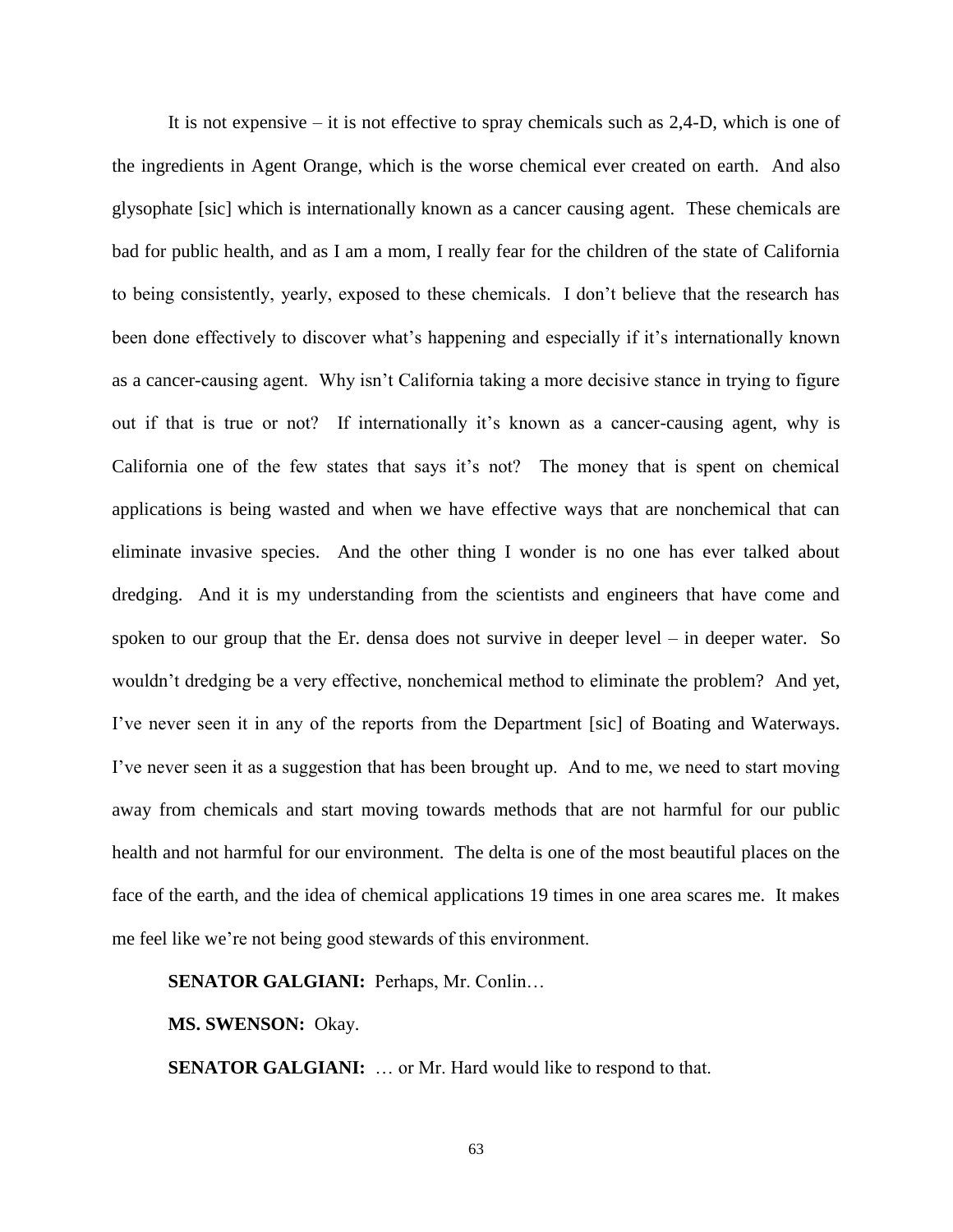It is not expensive – it is not effective to spray chemicals such as 2,4-D, which is one of the ingredients in Agent Orange, which is the worse chemical ever created on earth. And also glysophate [sic] which is internationally known as a cancer causing agent. These chemicals are bad for public health, and as I am a mom, I really fear for the children of the state of California to being consistently, yearly, exposed to these chemicals. I don't believe that the research has been done effectively to discover what's happening and especially if it's internationally known as a cancer-causing agent. Why isn't California taking a more decisive stance in trying to figure out if that is true or not? If internationally it's known as a cancer-causing agent, why is California one of the few states that says it's not? The money that is spent on chemical applications is being wasted and when we have effective ways that are nonchemical that can eliminate invasive species. And the other thing I wonder is no one has ever talked about dredging. And it is my understanding from the scientists and engineers that have come and spoken to our group that the Er. densa does not survive in deeper level – in deeper water. So wouldn't dredging be a very effective, nonchemical method to eliminate the problem? And yet, I've never seen it in any of the reports from the Department [sic] of Boating and Waterways. I've never seen it as a suggestion that has been brought up. And to me, we need to start moving away from chemicals and start moving towards methods that are not harmful for our public health and not harmful for our environment. The delta is one of the most beautiful places on the face of the earth, and the idea of chemical applications 19 times in one area scares me. It makes me feel like we're not being good stewards of this environment.

**SENATOR GALGIANI:** Perhaps, Mr. Conlin…

**MS. SWENSON:** Okay.

**SENATOR GALGIANI:** … or Mr. Hard would like to respond to that.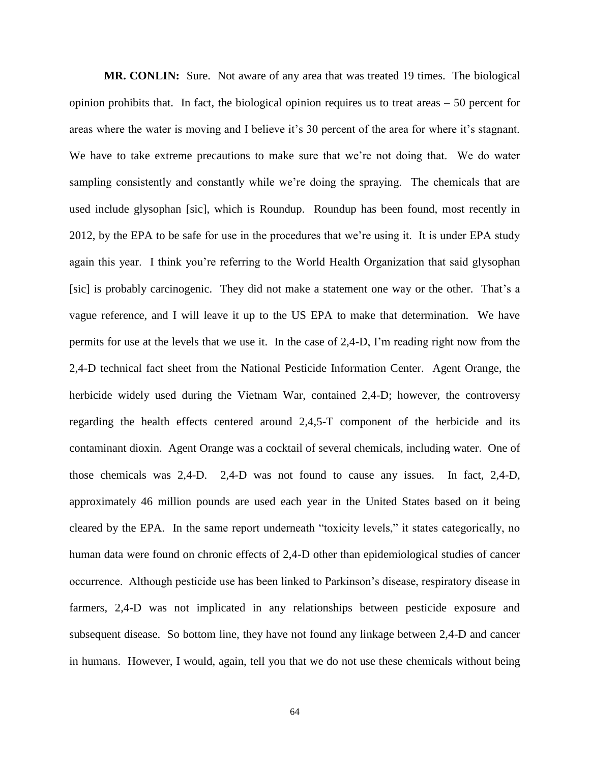**MR. CONLIN:** Sure. Not aware of any area that was treated 19 times. The biological opinion prohibits that. In fact, the biological opinion requires us to treat areas – 50 percent for areas where the water is moving and I believe it's 30 percent of the area for where it's stagnant. We have to take extreme precautions to make sure that we're not doing that. We do water sampling consistently and constantly while we're doing the spraying. The chemicals that are used include glysophan [sic], which is Roundup. Roundup has been found, most recently in 2012, by the EPA to be safe for use in the procedures that we're using it. It is under EPA study again this year. I think you're referring to the World Health Organization that said glysophan [sic] is probably carcinogenic. They did not make a statement one way or the other. That's a vague reference, and I will leave it up to the US EPA to make that determination. We have permits for use at the levels that we use it. In the case of 2,4-D, I'm reading right now from the 2,4-D technical fact sheet from the National Pesticide Information Center. Agent Orange, the herbicide widely used during the Vietnam War, contained 2,4-D; however, the controversy regarding the health effects centered around 2,4,5-T component of the herbicide and its contaminant dioxin. Agent Orange was a cocktail of several chemicals, including water. One of those chemicals was 2,4-D. 2,4-D was not found to cause any issues. In fact, 2,4-D, approximately 46 million pounds are used each year in the United States based on it being cleared by the EPA. In the same report underneath "toxicity levels," it states categorically, no human data were found on chronic effects of 2,4-D other than epidemiological studies of cancer occurrence. Although pesticide use has been linked to Parkinson's disease, respiratory disease in farmers, 2,4-D was not implicated in any relationships between pesticide exposure and subsequent disease. So bottom line, they have not found any linkage between 2,4-D and cancer in humans. However, I would, again, tell you that we do not use these chemicals without being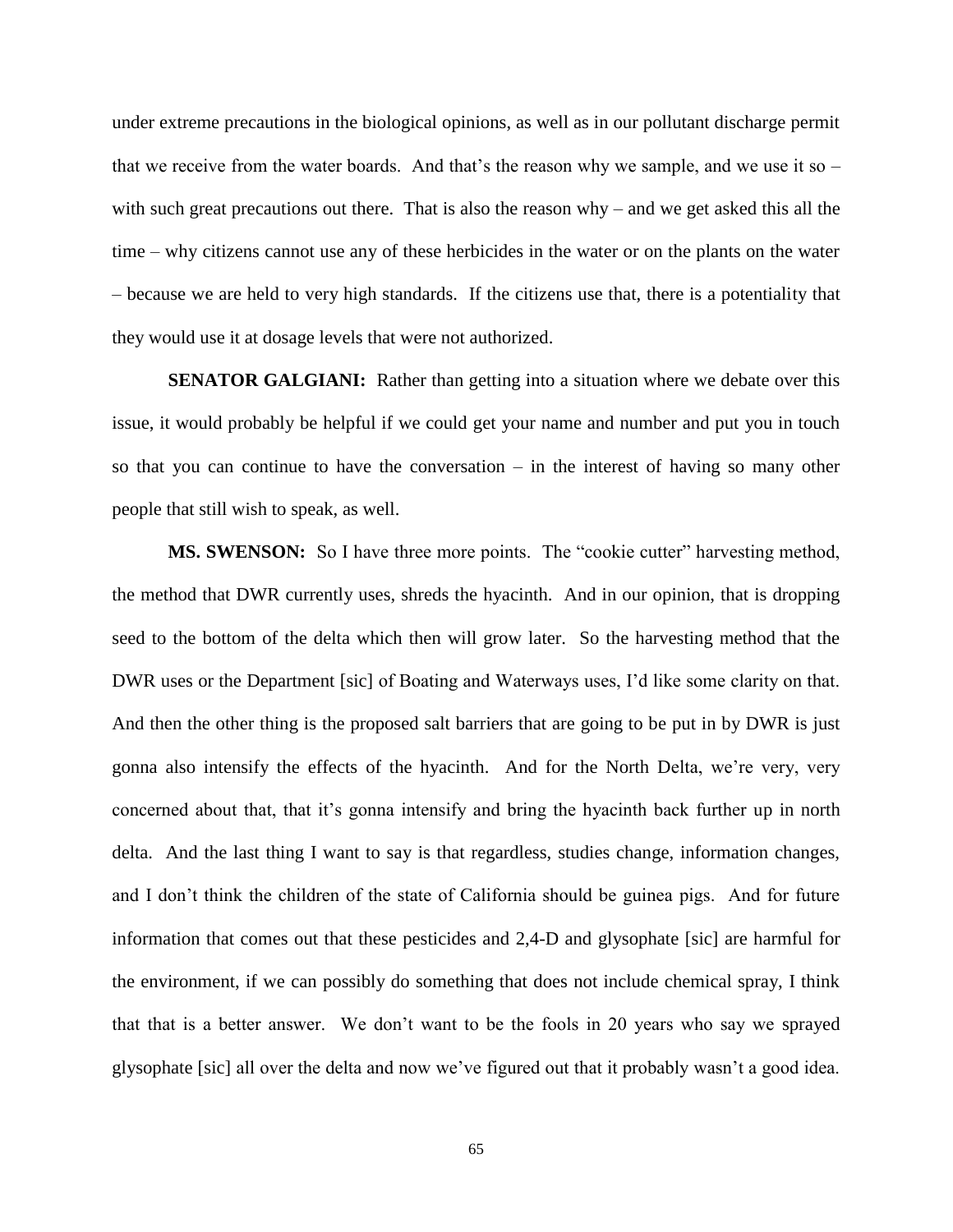under extreme precautions in the biological opinions, as well as in our pollutant discharge permit that we receive from the water boards. And that's the reason why we sample, and we use it so – with such great precautions out there. That is also the reason why – and we get asked this all the time – why citizens cannot use any of these herbicides in the water or on the plants on the water – because we are held to very high standards. If the citizens use that, there is a potentiality that they would use it at dosage levels that were not authorized.

**SENATOR GALGIANI:** Rather than getting into a situation where we debate over this issue, it would probably be helpful if we could get your name and number and put you in touch so that you can continue to have the conversation – in the interest of having so many other people that still wish to speak, as well.

**MS. SWENSON:** So I have three more points. The "cookie cutter" harvesting method, the method that DWR currently uses, shreds the hyacinth. And in our opinion, that is dropping seed to the bottom of the delta which then will grow later. So the harvesting method that the DWR uses or the Department [sic] of Boating and Waterways uses, I'd like some clarity on that. And then the other thing is the proposed salt barriers that are going to be put in by DWR is just gonna also intensify the effects of the hyacinth. And for the North Delta, we're very, very concerned about that, that it's gonna intensify and bring the hyacinth back further up in north delta. And the last thing I want to say is that regardless, studies change, information changes, and I don't think the children of the state of California should be guinea pigs. And for future information that comes out that these pesticides and 2,4-D and glysophate [sic] are harmful for the environment, if we can possibly do something that does not include chemical spray, I think that that is a better answer. We don't want to be the fools in 20 years who say we sprayed glysophate [sic] all over the delta and now we've figured out that it probably wasn't a good idea.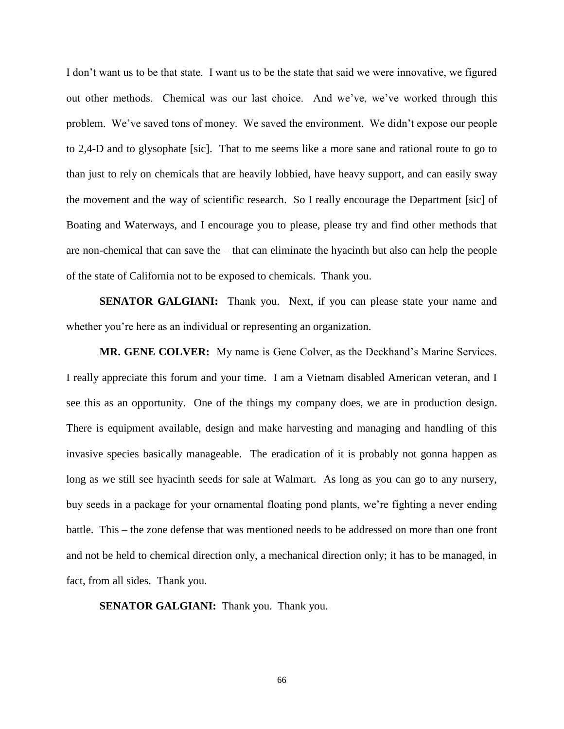I don't want us to be that state. I want us to be the state that said we were innovative, we figured out other methods. Chemical was our last choice. And we've, we've worked through this problem. We've saved tons of money. We saved the environment. We didn't expose our people to 2,4-D and to glysophate [sic]. That to me seems like a more sane and rational route to go to than just to rely on chemicals that are heavily lobbied, have heavy support, and can easily sway the movement and the way of scientific research. So I really encourage the Department [sic] of Boating and Waterways, and I encourage you to please, please try and find other methods that are non-chemical that can save the – that can eliminate the hyacinth but also can help the people of the state of California not to be exposed to chemicals. Thank you.

**SENATOR GALGIANI:** Thank you. Next, if you can please state your name and whether you're here as an individual or representing an organization.

**MR. GENE COLVER:** My name is Gene Colver, as the Deckhand's Marine Services. I really appreciate this forum and your time. I am a Vietnam disabled American veteran, and I see this as an opportunity. One of the things my company does, we are in production design. There is equipment available, design and make harvesting and managing and handling of this invasive species basically manageable. The eradication of it is probably not gonna happen as long as we still see hyacinth seeds for sale at Walmart. As long as you can go to any nursery, buy seeds in a package for your ornamental floating pond plants, we're fighting a never ending battle. This – the zone defense that was mentioned needs to be addressed on more than one front and not be held to chemical direction only, a mechanical direction only; it has to be managed, in fact, from all sides. Thank you.

**SENATOR GALGIANI:** Thank you. Thank you.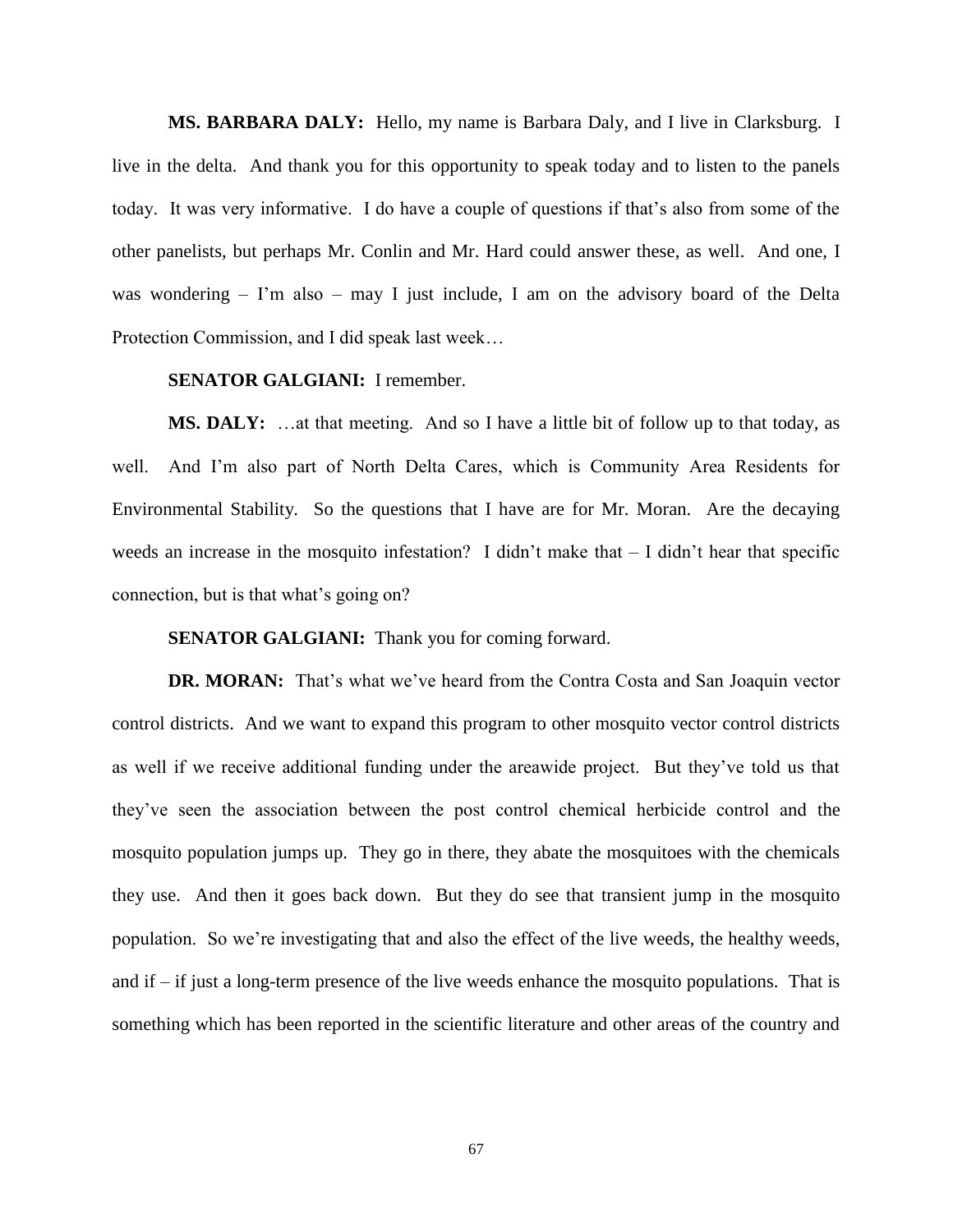**MS. BARBARA DALY:** Hello, my name is Barbara Daly, and I live in Clarksburg. I live in the delta. And thank you for this opportunity to speak today and to listen to the panels today. It was very informative. I do have a couple of questions if that's also from some of the other panelists, but perhaps Mr. Conlin and Mr. Hard could answer these, as well. And one, I was wondering – I'm also – may I just include, I am on the advisory board of the Delta Protection Commission, and I did speak last week…

**SENATOR GALGIANI:** I remember.

**MS. DALY:** …at that meeting. And so I have a little bit of follow up to that today, as well. And I'm also part of North Delta Cares, which is Community Area Residents for Environmental Stability. So the questions that I have are for Mr. Moran. Are the decaying weeds an increase in the mosquito infestation? I didn't make that – I didn't hear that specific connection, but is that what's going on?

**SENATOR GALGIANI:** Thank you for coming forward.

**DR. MORAN:** That's what we've heard from the Contra Costa and San Joaquin vector control districts. And we want to expand this program to other mosquito vector control districts as well if we receive additional funding under the areawide project. But they've told us that they've seen the association between the post control chemical herbicide control and the mosquito population jumps up. They go in there, they abate the mosquitoes with the chemicals they use. And then it goes back down. But they do see that transient jump in the mosquito population. So we're investigating that and also the effect of the live weeds, the healthy weeds, and if – if just a long-term presence of the live weeds enhance the mosquito populations. That is something which has been reported in the scientific literature and other areas of the country and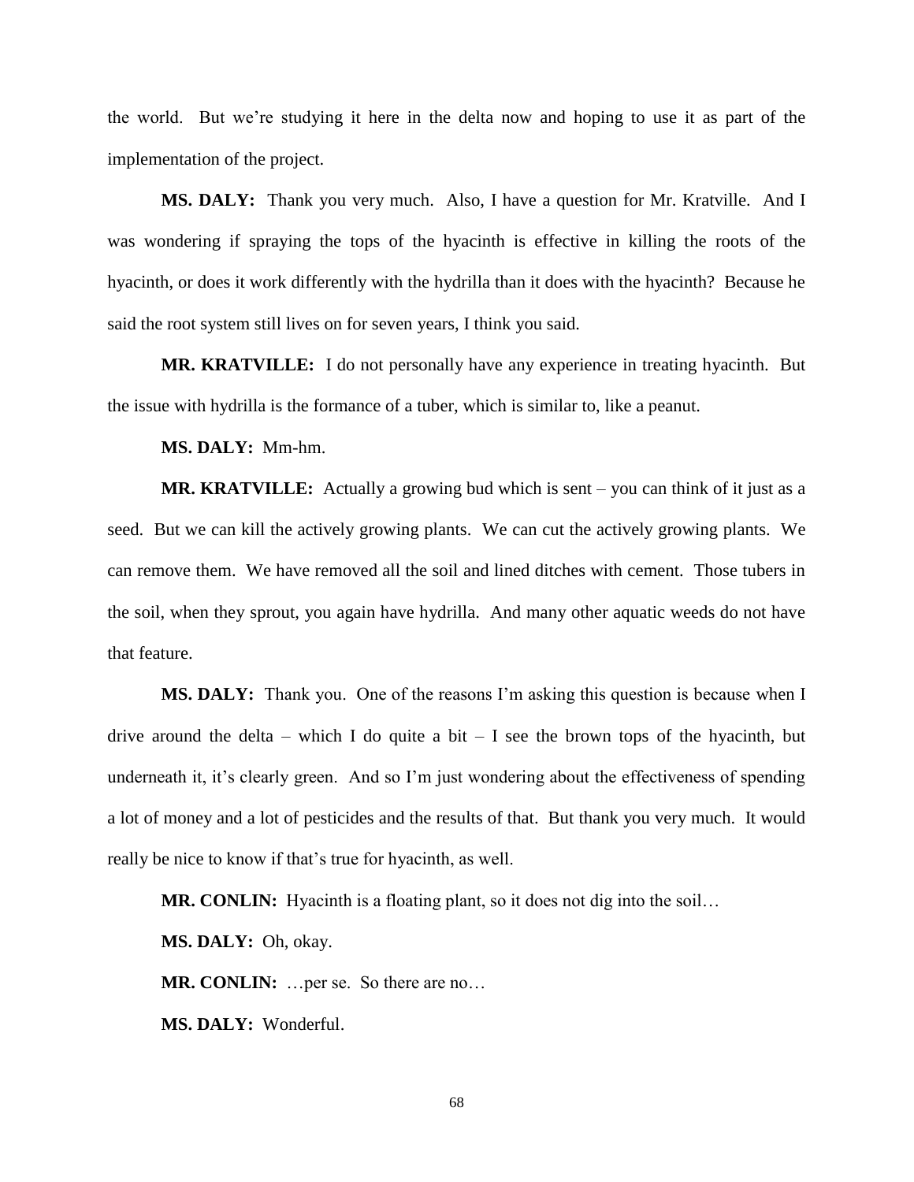the world. But we're studying it here in the delta now and hoping to use it as part of the implementation of the project.

**MS. DALY:** Thank you very much. Also, I have a question for Mr. Kratville. And I was wondering if spraying the tops of the hyacinth is effective in killing the roots of the hyacinth, or does it work differently with the hydrilla than it does with the hyacinth? Because he said the root system still lives on for seven years, I think you said.

**MR. KRATVILLE:** I do not personally have any experience in treating hyacinth. But the issue with hydrilla is the formance of a tuber, which is similar to, like a peanut.

**MS. DALY:** Mm-hm.

**MR. KRATVILLE:** Actually a growing bud which is sent – you can think of it just as a seed. But we can kill the actively growing plants. We can cut the actively growing plants. We can remove them. We have removed all the soil and lined ditches with cement. Those tubers in the soil, when they sprout, you again have hydrilla. And many other aquatic weeds do not have that feature.

**MS. DALY:** Thank you. One of the reasons I'm asking this question is because when I drive around the delta – which I do quite a bit – I see the brown tops of the hyacinth, but underneath it, it's clearly green. And so I'm just wondering about the effectiveness of spending a lot of money and a lot of pesticides and the results of that. But thank you very much. It would really be nice to know if that's true for hyacinth, as well.

**MR. CONLIN:** Hyacinth is a floating plant, so it does not dig into the soil…

**MS. DALY:** Oh, okay.

**MR. CONLIN:** …per se. So there are no…

**MS. DALY:** Wonderful.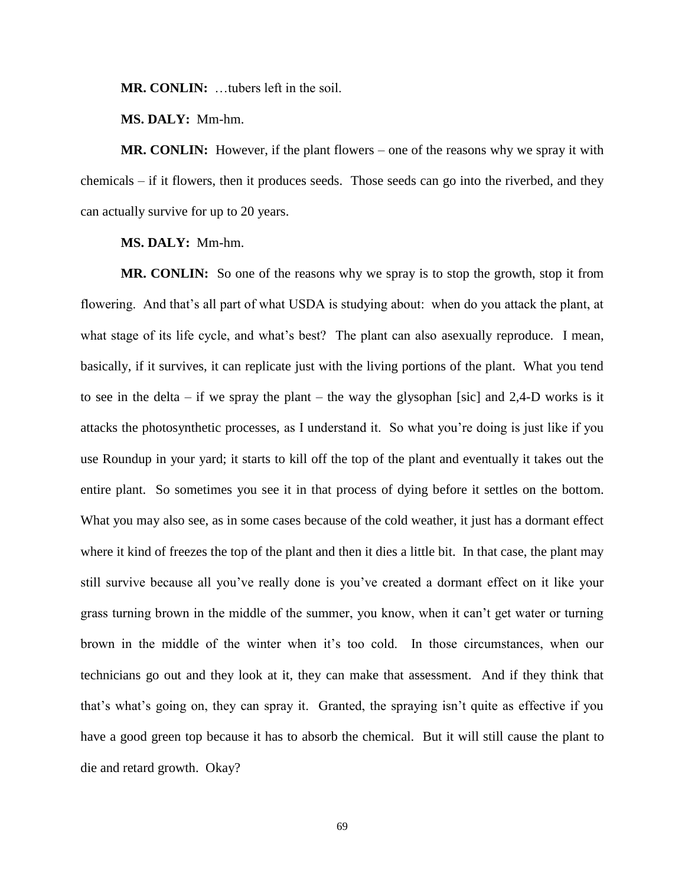**MR. CONLIN:** …tubers left in the soil.

**MS. DALY:** Mm-hm.

**MR. CONLIN:** However, if the plant flowers – one of the reasons why we spray it with chemicals – if it flowers, then it produces seeds. Those seeds can go into the riverbed, and they can actually survive for up to 20 years.

**MS. DALY:** Mm-hm.

**MR. CONLIN:** So one of the reasons why we spray is to stop the growth, stop it from flowering. And that's all part of what USDA is studying about: when do you attack the plant, at what stage of its life cycle, and what's best? The plant can also asexually reproduce. I mean, basically, if it survives, it can replicate just with the living portions of the plant. What you tend to see in the delta – if we spray the plant – the way the glysophan [sic] and 2,4-D works is it attacks the photosynthetic processes, as I understand it. So what you're doing is just like if you use Roundup in your yard; it starts to kill off the top of the plant and eventually it takes out the entire plant. So sometimes you see it in that process of dying before it settles on the bottom. What you may also see, as in some cases because of the cold weather, it just has a dormant effect where it kind of freezes the top of the plant and then it dies a little bit. In that case, the plant may still survive because all you've really done is you've created a dormant effect on it like your grass turning brown in the middle of the summer, you know, when it can't get water or turning brown in the middle of the winter when it's too cold. In those circumstances, when our technicians go out and they look at it, they can make that assessment. And if they think that that's what's going on, they can spray it. Granted, the spraying isn't quite as effective if you have a good green top because it has to absorb the chemical. But it will still cause the plant to die and retard growth. Okay?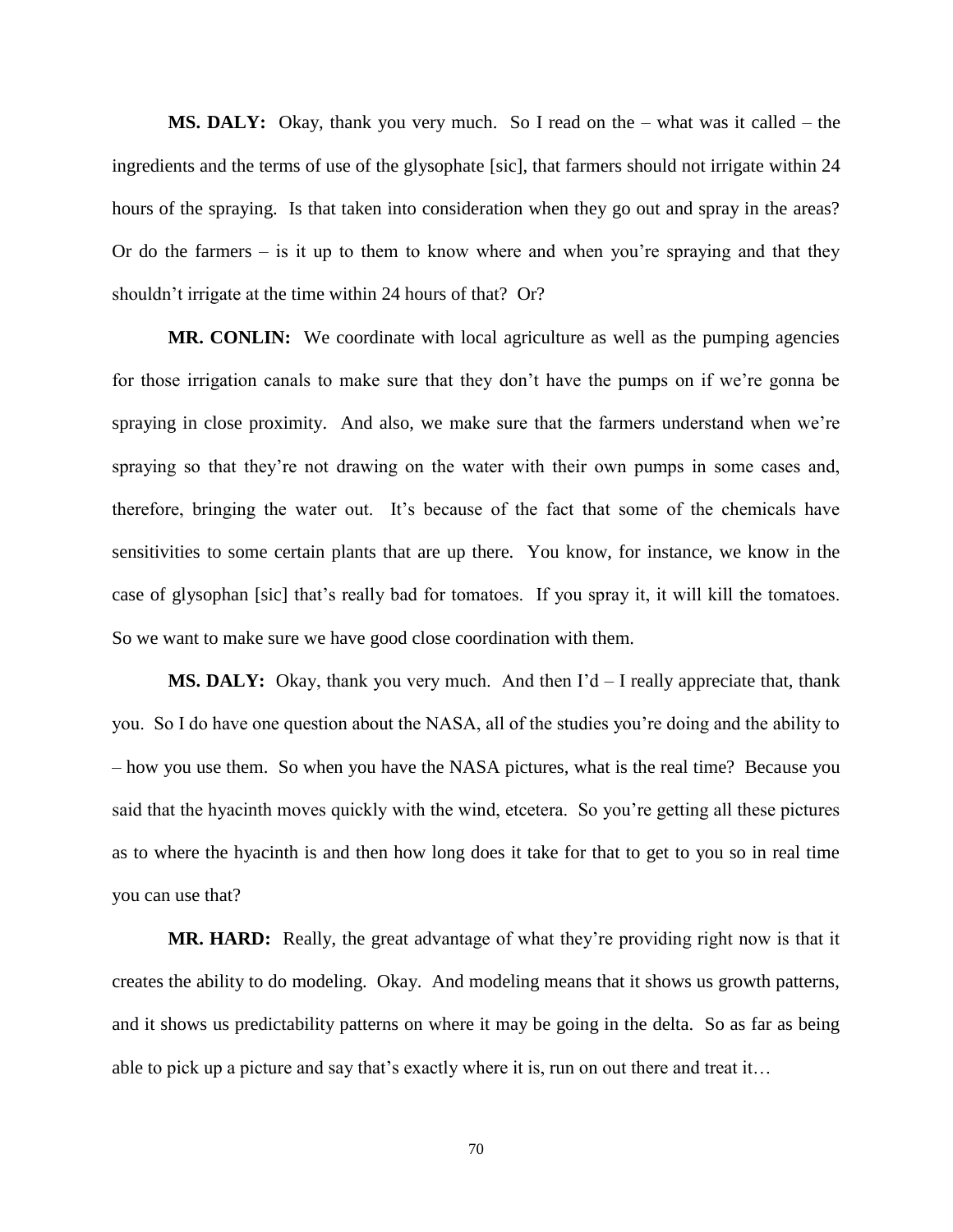**MS. DALY:** Okay, thank you very much. So I read on the – what was it called – the ingredients and the terms of use of the glysophate [sic], that farmers should not irrigate within 24 hours of the spraying. Is that taken into consideration when they go out and spray in the areas? Or do the farmers – is it up to them to know where and when you're spraying and that they shouldn't irrigate at the time within 24 hours of that? Or?

**MR. CONLIN:** We coordinate with local agriculture as well as the pumping agencies for those irrigation canals to make sure that they don't have the pumps on if we're gonna be spraying in close proximity. And also, we make sure that the farmers understand when we're spraying so that they're not drawing on the water with their own pumps in some cases and, therefore, bringing the water out. It's because of the fact that some of the chemicals have sensitivities to some certain plants that are up there. You know, for instance, we know in the case of glysophan [sic] that's really bad for tomatoes. If you spray it, it will kill the tomatoes. So we want to make sure we have good close coordination with them.

**MS. DALY:** Okay, thank you very much. And then I'd – I really appreciate that, thank you. So I do have one question about the NASA, all of the studies you're doing and the ability to – how you use them. So when you have the NASA pictures, what is the real time? Because you said that the hyacinth moves quickly with the wind, etcetera. So you're getting all these pictures as to where the hyacinth is and then how long does it take for that to get to you so in real time you can use that?

**MR. HARD:** Really, the great advantage of what they're providing right now is that it creates the ability to do modeling. Okay. And modeling means that it shows us growth patterns, and it shows us predictability patterns on where it may be going in the delta. So as far as being able to pick up a picture and say that's exactly where it is, run on out there and treat it…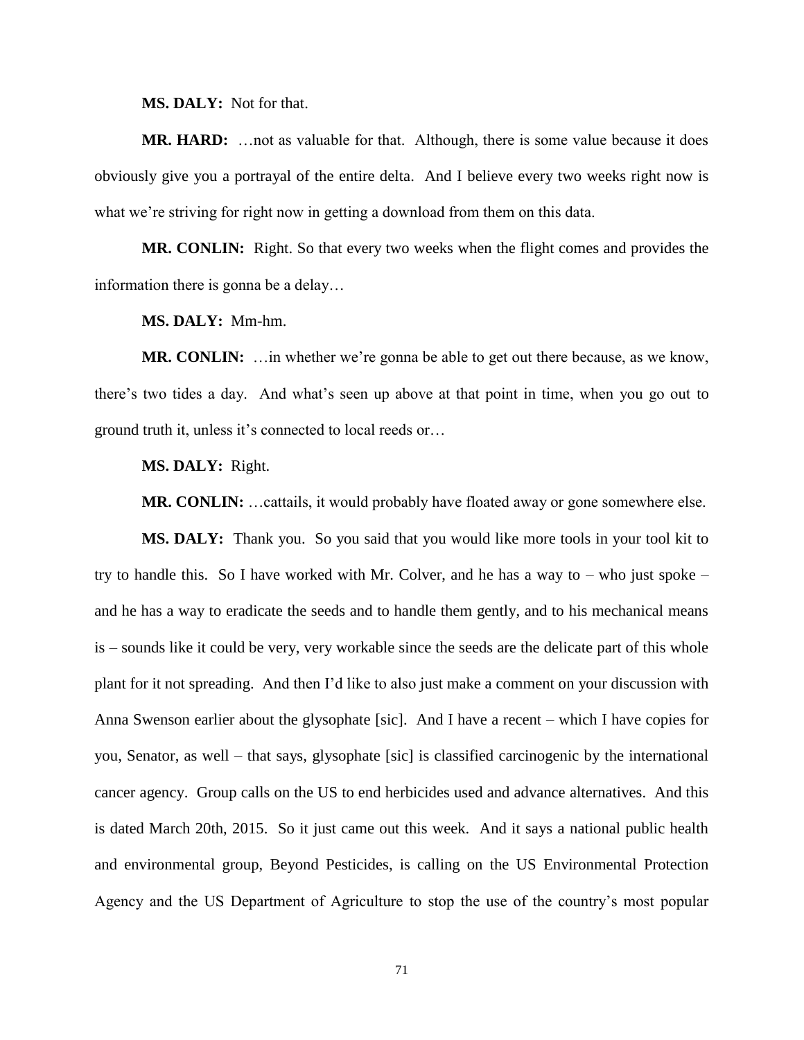**MS. DALY:** Not for that.

**MR. HARD:** …not as valuable for that. Although, there is some value because it does obviously give you a portrayal of the entire delta. And I believe every two weeks right now is what we're striving for right now in getting a download from them on this data.

**MR. CONLIN:** Right. So that every two weeks when the flight comes and provides the information there is gonna be a delay…

**MS. DALY:** Mm-hm.

**MR. CONLIN:** …in whether we're gonna be able to get out there because, as we know, there's two tides a day. And what's seen up above at that point in time, when you go out to ground truth it, unless it's connected to local reeds or…

**MS. DALY:** Right.

**MR. CONLIN:** …cattails, it would probably have floated away or gone somewhere else.

**MS. DALY:** Thank you. So you said that you would like more tools in your tool kit to try to handle this. So I have worked with Mr. Colver, and he has a way to – who just spoke – and he has a way to eradicate the seeds and to handle them gently, and to his mechanical means is – sounds like it could be very, very workable since the seeds are the delicate part of this whole plant for it not spreading. And then I'd like to also just make a comment on your discussion with Anna Swenson earlier about the glysophate [sic]. And I have a recent – which I have copies for you, Senator, as well – that says, glysophate [sic] is classified carcinogenic by the international cancer agency. Group calls on the US to end herbicides used and advance alternatives. And this is dated March 20th, 2015. So it just came out this week. And it says a national public health and environmental group, Beyond Pesticides, is calling on the US Environmental Protection Agency and the US Department of Agriculture to stop the use of the country's most popular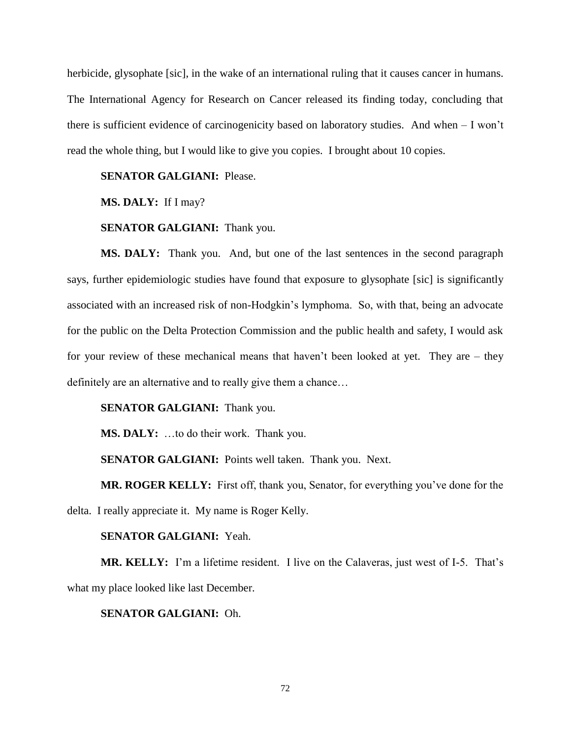herbicide, glysophate [sic], in the wake of an international ruling that it causes cancer in humans. The International Agency for Research on Cancer released its finding today, concluding that there is sufficient evidence of carcinogenicity based on laboratory studies. And when – I won't read the whole thing, but I would like to give you copies. I brought about 10 copies.

**SENATOR GALGIANI:** Please.

**MS. DALY:** If I may?

**SENATOR GALGIANI:** Thank you.

**MS. DALY:** Thank you. And, but one of the last sentences in the second paragraph says, further epidemiologic studies have found that exposure to glysophate [sic] is significantly associated with an increased risk of non-Hodgkin's lymphoma. So, with that, being an advocate for the public on the Delta Protection Commission and the public health and safety, I would ask for your review of these mechanical means that haven't been looked at yet. They are – they definitely are an alternative and to really give them a chance…

**SENATOR GALGIANI:** Thank you.

**MS. DALY:** …to do their work. Thank you.

**SENATOR GALGIANI:** Points well taken. Thank you. Next.

**MR. ROGER KELLY:** First off, thank you, Senator, for everything you've done for the delta. I really appreciate it. My name is Roger Kelly.

**SENATOR GALGIANI:** Yeah.

**MR. KELLY:** I'm a lifetime resident. I live on the Calaveras, just west of I-5. That's what my place looked like last December.

**SENATOR GALGIANI:** Oh.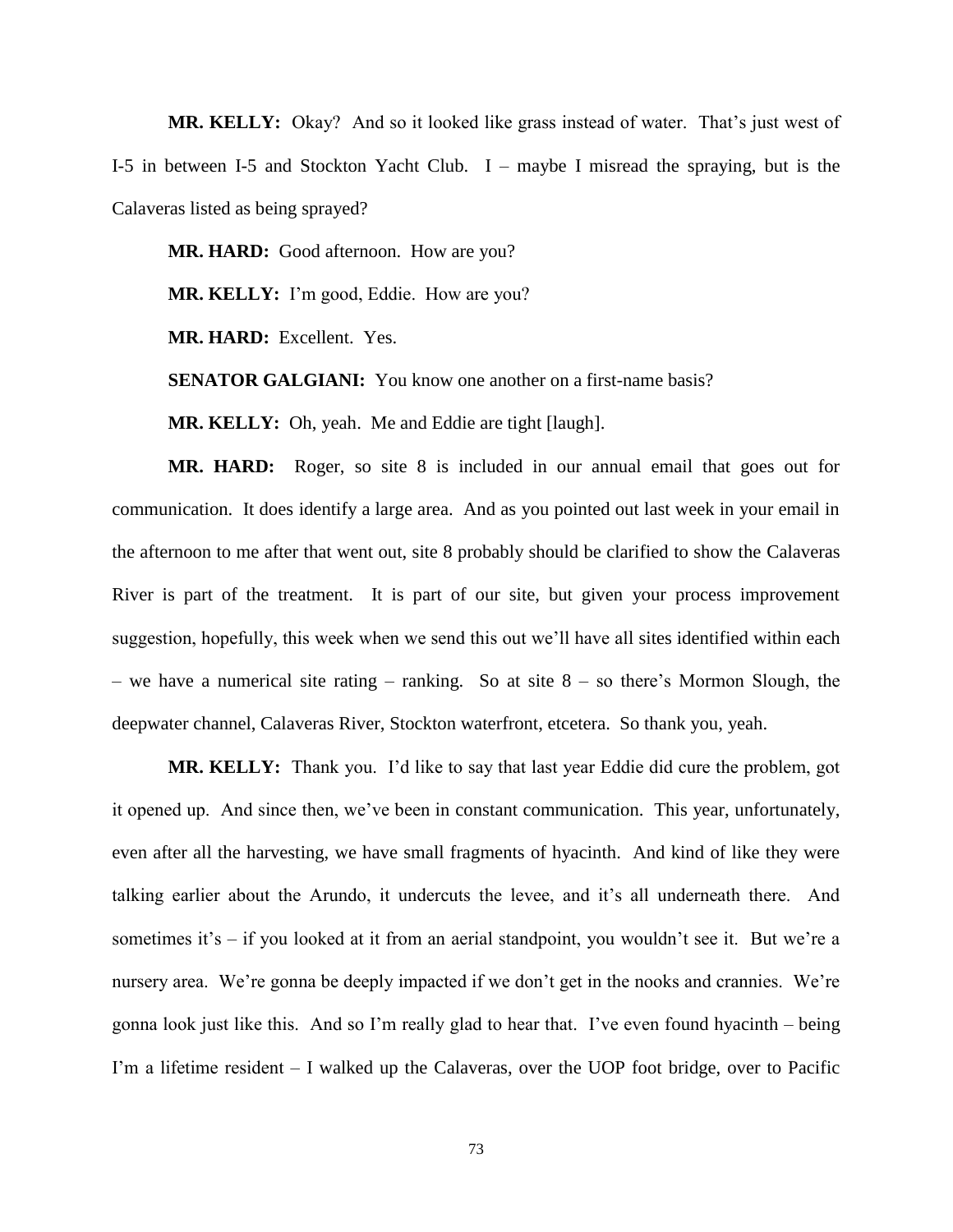**MR. KELLY:** Okay? And so it looked like grass instead of water. That's just west of I-5 in between I-5 and Stockton Yacht Club. I – maybe I misread the spraying, but is the Calaveras listed as being sprayed?

**MR. HARD:** Good afternoon. How are you?

**MR. KELLY:** I'm good, Eddie. How are you?

**MR. HARD:** Excellent. Yes.

**SENATOR GALGIANI:** You know one another on a first-name basis?

**MR. KELLY:** Oh, yeah. Me and Eddie are tight [laugh].

**MR. HARD:** Roger, so site 8 is included in our annual email that goes out for communication. It does identify a large area. And as you pointed out last week in your email in the afternoon to me after that went out, site 8 probably should be clarified to show the Calaveras River is part of the treatment. It is part of our site, but given your process improvement suggestion, hopefully, this week when we send this out we'll have all sites identified within each – we have a numerical site rating – ranking. So at site 8 – so there's Mormon Slough, the deepwater channel, Calaveras River, Stockton waterfront, etcetera. So thank you, yeah.

**MR. KELLY:** Thank you. I'd like to say that last year Eddie did cure the problem, got it opened up. And since then, we've been in constant communication. This year, unfortunately, even after all the harvesting, we have small fragments of hyacinth. And kind of like they were talking earlier about the Arundo, it undercuts the levee, and it's all underneath there. And sometimes it's – if you looked at it from an aerial standpoint, you wouldn't see it. But we're a nursery area. We're gonna be deeply impacted if we don't get in the nooks and crannies. We're gonna look just like this. And so I'm really glad to hear that. I've even found hyacinth – being I'm a lifetime resident – I walked up the Calaveras, over the UOP foot bridge, over to Pacific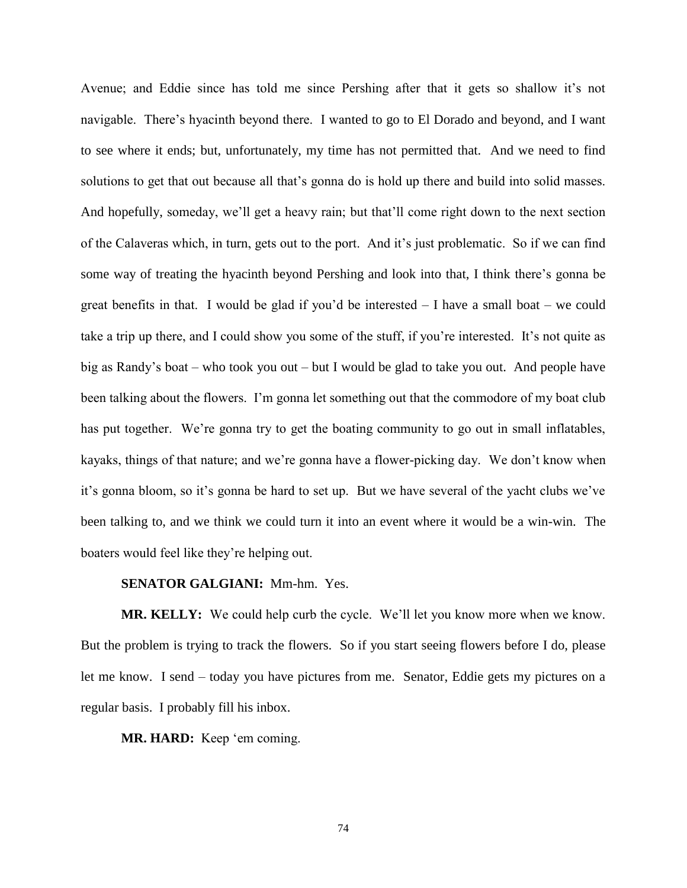Avenue; and Eddie since has told me since Pershing after that it gets so shallow it's not navigable. There's hyacinth beyond there. I wanted to go to El Dorado and beyond, and I want to see where it ends; but, unfortunately, my time has not permitted that. And we need to find solutions to get that out because all that's gonna do is hold up there and build into solid masses. And hopefully, someday, we'll get a heavy rain; but that'll come right down to the next section of the Calaveras which, in turn, gets out to the port. And it's just problematic. So if we can find some way of treating the hyacinth beyond Pershing and look into that, I think there's gonna be great benefits in that. I would be glad if you'd be interested – I have a small boat – we could take a trip up there, and I could show you some of the stuff, if you're interested. It's not quite as big as Randy's boat – who took you out – but I would be glad to take you out. And people have been talking about the flowers. I'm gonna let something out that the commodore of my boat club has put together. We're gonna try to get the boating community to go out in small inflatables, kayaks, things of that nature; and we're gonna have a flower-picking day. We don't know when it's gonna bloom, so it's gonna be hard to set up. But we have several of the yacht clubs we've been talking to, and we think we could turn it into an event where it would be a win-win. The boaters would feel like they're helping out.

**SENATOR GALGIANI:** Mm-hm. Yes.

**MR. KELLY:** We could help curb the cycle. We'll let you know more when we know. But the problem is trying to track the flowers. So if you start seeing flowers before I do, please let me know. I send – today you have pictures from me. Senator, Eddie gets my pictures on a regular basis. I probably fill his inbox.

**MR. HARD:** Keep 'em coming.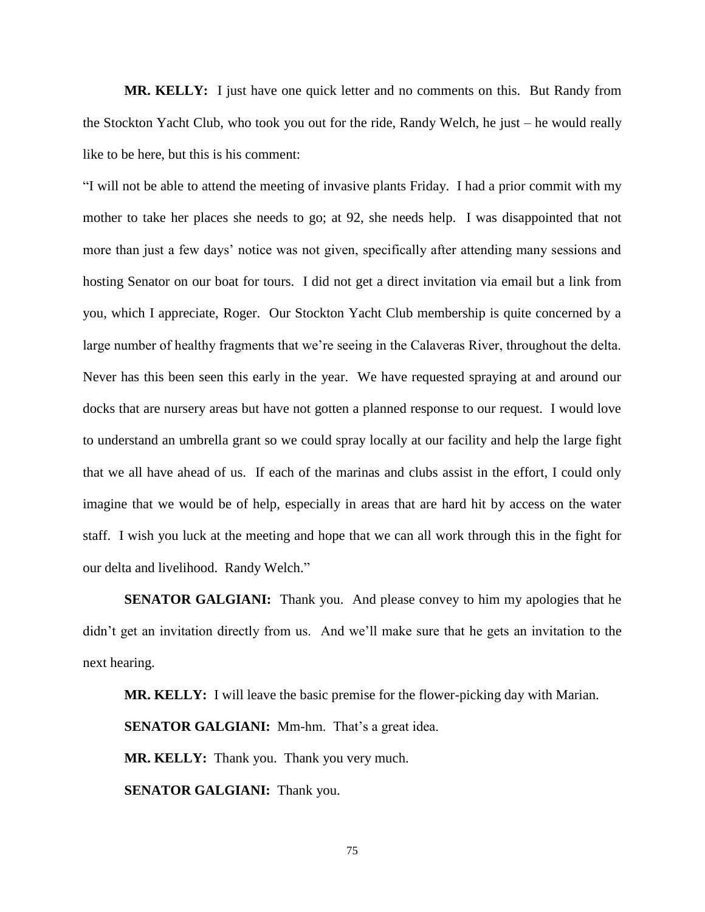**MR. KELLY:** I just have one quick letter and no comments on this. But Randy from the Stockton Yacht Club, who took you out for the ride, Randy Welch, he just – he would really like to be here, but this is his comment:

"I will not be able to attend the meeting of invasive plants Friday. I had a prior commit with my mother to take her places she needs to go; at 92, she needs help. I was disappointed that not more than just a few days' notice was not given, specifically after attending many sessions and hosting Senator on our boat for tours. I did not get a direct invitation via email but a link from you, which I appreciate, Roger. Our Stockton Yacht Club membership is quite concerned by a large number of healthy fragments that we're seeing in the Calaveras River, throughout the delta. Never has this been seen this early in the year. We have requested spraying at and around our docks that are nursery areas but have not gotten a planned response to our request. I would love to understand an umbrella grant so we could spray locally at our facility and help the large fight that we all have ahead of us. If each of the marinas and clubs assist in the effort, I could only imagine that we would be of help, especially in areas that are hard hit by access on the water staff. I wish you luck at the meeting and hope that we can all work through this in the fight for our delta and livelihood. Randy Welch."

**SENATOR GALGIANI:** Thank you. And please convey to him my apologies that he didn't get an invitation directly from us. And we'll make sure that he gets an invitation to the next hearing.

**MR. KELLY:** I will leave the basic premise for the flower-picking day with Marian.

**SENATOR GALGIANI:** Mm-hm. That's a great idea.

**MR. KELLY:** Thank you. Thank you very much.

**SENATOR GALGIANI:** Thank you.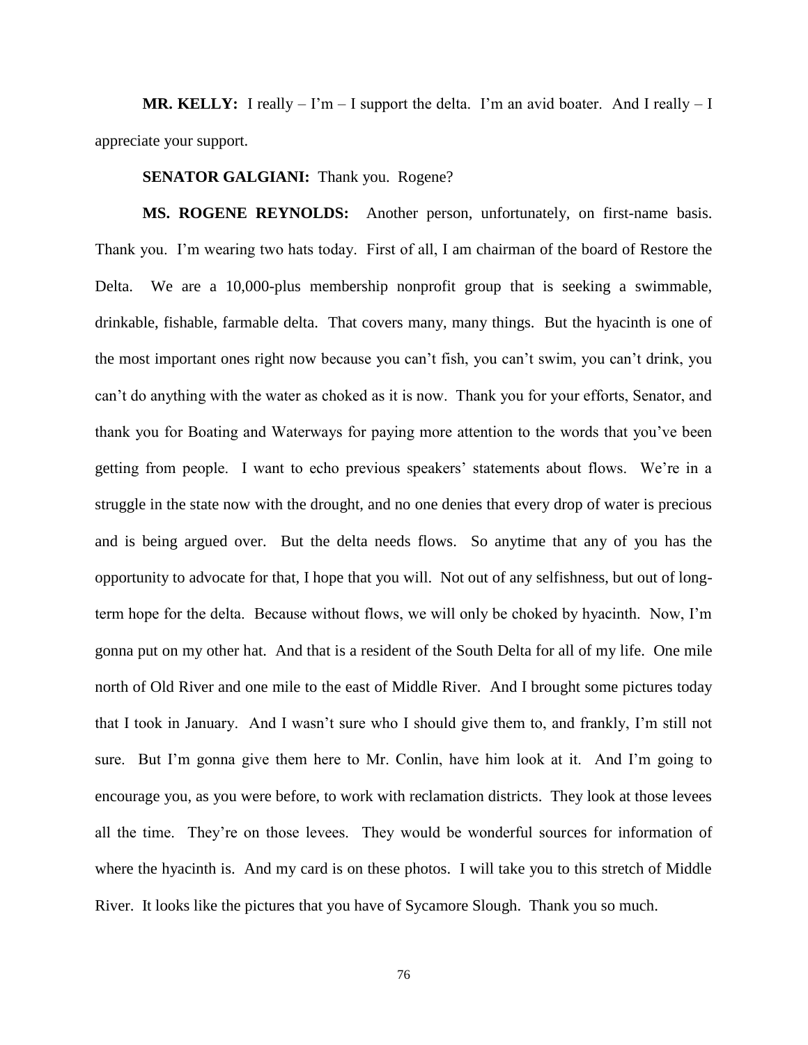**MR. KELLY:** I really – I'm – I support the delta. I'm an avid boater. And I really – I appreciate your support.

**SENATOR GALGIANI:** Thank you. Rogene?

**MS. ROGENE REYNOLDS:** Another person, unfortunately, on first-name basis. Thank you. I'm wearing two hats today. First of all, I am chairman of the board of Restore the Delta. We are a 10,000-plus membership nonprofit group that is seeking a swimmable, drinkable, fishable, farmable delta. That covers many, many things. But the hyacinth is one of the most important ones right now because you can't fish, you can't swim, you can't drink, you can't do anything with the water as choked as it is now. Thank you for your efforts, Senator, and thank you for Boating and Waterways for paying more attention to the words that you've been getting from people. I want to echo previous speakers' statements about flows. We're in a struggle in the state now with the drought, and no one denies that every drop of water is precious and is being argued over. But the delta needs flows. So anytime that any of you has the opportunity to advocate for that, I hope that you will. Not out of any selfishness, but out of long-term hope for the delta. Because without flows, we will only be choked by hyacinth. Now, I'm gonna put on my other hat. And that is a resident of the South Delta for all of my life. One mile north of Old River and one mile to the east of Middle River. And I brought some pictures today that I took in January. And I wasn't sure who I should give them to, and frankly, I'm still not sure. But I'm gonna give them here to Mr. Conlin, have him look at it. And I'm going to encourage you, as you were before, to work with reclamation districts. They look at those levees all the time. They're on those levees. They would be wonderful sources for information of where the hyacinth is. And my card is on these photos. I will take you to this stretch of Middle River. It looks like the pictures that you have of Sycamore Slough. Thank you so much.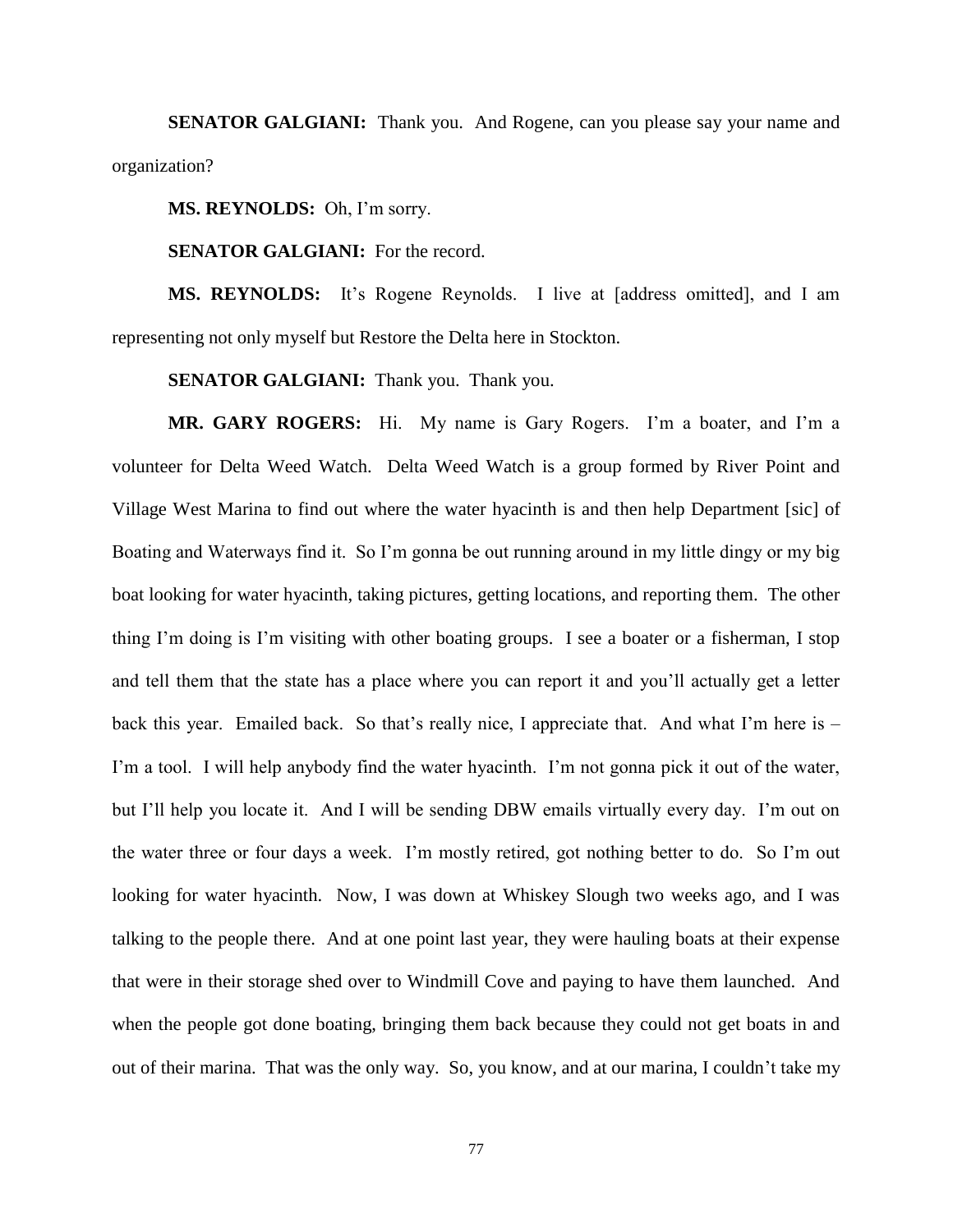**SENATOR GALGIANI:** Thank you. And Rogene, can you please say your name and organization?

**MS. REYNOLDS:** Oh, I'm sorry.

**SENATOR GALGIANI:** For the record.

**MS. REYNOLDS:** It's Rogene Reynolds. I live at [address omitted], and I am representing not only myself but Restore the Delta here in Stockton.

**SENATOR GALGIANI:** Thank you. Thank you.

**MR. GARY ROGERS:** Hi. My name is Gary Rogers. I'm a boater, and I'm a volunteer for Delta Weed Watch. Delta Weed Watch is a group formed by River Point and Village West Marina to find out where the water hyacinth is and then help Department [sic] of Boating and Waterways find it. So I'm gonna be out running around in my little dingy or my big boat looking for water hyacinth, taking pictures, getting locations, and reporting them. The other thing I'm doing is I'm visiting with other boating groups. I see a boater or a fisherman, I stop and tell them that the state has a place where you can report it and you'll actually get a letter back this year. Emailed back. So that's really nice, I appreciate that. And what I'm here is – I'm a tool. I will help anybody find the water hyacinth. I'm not gonna pick it out of the water, but I'll help you locate it. And I will be sending DBW emails virtually every day. I'm out on the water three or four days a week. I'm mostly retired, got nothing better to do. So I'm out looking for water hyacinth. Now, I was down at Whiskey Slough two weeks ago, and I was talking to the people there. And at one point last year, they were hauling boats at their expense that were in their storage shed over to Windmill Cove and paying to have them launched. And when the people got done boating, bringing them back because they could not get boats in and out of their marina. That was the only way. So, you know, and at our marina, I couldn't take my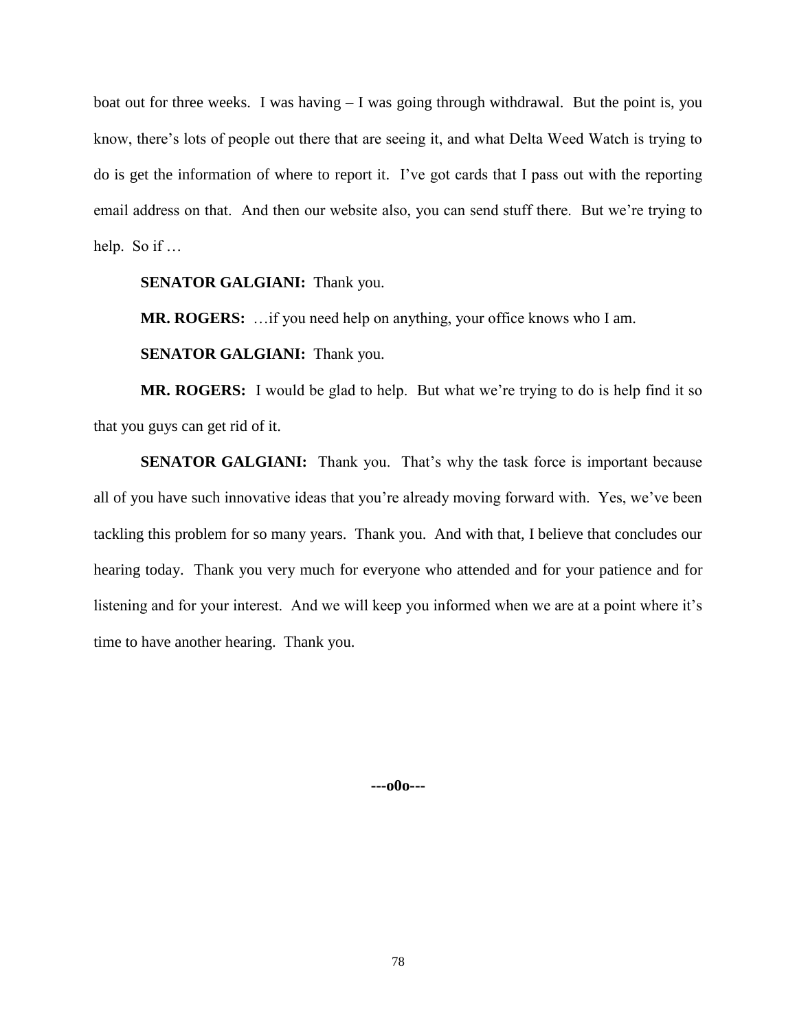boat out for three weeks. I was having – I was going through withdrawal. But the point is, you know, there's lots of people out there that are seeing it, and what Delta Weed Watch is trying to do is get the information of where to report it. I've got cards that I pass out with the reporting email address on that. And then our website also, you can send stuff there. But we're trying to help. So if …

**SENATOR GALGIANI:** Thank you.

**MR. ROGERS:** …if you need help on anything, your office knows who I am.

**SENATOR GALGIANI:** Thank you.

**MR. ROGERS:** I would be glad to help. But what we're trying to do is help find it so that you guys can get rid of it.

**SENATOR GALGIANI:** Thank you. That's why the task force is important because all of you have such innovative ideas that you're already moving forward with. Yes, we've been tackling this problem for so many years. Thank you. And with that, I believe that concludes our hearing today. Thank you very much for everyone who attended and for your patience and for listening and for your interest. And we will keep you informed when we are at a point where it's time to have another hearing. Thank you.

**---o0o---**